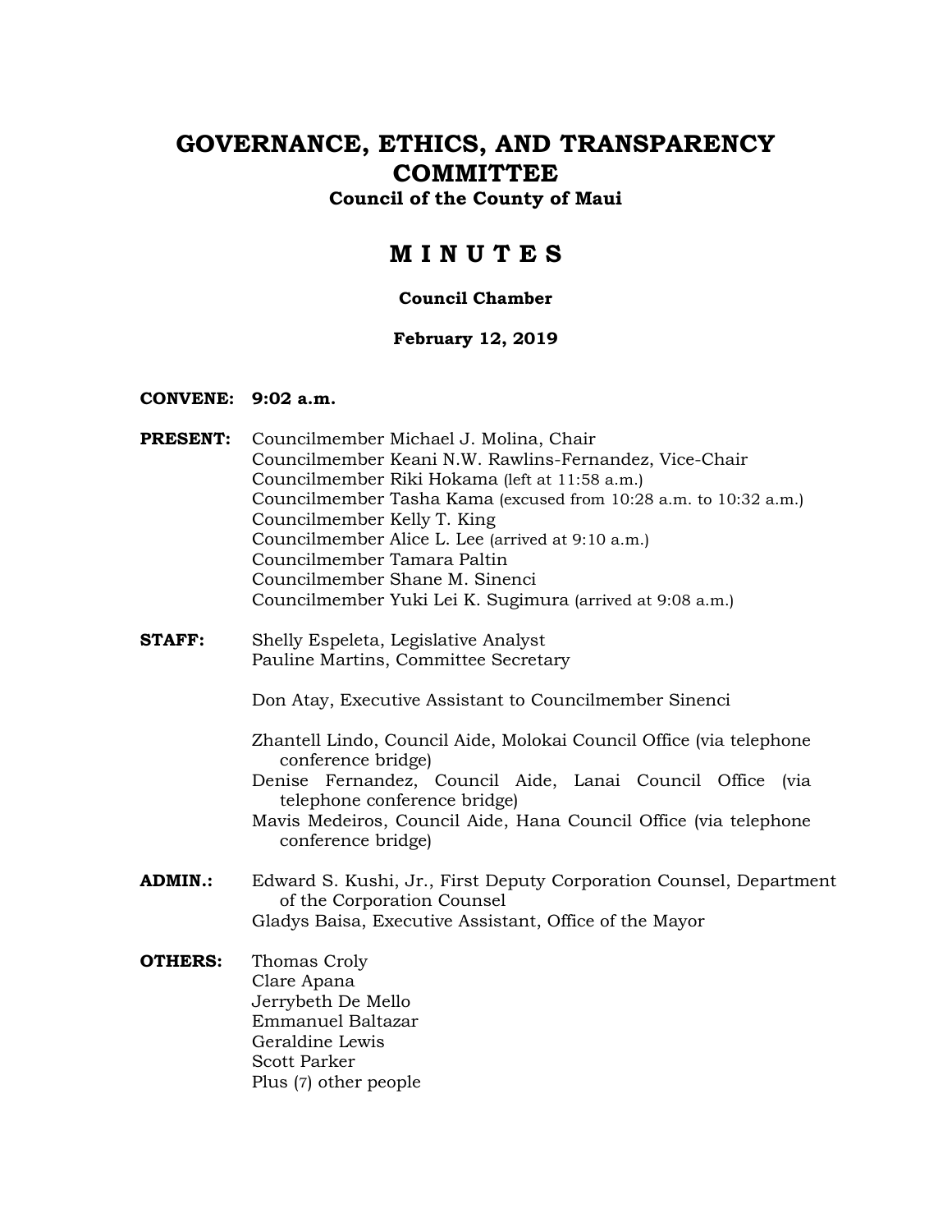# GOVERNANCE, ETHICS, AND TRANSPARENCY COMMITTEE

**Council of the County of Maui**

## M I N U T E S

**Council Chamber**

**February 12, 2019**

**CONVENE: 9:02 a.m.**

**PRESENT:** Councilmember Michael J. Molina, Chair
Councilmember Keani N.W. Rawlins-Fernandez, Vice-Chair
Councilmember Riki Hokama (left at 11:58 a.m.)
Councilmember Tasha Kama (excused from 10:28 a.m. to 10:32 a.m.)
Councilmember Kelly T. King
Councilmember Alice L. Lee (arrived at 9:10 a.m.)
Councilmember Tamara Paltin
Councilmember Shane M. Sinenci
Councilmember Yuki Lei K. Sugimura (arrived at 9:08 a.m.)

**STAFF:** Shelly Espeleta, Legislative Analyst
Pauline Martins, Committee Secretary

Don Atay, Executive Assistant to Councilmember Sinenci

Zhantell Lindo, Council Aide, Molokai Council Office (via telephone conference bridge)
Denise Fernandez, Council Aide, Lanai Council Office (via telephone conference bridge)
Mavis Medeiros, Council Aide, Hana Council Office (via telephone conference bridge)

**ADMIN.:** Edward S. Kushi, Jr., First Deputy Corporation Counsel, Department of the Corporation Counsel
Gladys Baisa, Executive Assistant, Office of the Mayor

**OTHERS:** Thomas Croly
Clare Apana
Jerrybeth De Mello
Emmanuel Baltazar
Geraldine Lewis
Scott Parker
Plus (7) other people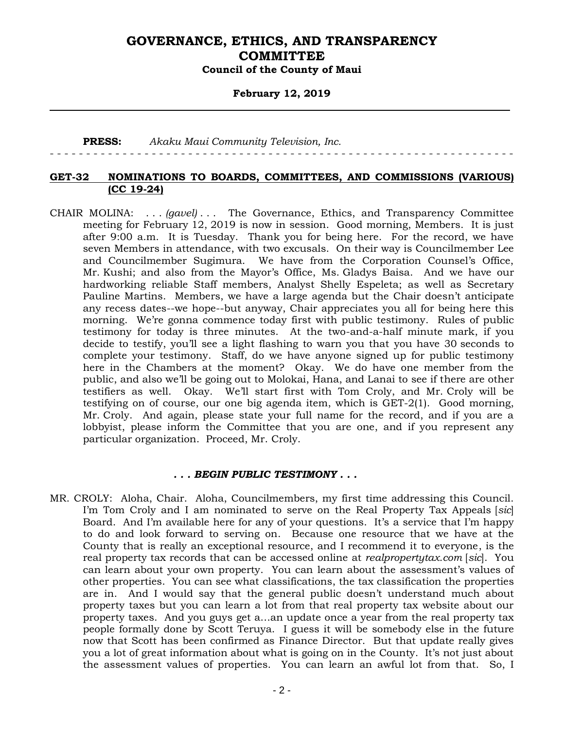**PRESS:** *Akaku Maui Community Television, Inc.*

- - - - - - - - - - - - - - - - - - - - - - - - - - - - - - - - - - - - - - - - - - - - - - - - - - - - - - - - - - - - - - - -

**GET-32 NOMINATIONS TO BOARDS, COMMITTEES, AND COMMISSIONS (VARIOUS) (CC 19-24)**

CHAIR MOLINA: . . . *(gavel)* . . . The Governance, Ethics, and Transparency Committee meeting for February 12, 2019 is now in session. Good morning, Members. It is just after 9:00 a.m. It is Tuesday. Thank you for being here. For the record, we have seven Members in attendance, with two excusals. On their way is Councilmember Lee and Councilmember Sugimura. We have from the Corporation Counsel's Office, Mr. Kushi; and also from the Mayor's Office, Ms. Gladys Baisa. And we have our hardworking reliable Staff members, Analyst Shelly Espeleta; as well as Secretary Pauline Martins. Members, we have a large agenda but the Chair doesn't anticipate any recess dates--we hope--but anyway, Chair appreciates you all for being here this morning. We're gonna commence today first with public testimony. Rules of public testimony for today is three minutes. At the two-and-a-half minute mark, if you decide to testify, you'll see a light flashing to warn you that you have 30 seconds to complete your testimony. Staff, do we have anyone signed up for public testimony here in the Chambers at the moment? Okay. We do have one member from the public, and also we'll be going out to Molokai, Hana, and Lanai to see if there are other testifiers as well. Okay. We'll start first with Tom Croly, and Mr. Croly will be testifying on of course, our one big agenda item, which is GET-2(1). Good morning, Mr. Croly. And again, please state your full name for the record, and if you are a lobbyist, please inform the Committee that you are one, and if you represent any particular organization. Proceed, Mr. Croly.

***. . . BEGIN PUBLIC TESTIMONY . . .***

MR. CROLY: Aloha, Chair. Aloha, Councilmembers, my first time addressing this Council. I'm Tom Croly and I am nominated to serve on the Real Property Tax Appeals [*sic*] Board. And I'm available here for any of your questions. It's a service that I'm happy to do and look forward to serving on. Because one resource that we have at the County that is really an exceptional resource, and I recommend it to everyone, is the real property tax records that can be accessed online at *realpropertytax.com* [*sic*]. You can learn about your own property. You can learn about the assessment's values of other properties. You can see what classifications, the tax classification the properties are in. And I would say that the general public doesn't understand much about property taxes but you can learn a lot from that real property tax website about our property taxes. And you guys get a...an update once a year from the real property tax people formally done by Scott Teruya. I guess it will be somebody else in the future now that Scott has been confirmed as Finance Director. But that update really gives you a lot of great information about what is going on in the County. It's not just about the assessment values of properties. You can learn an awful lot from that. So, I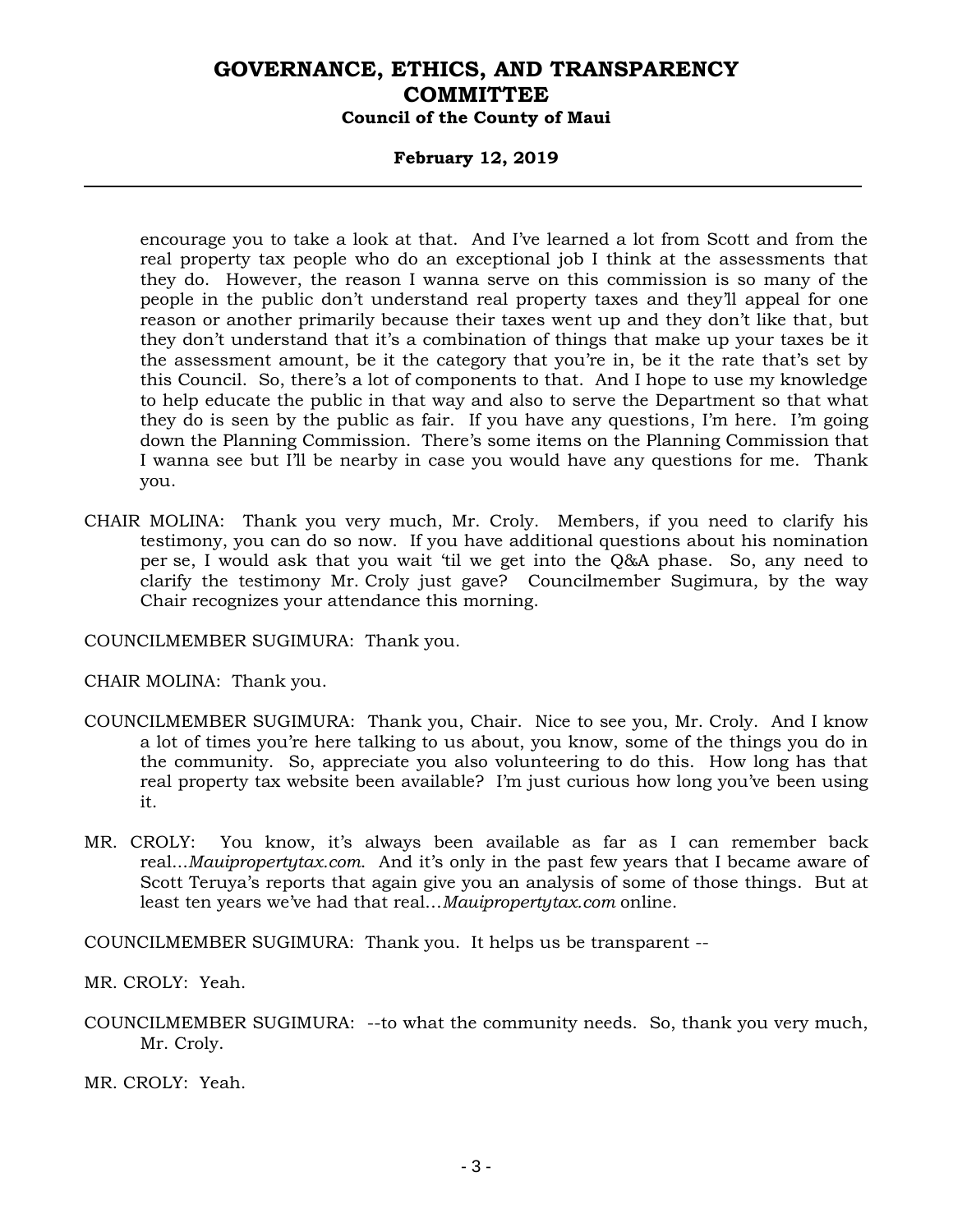encourage you to take a look at that. And I've learned a lot from Scott and from the real property tax people who do an exceptional job I think at the assessments that they do. However, the reason I wanna serve on this commission is so many of the people in the public don't understand real property taxes and they'll appeal for one reason or another primarily because their taxes went up and they don't like that, but they don't understand that it's a combination of things that make up your taxes be it the assessment amount, be it the category that you're in, be it the rate that's set by this Council. So, there's a lot of components to that. And I hope to use my knowledge to help educate the public in that way and also to serve the Department so that what they do is seen by the public as fair. If you have any questions, I'm here. I'm going down the Planning Commission. There's some items on the Planning Commission that I wanna see but I'll be nearby in case you would have any questions for me. Thank you.

CHAIR MOLINA: Thank you very much, Mr. Croly. Members, if you need to clarify his testimony, you can do so now. If you have additional questions about his nomination per se, I would ask that you wait 'til we get into the Q&A phase. So, any need to clarify the testimony Mr. Croly just gave? Councilmember Sugimura, by the way Chair recognizes your attendance this morning.

COUNCILMEMBER SUGIMURA: Thank you.

CHAIR MOLINA: Thank you.

COUNCILMEMBER SUGIMURA: Thank you, Chair. Nice to see you, Mr. Croly. And I know a lot of times you're here talking to us about, you know, some of the things you do in the community. So, appreciate you also volunteering to do this. How long has that real property tax website been available? I'm just curious how long you've been using it.

MR. CROLY: You know, it's always been available as far as I can remember back real...*Mauipropertytax.com*. And it's only in the past few years that I became aware of Scott Teruya's reports that again give you an analysis of some of those things. But at least ten years we've had that real...*Mauipropertytax.com* online.

COUNCILMEMBER SUGIMURA: Thank you. It helps us be transparent --

MR. CROLY: Yeah.

COUNCILMEMBER SUGIMURA: --to what the community needs. So, thank you very much, Mr. Croly.

MR. CROLY: Yeah.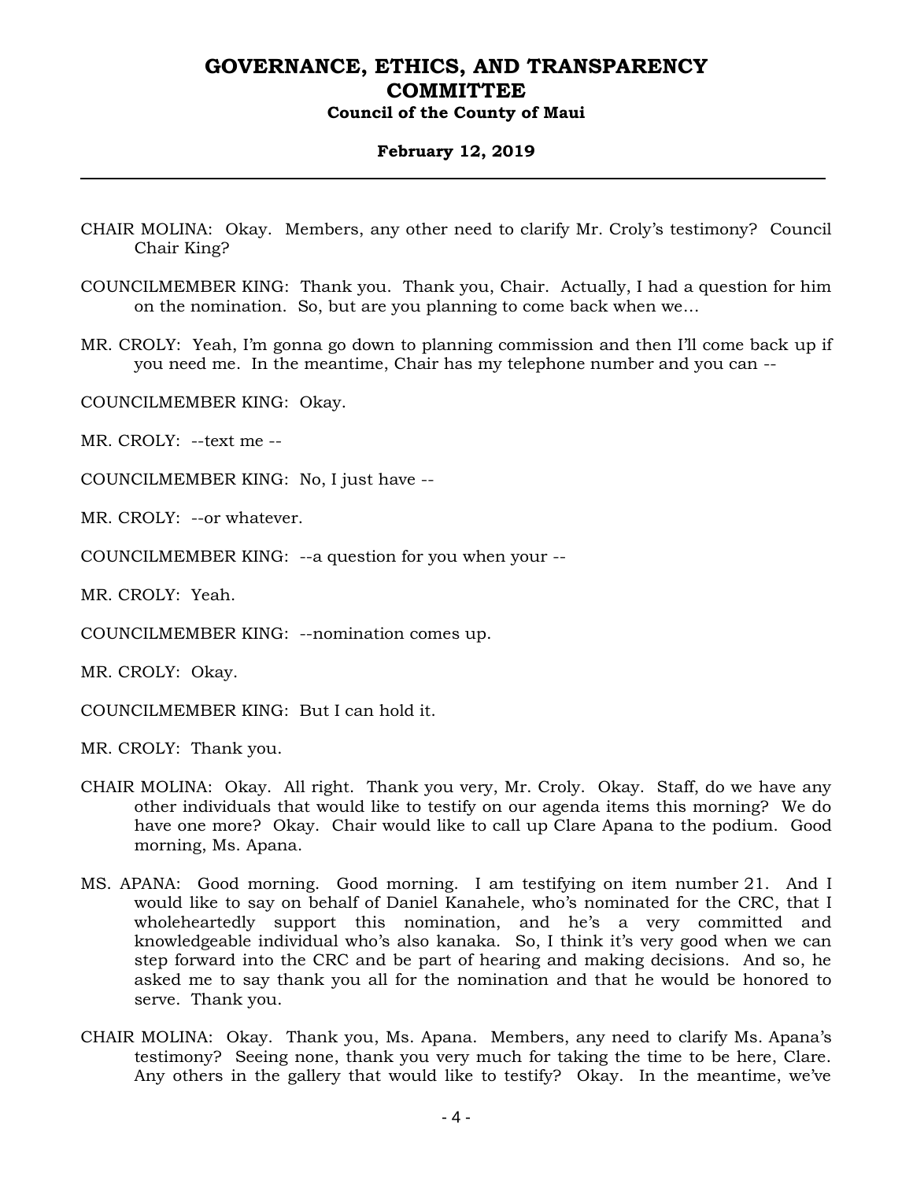CHAIR MOLINA: Okay. Members, any other need to clarify Mr. Croly's testimony? Council Chair King?

COUNCILMEMBER KING: Thank you. Thank you, Chair. Actually, I had a question for him on the nomination. So, but are you planning to come back when we…

MR. CROLY: Yeah, I'm gonna go down to planning commission and then I'll come back up if you need me. In the meantime, Chair has my telephone number and you can --

COUNCILMEMBER KING: Okay.

MR. CROLY: --text me --

COUNCILMEMBER KING: No, I just have --

MR. CROLY: --or whatever.

COUNCILMEMBER KING: --a question for you when your --

MR. CROLY: Yeah.

COUNCILMEMBER KING: --nomination comes up.

MR. CROLY: Okay.

COUNCILMEMBER KING: But I can hold it.

MR. CROLY: Thank you.

CHAIR MOLINA: Okay. All right. Thank you very, Mr. Croly. Okay. Staff, do we have any other individuals that would like to testify on our agenda items this morning? We do have one more? Okay. Chair would like to call up Clare Apana to the podium. Good morning, Ms. Apana.

MS. APANA: Good morning. Good morning. I am testifying on item number 21. And I would like to say on behalf of Daniel Kanahele, who's nominated for the CRC, that I wholeheartedly support this nomination, and he's a very committed and knowledgeable individual who's also kanaka. So, I think it's very good when we can step forward into the CRC and be part of hearing and making decisions. And so, he asked me to say thank you all for the nomination and that he would be honored to serve. Thank you.

CHAIR MOLINA: Okay. Thank you, Ms. Apana. Members, any need to clarify Ms. Apana's testimony? Seeing none, thank you very much for taking the time to be here, Clare. Any others in the gallery that would like to testify? Okay. In the meantime, we've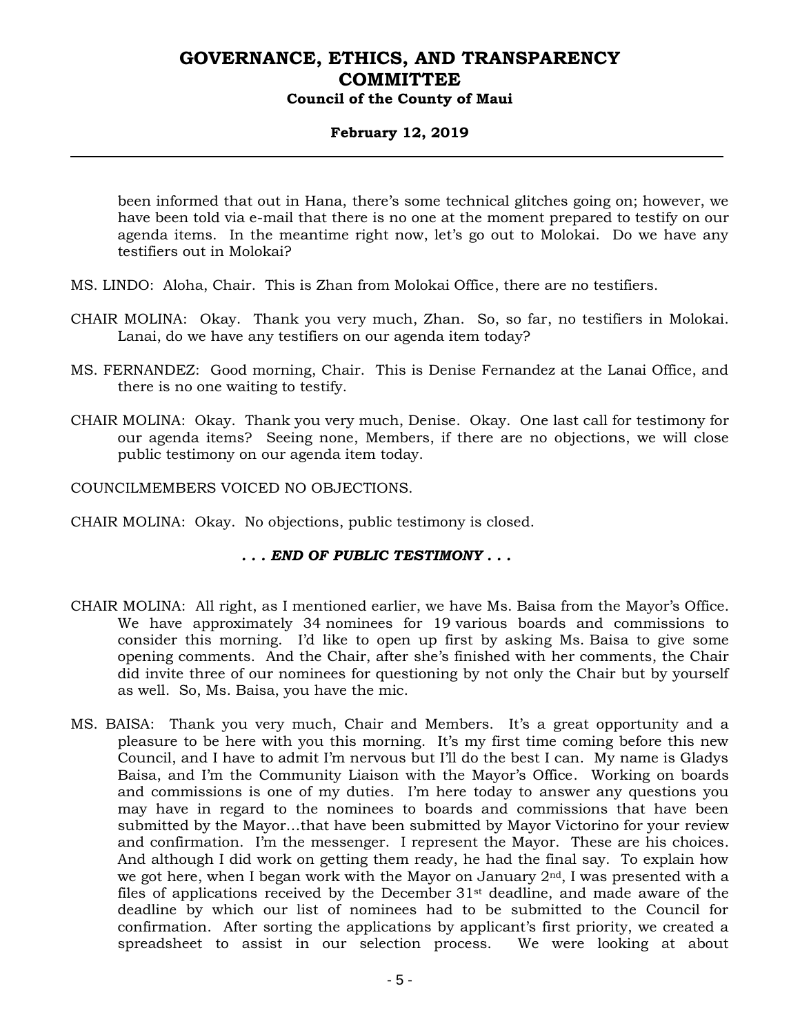been informed that out in Hana, there's some technical glitches going on; however, we have been told via e-mail that there is no one at the moment prepared to testify on our agenda items. In the meantime right now, let's go out to Molokai. Do we have any testifiers out in Molokai?

MS. LINDO: Aloha, Chair. This is Zhan from Molokai Office, there are no testifiers.

CHAIR MOLINA: Okay. Thank you very much, Zhan. So, so far, no testifiers in Molokai. Lanai, do we have any testifiers on our agenda item today?

MS. FERNANDEZ: Good morning, Chair. This is Denise Fernandez at the Lanai Office, and there is no one waiting to testify.

CHAIR MOLINA: Okay. Thank you very much, Denise. Okay. One last call for testimony for our agenda items? Seeing none, Members, if there are no objections, we will close public testimony on our agenda item today.

COUNCILMEMBERS VOICED NO OBJECTIONS.

CHAIR MOLINA: Okay. No objections, public testimony is closed.

***. . . END OF PUBLIC TESTIMONY . . .***

CHAIR MOLINA: All right, as I mentioned earlier, we have Ms. Baisa from the Mayor's Office. We have approximately 34 nominees for 19 various boards and commissions to consider this morning. I'd like to open up first by asking Ms. Baisa to give some opening comments. And the Chair, after she's finished with her comments, the Chair did invite three of our nominees for questioning by not only the Chair but by yourself as well. So, Ms. Baisa, you have the mic.

MS. BAISA: Thank you very much, Chair and Members. It's a great opportunity and a pleasure to be here with you this morning. It's my first time coming before this new Council, and I have to admit I'm nervous but I'll do the best I can. My name is Gladys Baisa, and I'm the Community Liaison with the Mayor's Office. Working on boards and commissions is one of my duties. I'm here today to answer any questions you may have in regard to the nominees to boards and commissions that have been submitted by the Mayor...that have been submitted by Mayor Victorino for your review and confirmation. I'm the messenger. I represent the Mayor. These are his choices. And although I did work on getting them ready, he had the final say. To explain how we got here, when I began work with the Mayor on January 2nd, I was presented with a files of applications received by the December 31st deadline, and made aware of the deadline by which our list of nominees had to be submitted to the Council for confirmation. After sorting the applications by applicant's first priority, we created a spreadsheet to assist in our selection process. We were looking at about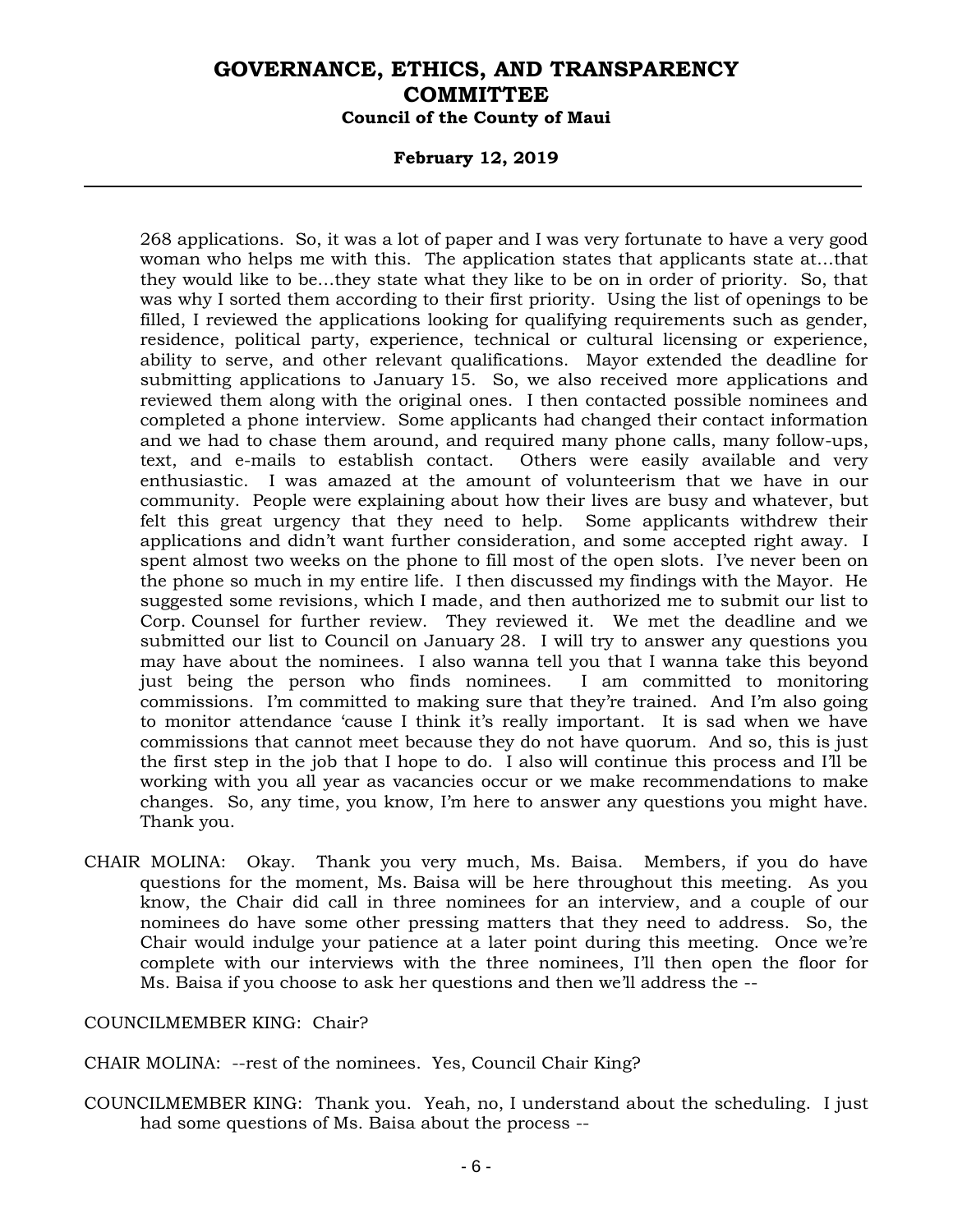268 applications. So, it was a lot of paper and I was very fortunate to have a very good woman who helps me with this. The application states that applicants state at...that they would like to be...they state what they like to be on in order of priority. So, that was why I sorted them according to their first priority. Using the list of openings to be filled, I reviewed the applications looking for qualifying requirements such as gender, residence, political party, experience, technical or cultural licensing or experience, ability to serve, and other relevant qualifications. Mayor extended the deadline for submitting applications to January 15. So, we also received more applications and reviewed them along with the original ones. I then contacted possible nominees and completed a phone interview. Some applicants had changed their contact information and we had to chase them around, and required many phone calls, many follow-ups, text, and e-mails to establish contact. Others were easily available and very enthusiastic. I was amazed at the amount of volunteerism that we have in our community. People were explaining about how their lives are busy and whatever, but felt this great urgency that they need to help. Some applicants withdrew their applications and didn't want further consideration, and some accepted right away. I spent almost two weeks on the phone to fill most of the open slots. I've never been on the phone so much in my entire life. I then discussed my findings with the Mayor. He suggested some revisions, which I made, and then authorized me to submit our list to Corp. Counsel for further review. They reviewed it. We met the deadline and we submitted our list to Council on January 28. I will try to answer any questions you may have about the nominees. I also wanna tell you that I wanna take this beyond just being the person who finds nominees. I am committed to monitoring commissions. I'm committed to making sure that they're trained. And I'm also going to monitor attendance 'cause I think it's really important. It is sad when we have commissions that cannot meet because they do not have quorum. And so, this is just the first step in the job that I hope to do. I also will continue this process and I'll be working with you all year as vacancies occur or we make recommendations to make changes. So, any time, you know, I'm here to answer any questions you might have. Thank you.

CHAIR MOLINA: Okay. Thank you very much, Ms. Baisa. Members, if you do have questions for the moment, Ms. Baisa will be here throughout this meeting. As you know, the Chair did call in three nominees for an interview, and a couple of our nominees do have some other pressing matters that they need to address. So, the Chair would indulge your patience at a later point during this meeting. Once we're complete with our interviews with the three nominees, I'll then open the floor for Ms. Baisa if you choose to ask her questions and then we'll address the --

COUNCILMEMBER KING: Chair?

CHAIR MOLINA: --rest of the nominees. Yes, Council Chair King?

COUNCILMEMBER KING: Thank you. Yeah, no, I understand about the scheduling. I just had some questions of Ms. Baisa about the process --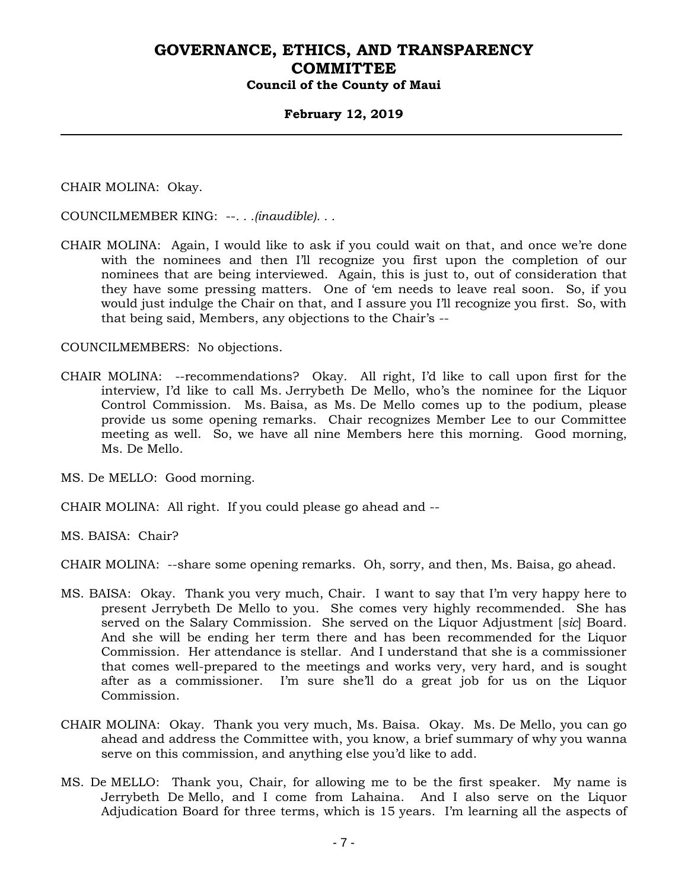CHAIR MOLINA: Okay.

COUNCILMEMBER KING: --. . .*(inaudible)*. . .

CHAIR MOLINA: Again, I would like to ask if you could wait on that, and once we're done with the nominees and then I'll recognize you first upon the completion of our nominees that are being interviewed. Again, this is just to, out of consideration that they have some pressing matters. One of 'em needs to leave real soon. So, if you would just indulge the Chair on that, and I assure you I'll recognize you first. So, with that being said, Members, any objections to the Chair's --

COUNCILMEMBERS: No objections.

CHAIR MOLINA: --recommendations? Okay. All right, I'd like to call upon first for the interview, I'd like to call Ms. Jerrybeth De Mello, who's the nominee for the Liquor Control Commission. Ms. Baisa, as Ms. De Mello comes up to the podium, please provide us some opening remarks. Chair recognizes Member Lee to our Committee meeting as well. So, we have all nine Members here this morning. Good morning, Ms. De Mello.

MS. De MELLO: Good morning.

CHAIR MOLINA: All right. If you could please go ahead and --

MS. BAISA: Chair?

CHAIR MOLINA: --share some opening remarks. Oh, sorry, and then, Ms. Baisa, go ahead.

MS. BAISA: Okay. Thank you very much, Chair. I want to say that I'm very happy here to present Jerrybeth De Mello to you. She comes very highly recommended. She has served on the Salary Commission. She served on the Liquor Adjustment [*sic*] Board. And she will be ending her term there and has been recommended for the Liquor Commission. Her attendance is stellar. And I understand that she is a commissioner that comes well-prepared to the meetings and works very, very hard, and is sought after as a commissioner. I'm sure she'll do a great job for us on the Liquor Commission.

CHAIR MOLINA: Okay. Thank you very much, Ms. Baisa. Okay. Ms. De Mello, you can go ahead and address the Committee with, you know, a brief summary of why you wanna serve on this commission, and anything else you'd like to add.

MS. De MELLO: Thank you, Chair, for allowing me to be the first speaker. My name is Jerrybeth De Mello, and I come from Lahaina. And I also serve on the Liquor Adjudication Board for three terms, which is 15 years. I'm learning all the aspects of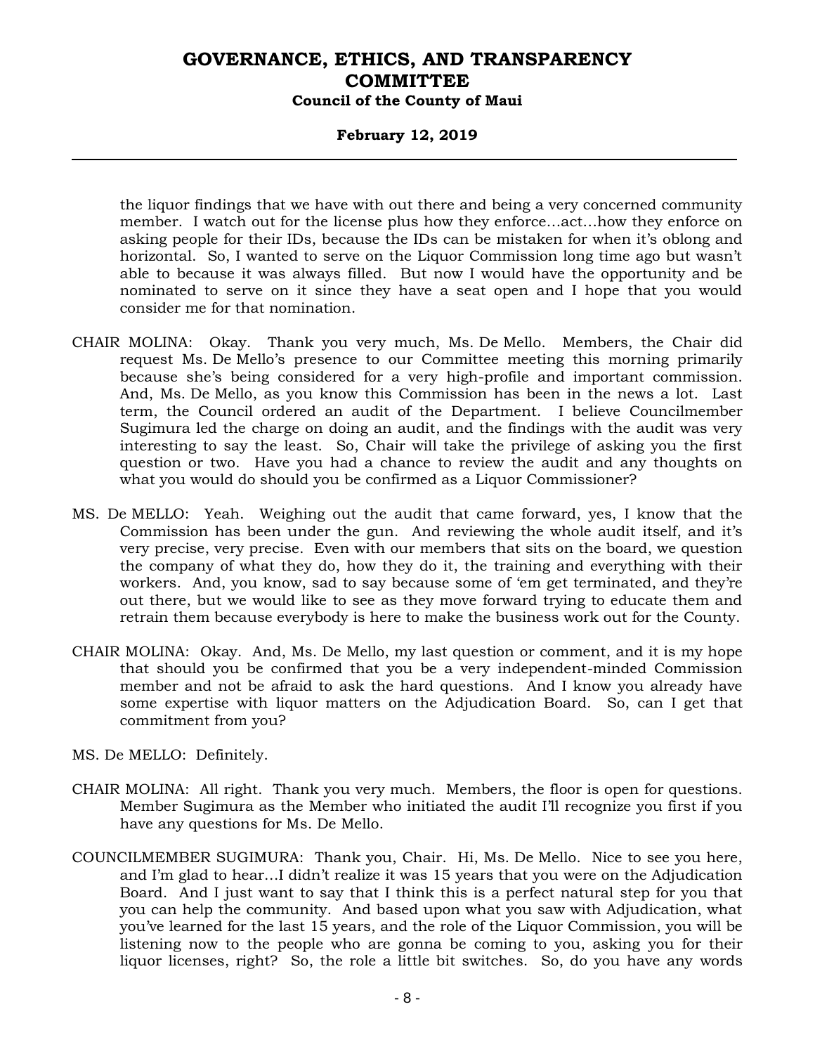the liquor findings that we have with out there and being a very concerned community member. I watch out for the license plus how they enforce…act…how they enforce on asking people for their IDs, because the IDs can be mistaken for when it's oblong and horizontal. So, I wanted to serve on the Liquor Commission long time ago but wasn't able to because it was always filled. But now I would have the opportunity and be nominated to serve on it since they have a seat open and I hope that you would consider me for that nomination.

CHAIR MOLINA: Okay. Thank you very much, Ms. De Mello. Members, the Chair did request Ms. De Mello's presence to our Committee meeting this morning primarily because she's being considered for a very high-profile and important commission. And, Ms. De Mello, as you know this Commission has been in the news a lot. Last term, the Council ordered an audit of the Department. I believe Councilmember Sugimura led the charge on doing an audit, and the findings with the audit was very interesting to say the least. So, Chair will take the privilege of asking you the first question or two. Have you had a chance to review the audit and any thoughts on what you would do should you be confirmed as a Liquor Commissioner?

MS. De MELLO: Yeah. Weighing out the audit that came forward, yes, I know that the Commission has been under the gun. And reviewing the whole audit itself, and it's very precise, very precise. Even with our members that sits on the board, we question the company of what they do, how they do it, the training and everything with their workers. And, you know, sad to say because some of 'em get terminated, and they're out there, but we would like to see as they move forward trying to educate them and retrain them because everybody is here to make the business work out for the County.

CHAIR MOLINA: Okay. And, Ms. De Mello, my last question or comment, and it is my hope that should you be confirmed that you be a very independent-minded Commission member and not be afraid to ask the hard questions. And I know you already have some expertise with liquor matters on the Adjudication Board. So, can I get that commitment from you?

MS. De MELLO: Definitely.

CHAIR MOLINA: All right. Thank you very much. Members, the floor is open for questions. Member Sugimura as the Member who initiated the audit I'll recognize you first if you have any questions for Ms. De Mello.

COUNCILMEMBER SUGIMURA: Thank you, Chair. Hi, Ms. De Mello. Nice to see you here, and I'm glad to hear…I didn't realize it was 15 years that you were on the Adjudication Board. And I just want to say that I think this is a perfect natural step for you that you can help the community. And based upon what you saw with Adjudication, what you've learned for the last 15 years, and the role of the Liquor Commission, you will be listening now to the people who are gonna be coming to you, asking you for their liquor licenses, right? So, the role a little bit switches. So, do you have any words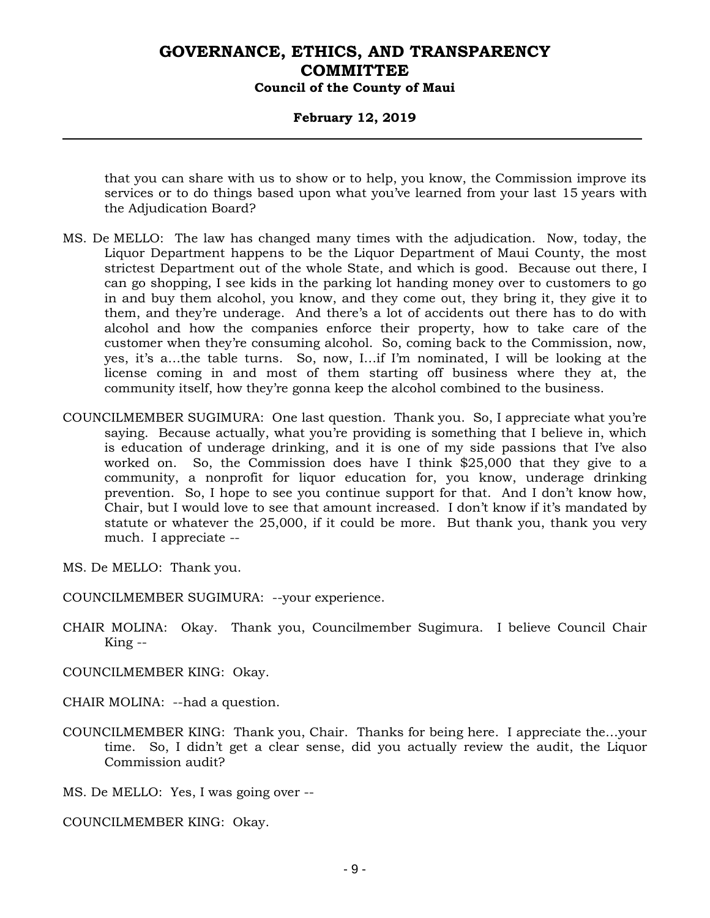that you can share with us to show or to help, you know, the Commission improve its services or to do things based upon what you've learned from your last 15 years with the Adjudication Board?

MS. De MELLO: The law has changed many times with the adjudication. Now, today, the Liquor Department happens to be the Liquor Department of Maui County, the most strictest Department out of the whole State, and which is good. Because out there, I can go shopping, I see kids in the parking lot handing money over to customers to go in and buy them alcohol, you know, and they come out, they bring it, they give it to them, and they're underage. And there's a lot of accidents out there has to do with alcohol and how the companies enforce their property, how to take care of the customer when they're consuming alcohol. So, coming back to the Commission, now, yes, it's a...the table turns. So, now, I...if I'm nominated, I will be looking at the license coming in and most of them starting off business where they at, the community itself, how they're gonna keep the alcohol combined to the business.

COUNCILMEMBER SUGIMURA: One last question. Thank you. So, I appreciate what you're saying. Because actually, what you're providing is something that I believe in, which is education of underage drinking, and it is one of my side passions that I've also worked on. So, the Commission does have I think $25,000 that they give to a community, a nonprofit for liquor education for, you know, underage drinking prevention. So, I hope to see you continue support for that. And I don't know how, Chair, but I would love to see that amount increased. I don't know if it's mandated by statute or whatever the 25,000, if it could be more. But thank you, thank you very much. I appreciate --

MS. De MELLO: Thank you.

COUNCILMEMBER SUGIMURA: --your experience.

CHAIR MOLINA: Okay. Thank you, Councilmember Sugimura. I believe Council Chair King --

COUNCILMEMBER KING: Okay.

CHAIR MOLINA: --had a question.

COUNCILMEMBER KING: Thank you, Chair. Thanks for being here. I appreciate the...your time. So, I didn't get a clear sense, did you actually review the audit, the Liquor Commission audit?

MS. De MELLO: Yes, I was going over --

COUNCILMEMBER KING: Okay.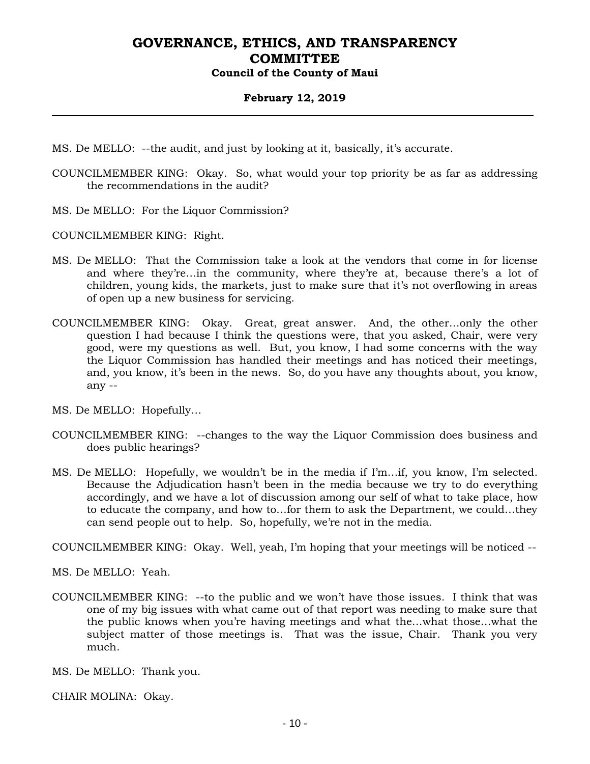MS. De MELLO: --the audit, and just by looking at it, basically, it's accurate.

COUNCILMEMBER KING: Okay. So, what would your top priority be as far as addressing the recommendations in the audit?

MS. De MELLO: For the Liquor Commission?

COUNCILMEMBER KING: Right.

MS. De MELLO: That the Commission take a look at the vendors that come in for license and where they're...in the community, where they're at, because there's a lot of children, young kids, the markets, just to make sure that it's not overflowing in areas of open up a new business for servicing.

COUNCILMEMBER KING: Okay. Great, great answer. And, the other...only the other question I had because I think the questions were, that you asked, Chair, were very good, were my questions as well. But, you know, I had some concerns with the way the Liquor Commission has handled their meetings and has noticed their meetings, and, you know, it's been in the news. So, do you have any thoughts about, you know, any --

MS. De MELLO: Hopefully...

COUNCILMEMBER KING: --changes to the way the Liquor Commission does business and does public hearings?

MS. De MELLO: Hopefully, we wouldn't be in the media if I'm...if, you know, I'm selected. Because the Adjudication hasn't been in the media because we try to do everything accordingly, and we have a lot of discussion among our self of what to take place, how to educate the company, and how to...for them to ask the Department, we could...they can send people out to help. So, hopefully, we're not in the media.

COUNCILMEMBER KING: Okay. Well, yeah, I'm hoping that your meetings will be noticed --

MS. De MELLO: Yeah.

COUNCILMEMBER KING: --to the public and we won't have those issues. I think that was one of my big issues with what came out of that report was needing to make sure that the public knows when you're having meetings and what the...what those...what the subject matter of those meetings is. That was the issue, Chair. Thank you very much.

MS. De MELLO: Thank you.

CHAIR MOLINA: Okay.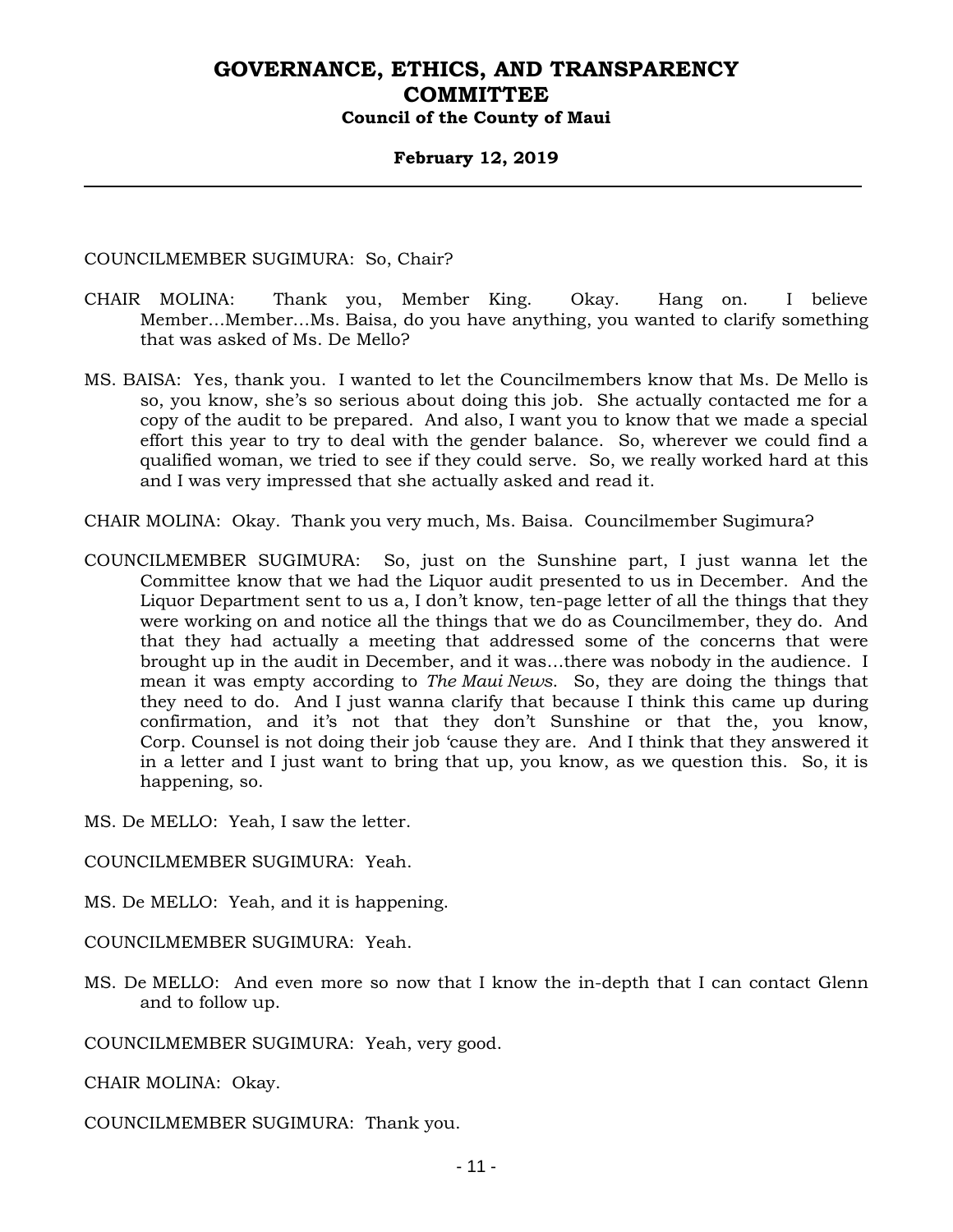COUNCILMEMBER SUGIMURA: So, Chair?

CHAIR MOLINA: Thank you, Member King. Okay. Hang on. I believe Member…Member…Ms. Baisa, do you have anything, you wanted to clarify something that was asked of Ms. De Mello?

MS. BAISA: Yes, thank you. I wanted to let the Councilmembers know that Ms. De Mello is so, you know, she's so serious about doing this job. She actually contacted me for a copy of the audit to be prepared. And also, I want you to know that we made a special effort this year to try to deal with the gender balance. So, wherever we could find a qualified woman, we tried to see if they could serve. So, we really worked hard at this and I was very impressed that she actually asked and read it.

CHAIR MOLINA: Okay. Thank you very much, Ms. Baisa. Councilmember Sugimura?

COUNCILMEMBER SUGIMURA: So, just on the Sunshine part, I just wanna let the Committee know that we had the Liquor audit presented to us in December. And the Liquor Department sent to us a, I don't know, ten-page letter of all the things that they were working on and notice all the things that we do as Councilmember, they do. And that they had actually a meeting that addressed some of the concerns that were brought up in the audit in December, and it was…there was nobody in the audience. I mean it was empty according to *The Maui News*. So, they are doing the things that they need to do. And I just wanna clarify that because I think this came up during confirmation, and it's not that they don't Sunshine or that the, you know, Corp. Counsel is not doing their job 'cause they are. And I think that they answered it in a letter and I just want to bring that up, you know, as we question this. So, it is happening, so.

MS. De MELLO: Yeah, I saw the letter.

COUNCILMEMBER SUGIMURA: Yeah.

MS. De MELLO: Yeah, and it is happening.

COUNCILMEMBER SUGIMURA: Yeah.

MS. De MELLO: And even more so now that I know the in-depth that I can contact Glenn and to follow up.

COUNCILMEMBER SUGIMURA: Yeah, very good.

CHAIR MOLINA: Okay.

COUNCILMEMBER SUGIMURA: Thank you.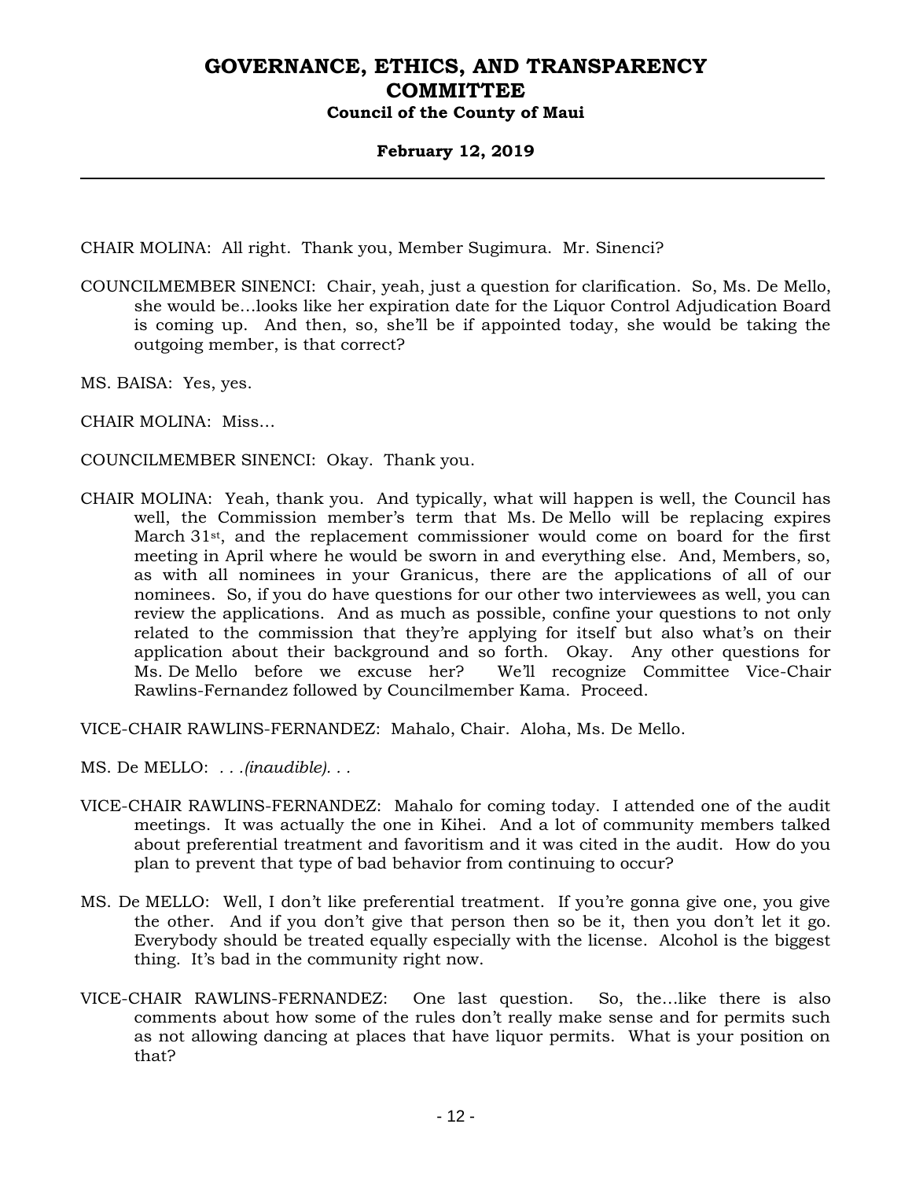CHAIR MOLINA: All right. Thank you, Member Sugimura. Mr. Sinenci?

COUNCILMEMBER SINENCI: Chair, yeah, just a question for clarification. So, Ms. De Mello, she would be…looks like her expiration date for the Liquor Control Adjudication Board is coming up. And then, so, she'll be if appointed today, she would be taking the outgoing member, is that correct?

MS. BAISA: Yes, yes.

CHAIR MOLINA: Miss…

COUNCILMEMBER SINENCI: Okay. Thank you.

CHAIR MOLINA: Yeah, thank you. And typically, what will happen is well, the Council has well, the Commission member's term that Ms. De Mello will be replacing expires March 31st, and the replacement commissioner would come on board for the first meeting in April where he would be sworn in and everything else. And, Members, so, as with all nominees in your Granicus, there are the applications of all of our nominees. So, if you do have questions for our other two interviewees as well, you can review the applications. And as much as possible, confine your questions to not only related to the commission that they're applying for itself but also what's on their application about their background and so forth. Okay. Any other questions for Ms. De Mello before we excuse her? We'll recognize Committee Vice-Chair Rawlins-Fernandez followed by Councilmember Kama. Proceed.

VICE-CHAIR RAWLINS-FERNANDEZ: Mahalo, Chair. Aloha, Ms. De Mello.

MS. De MELLO: *. . .(inaudible). . .*

VICE-CHAIR RAWLINS-FERNANDEZ: Mahalo for coming today. I attended one of the audit meetings. It was actually the one in Kihei. And a lot of community members talked about preferential treatment and favoritism and it was cited in the audit. How do you plan to prevent that type of bad behavior from continuing to occur?

MS. De MELLO: Well, I don't like preferential treatment. If you're gonna give one, you give the other. And if you don't give that person then so be it, then you don't let it go. Everybody should be treated equally especially with the license. Alcohol is the biggest thing. It's bad in the community right now.

VICE-CHAIR RAWLINS-FERNANDEZ: One last question. So, the…like there is also comments about how some of the rules don't really make sense and for permits such as not allowing dancing at places that have liquor permits. What is your position on that?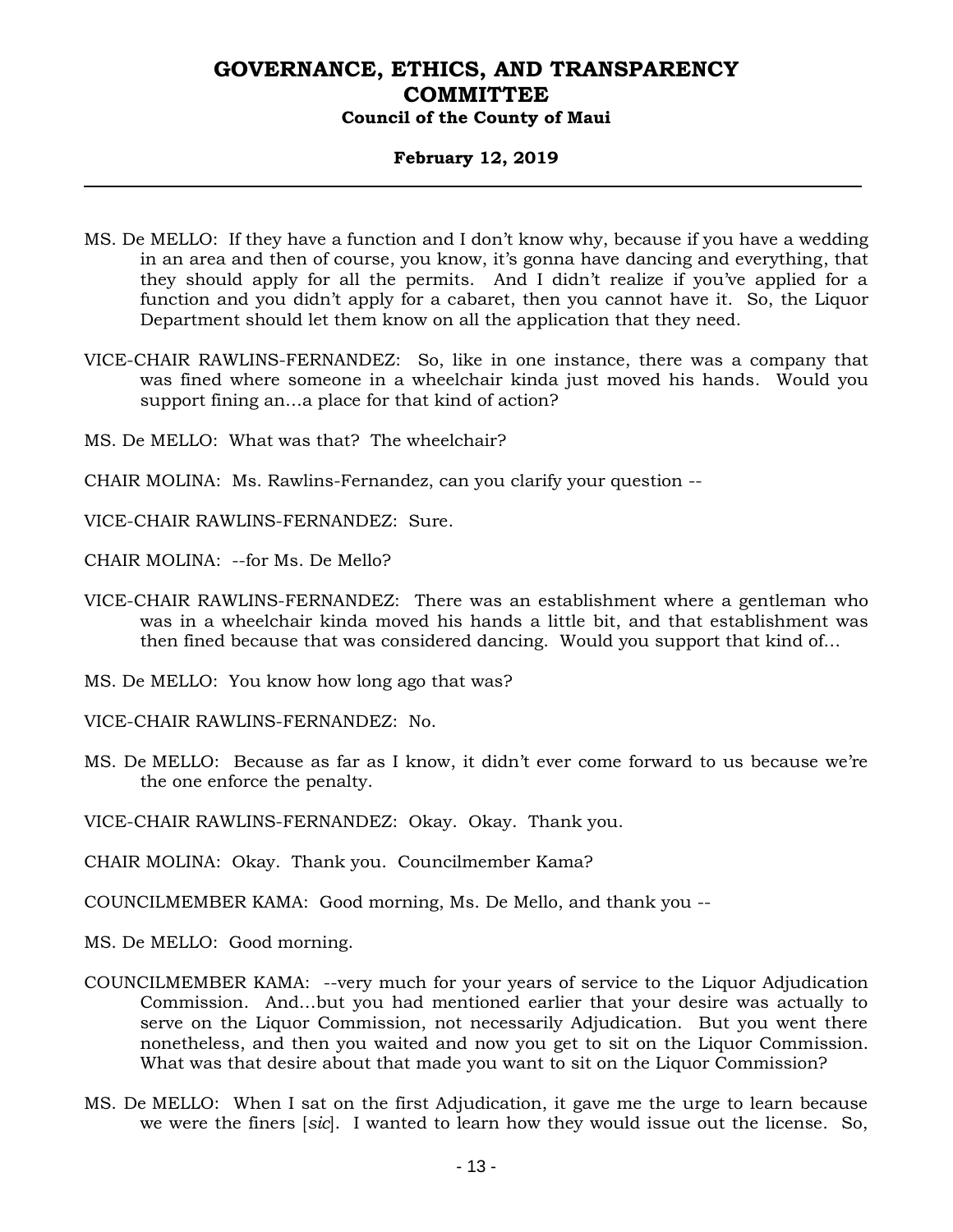MS. De MELLO: If they have a function and I don't know why, because if you have a wedding in an area and then of course, you know, it's gonna have dancing and everything, that they should apply for all the permits. And I didn't realize if you've applied for a function and you didn't apply for a cabaret, then you cannot have it. So, the Liquor Department should let them know on all the application that they need.

VICE-CHAIR RAWLINS-FERNANDEZ: So, like in one instance, there was a company that was fined where someone in a wheelchair kinda just moved his hands. Would you support fining an…a place for that kind of action?

MS. De MELLO: What was that? The wheelchair?

CHAIR MOLINA: Ms. Rawlins-Fernandez, can you clarify your question --

VICE-CHAIR RAWLINS-FERNANDEZ: Sure.

CHAIR MOLINA: --for Ms. De Mello?

VICE-CHAIR RAWLINS-FERNANDEZ: There was an establishment where a gentleman who was in a wheelchair kinda moved his hands a little bit, and that establishment was then fined because that was considered dancing. Would you support that kind of…

MS. De MELLO: You know how long ago that was?

VICE-CHAIR RAWLINS-FERNANDEZ: No.

MS. De MELLO: Because as far as I know, it didn't ever come forward to us because we're the one enforce the penalty.

VICE-CHAIR RAWLINS-FERNANDEZ: Okay. Okay. Thank you.

CHAIR MOLINA: Okay. Thank you. Councilmember Kama?

COUNCILMEMBER KAMA: Good morning, Ms. De Mello, and thank you --

MS. De MELLO: Good morning.

COUNCILMEMBER KAMA: --very much for your years of service to the Liquor Adjudication Commission. And…but you had mentioned earlier that your desire was actually to serve on the Liquor Commission, not necessarily Adjudication. But you went there nonetheless, and then you waited and now you get to sit on the Liquor Commission. What was that desire about that made you want to sit on the Liquor Commission?

MS. De MELLO: When I sat on the first Adjudication, it gave me the urge to learn because we were the finers [*sic*]. I wanted to learn how they would issue out the license. So,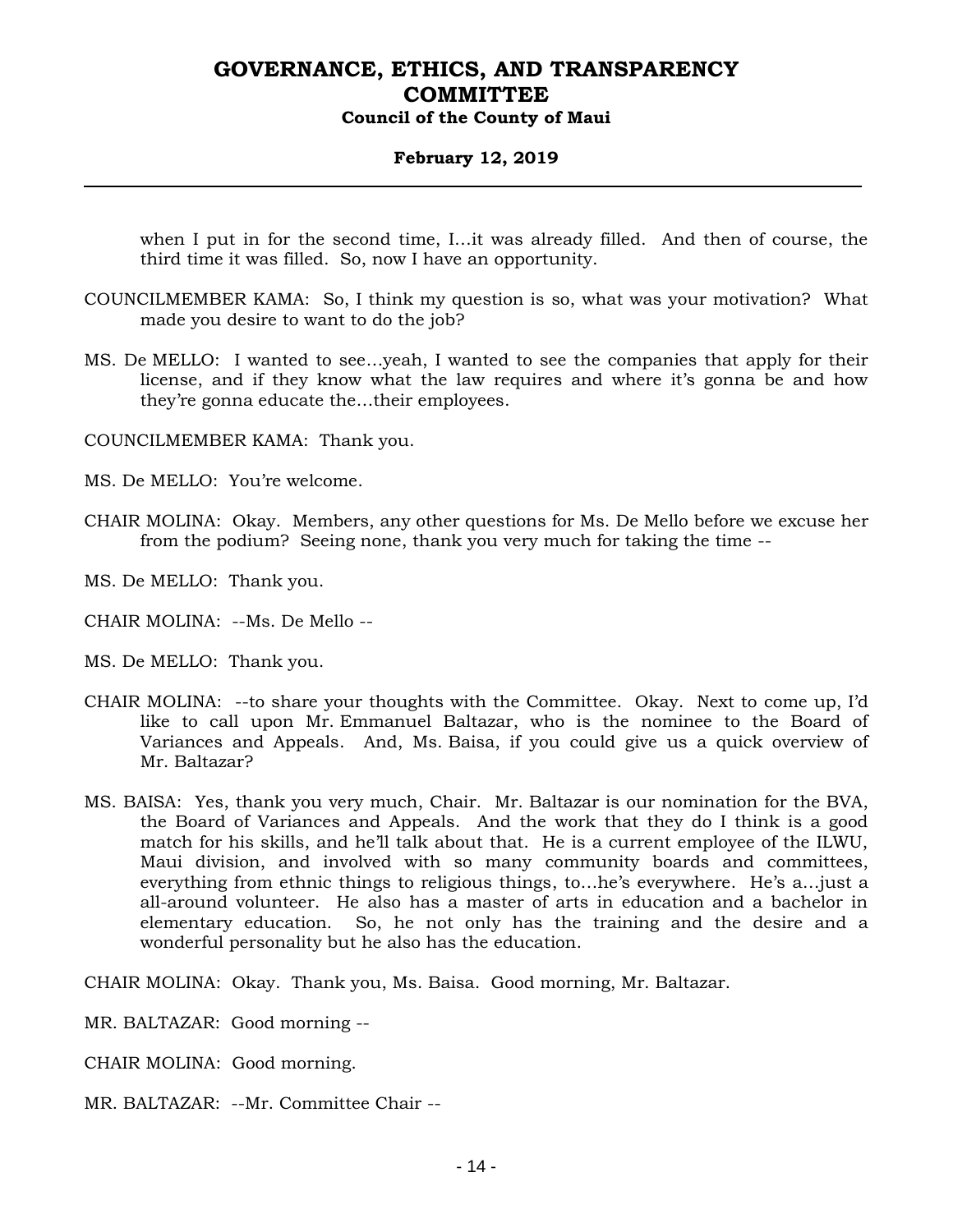when I put in for the second time, I…it was already filled. And then of course, the third time it was filled. So, now I have an opportunity.

COUNCILMEMBER KAMA: So, I think my question is so, what was your motivation? What made you desire to want to do the job?

MS. De MELLO: I wanted to see…yeah, I wanted to see the companies that apply for their license, and if they know what the law requires and where it's gonna be and how they're gonna educate the…their employees.

COUNCILMEMBER KAMA: Thank you.

MS. De MELLO: You're welcome.

CHAIR MOLINA: Okay. Members, any other questions for Ms. De Mello before we excuse her from the podium? Seeing none, thank you very much for taking the time --

MS. De MELLO: Thank you.

CHAIR MOLINA: --Ms. De Mello --

MS. De MELLO: Thank you.

CHAIR MOLINA: --to share your thoughts with the Committee. Okay. Next to come up, I'd like to call upon Mr. Emmanuel Baltazar, who is the nominee to the Board of Variances and Appeals. And, Ms. Baisa, if you could give us a quick overview of Mr. Baltazar?

MS. BAISA: Yes, thank you very much, Chair. Mr. Baltazar is our nomination for the BVA, the Board of Variances and Appeals. And the work that they do I think is a good match for his skills, and he'll talk about that. He is a current employee of the ILWU, Maui division, and involved with so many community boards and committees, everything from ethnic things to religious things, to…he's everywhere. He's a…just a all-around volunteer. He also has a master of arts in education and a bachelor in elementary education. So, he not only has the training and the desire and a wonderful personality but he also has the education.

CHAIR MOLINA: Okay. Thank you, Ms. Baisa. Good morning, Mr. Baltazar.

MR. BALTAZAR: Good morning --

CHAIR MOLINA: Good morning.

MR. BALTAZAR: --Mr. Committee Chair --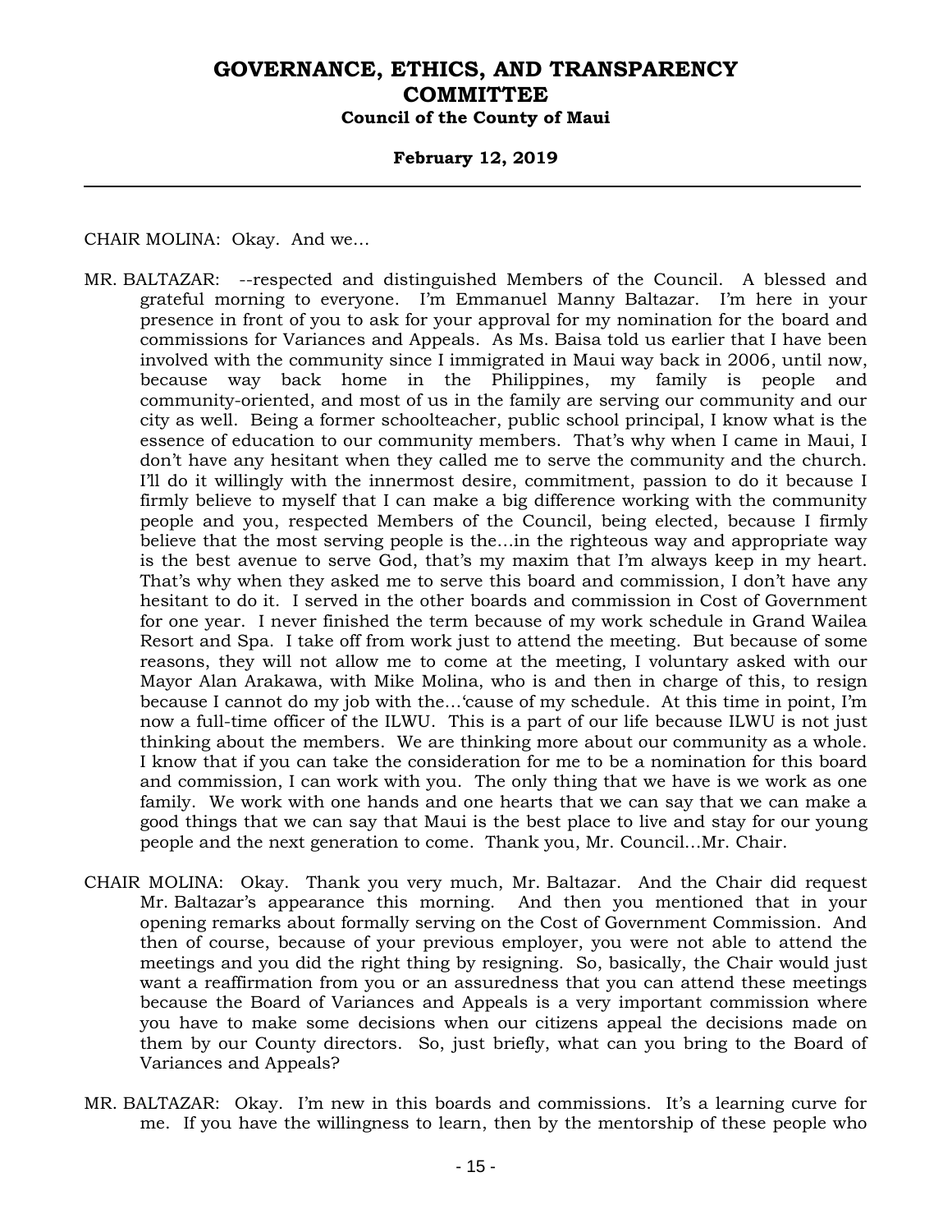CHAIR MOLINA: Okay. And we…

MR. BALTAZAR: --respected and distinguished Members of the Council. A blessed and grateful morning to everyone. I'm Emmanuel Manny Baltazar. I'm here in your presence in front of you to ask for your approval for my nomination for the board and commissions for Variances and Appeals. As Ms. Baisa told us earlier that I have been involved with the community since I immigrated in Maui way back in 2006, until now, because way back home in the Philippines, my family is people and community-oriented, and most of us in the family are serving our community and our city as well. Being a former schoolteacher, public school principal, I know what is the essence of education to our community members. That's why when I came in Maui, I don't have any hesitant when they called me to serve the community and the church. I'll do it willingly with the innermost desire, commitment, passion to do it because I firmly believe to myself that I can make a big difference working with the community people and you, respected Members of the Council, being elected, because I firmly believe that the most serving people is the…in the righteous way and appropriate way is the best avenue to serve God, that's my maxim that I'm always keep in my heart. That's why when they asked me to serve this board and commission, I don't have any hesitant to do it. I served in the other boards and commission in Cost of Government for one year. I never finished the term because of my work schedule in Grand Wailea Resort and Spa. I take off from work just to attend the meeting. But because of some reasons, they will not allow me to come at the meeting, I voluntary asked with our Mayor Alan Arakawa, with Mike Molina, who is and then in charge of this, to resign because I cannot do my job with the…'cause of my schedule. At this time in point, I'm now a full-time officer of the ILWU. This is a part of our life because ILWU is not just thinking about the members. We are thinking more about our community as a whole. I know that if you can take the consideration for me to be a nomination for this board and commission, I can work with you. The only thing that we have is we work as one family. We work with one hands and one hearts that we can say that we can make a good things that we can say that Maui is the best place to live and stay for our young people and the next generation to come. Thank you, Mr. Council…Mr. Chair.

CHAIR MOLINA: Okay. Thank you very much, Mr. Baltazar. And the Chair did request Mr. Baltazar's appearance this morning. And then you mentioned that in your opening remarks about formally serving on the Cost of Government Commission. And then of course, because of your previous employer, you were not able to attend the meetings and you did the right thing by resigning. So, basically, the Chair would just want a reaffirmation from you or an assuredness that you can attend these meetings because the Board of Variances and Appeals is a very important commission where you have to make some decisions when our citizens appeal the decisions made on them by our County directors. So, just briefly, what can you bring to the Board of Variances and Appeals?

MR. BALTAZAR: Okay. I'm new in this boards and commissions. It's a learning curve for me. If you have the willingness to learn, then by the mentorship of these people who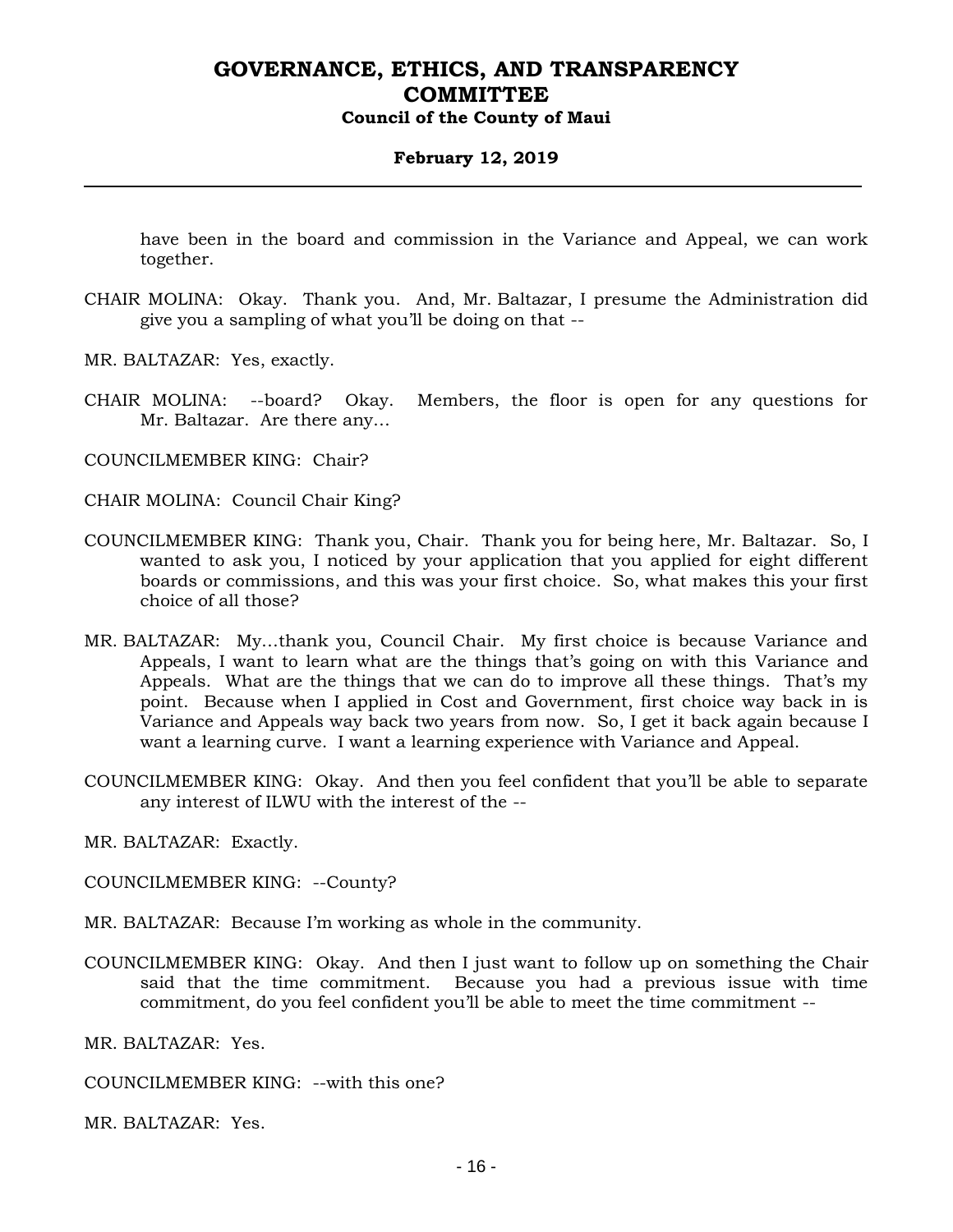have been in the board and commission in the Variance and Appeal, we can work together.

CHAIR MOLINA: Okay. Thank you. And, Mr. Baltazar, I presume the Administration did give you a sampling of what you'll be doing on that --

MR. BALTAZAR: Yes, exactly.

CHAIR MOLINA: --board? Okay. Members, the floor is open for any questions for Mr. Baltazar. Are there any...

COUNCILMEMBER KING: Chair?

CHAIR MOLINA: Council Chair King?

COUNCILMEMBER KING: Thank you, Chair. Thank you for being here, Mr. Baltazar. So, I wanted to ask you, I noticed by your application that you applied for eight different boards or commissions, and this was your first choice. So, what makes this your first choice of all those?

MR. BALTAZAR: My...thank you, Council Chair. My first choice is because Variance and Appeals, I want to learn what are the things that's going on with this Variance and Appeals. What are the things that we can do to improve all these things. That's my point. Because when I applied in Cost and Government, first choice way back in is Variance and Appeals way back two years from now. So, I get it back again because I want a learning curve. I want a learning experience with Variance and Appeal.

COUNCILMEMBER KING: Okay. And then you feel confident that you'll be able to separate any interest of ILWU with the interest of the --

MR. BALTAZAR: Exactly.

COUNCILMEMBER KING: --County?

MR. BALTAZAR: Because I'm working as whole in the community.

COUNCILMEMBER KING: Okay. And then I just want to follow up on something the Chair said that the time commitment. Because you had a previous issue with time commitment, do you feel confident you'll be able to meet the time commitment --

MR. BALTAZAR: Yes.

COUNCILMEMBER KING: --with this one?

MR. BALTAZAR: Yes.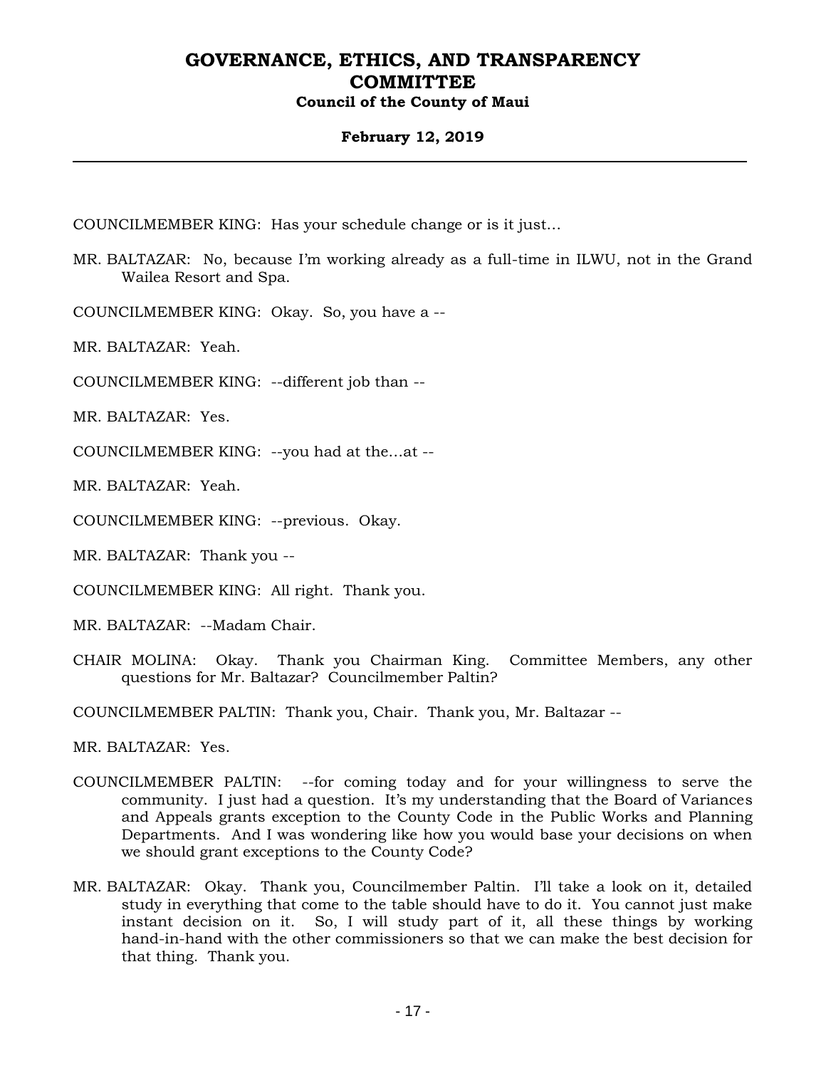COUNCILMEMBER KING: Has your schedule change or is it just…

MR. BALTAZAR: No, because I'm working already as a full-time in ILWU, not in the Grand Wailea Resort and Spa.

COUNCILMEMBER KING: Okay. So, you have a --

MR. BALTAZAR: Yeah.

COUNCILMEMBER KING: --different job than --

MR. BALTAZAR: Yes.

COUNCILMEMBER KING: --you had at the…at --

MR. BALTAZAR: Yeah.

COUNCILMEMBER KING: --previous. Okay.

MR. BALTAZAR: Thank you --

COUNCILMEMBER KING: All right. Thank you.

MR. BALTAZAR: --Madam Chair.

CHAIR MOLINA: Okay. Thank you Chairman King. Committee Members, any other questions for Mr. Baltazar? Councilmember Paltin?

COUNCILMEMBER PALTIN: Thank you, Chair. Thank you, Mr. Baltazar --

MR. BALTAZAR: Yes.

COUNCILMEMBER PALTIN: --for coming today and for your willingness to serve the community. I just had a question. It's my understanding that the Board of Variances and Appeals grants exception to the County Code in the Public Works and Planning Departments. And I was wondering like how you would base your decisions on when we should grant exceptions to the County Code?

MR. BALTAZAR: Okay. Thank you, Councilmember Paltin. I'll take a look on it, detailed study in everything that come to the table should have to do it. You cannot just make instant decision on it. So, I will study part of it, all these things by working hand-in-hand with the other commissioners so that we can make the best decision for that thing. Thank you.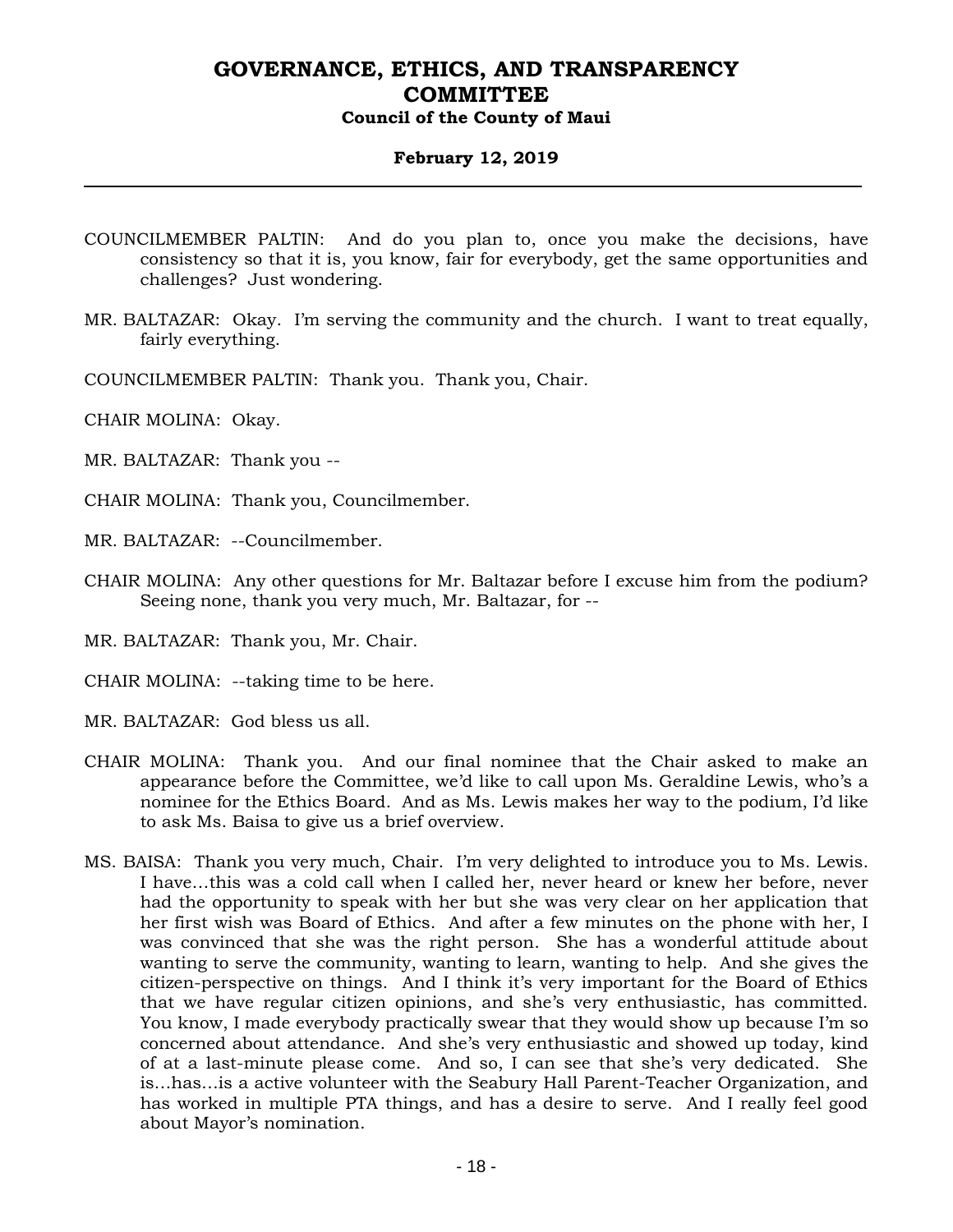COUNCILMEMBER PALTIN: And do you plan to, once you make the decisions, have consistency so that it is, you know, fair for everybody, get the same opportunities and challenges? Just wondering.

MR. BALTAZAR: Okay. I'm serving the community and the church. I want to treat equally, fairly everything.

COUNCILMEMBER PALTIN: Thank you. Thank you, Chair.

CHAIR MOLINA: Okay.

MR. BALTAZAR: Thank you --

CHAIR MOLINA: Thank you, Councilmember.

MR. BALTAZAR: --Councilmember.

CHAIR MOLINA: Any other questions for Mr. Baltazar before I excuse him from the podium? Seeing none, thank you very much, Mr. Baltazar, for --

MR. BALTAZAR: Thank you, Mr. Chair.

CHAIR MOLINA: --taking time to be here.

MR. BALTAZAR: God bless us all.

CHAIR MOLINA: Thank you. And our final nominee that the Chair asked to make an appearance before the Committee, we'd like to call upon Ms. Geraldine Lewis, who's a nominee for the Ethics Board. And as Ms. Lewis makes her way to the podium, I'd like to ask Ms. Baisa to give us a brief overview.

MS. BAISA: Thank you very much, Chair. I'm very delighted to introduce you to Ms. Lewis. I have…this was a cold call when I called her, never heard or knew her before, never had the opportunity to speak with her but she was very clear on her application that her first wish was Board of Ethics. And after a few minutes on the phone with her, I was convinced that she was the right person. She has a wonderful attitude about wanting to serve the community, wanting to learn, wanting to help. And she gives the citizen-perspective on things. And I think it's very important for the Board of Ethics that we have regular citizen opinions, and she's very enthusiastic, has committed. You know, I made everybody practically swear that they would show up because I'm so concerned about attendance. And she's very enthusiastic and showed up today, kind of at a last-minute please come. And so, I can see that she's very dedicated. She is…has…is a active volunteer with the Seabury Hall Parent-Teacher Organization, and has worked in multiple PTA things, and has a desire to serve. And I really feel good about Mayor's nomination.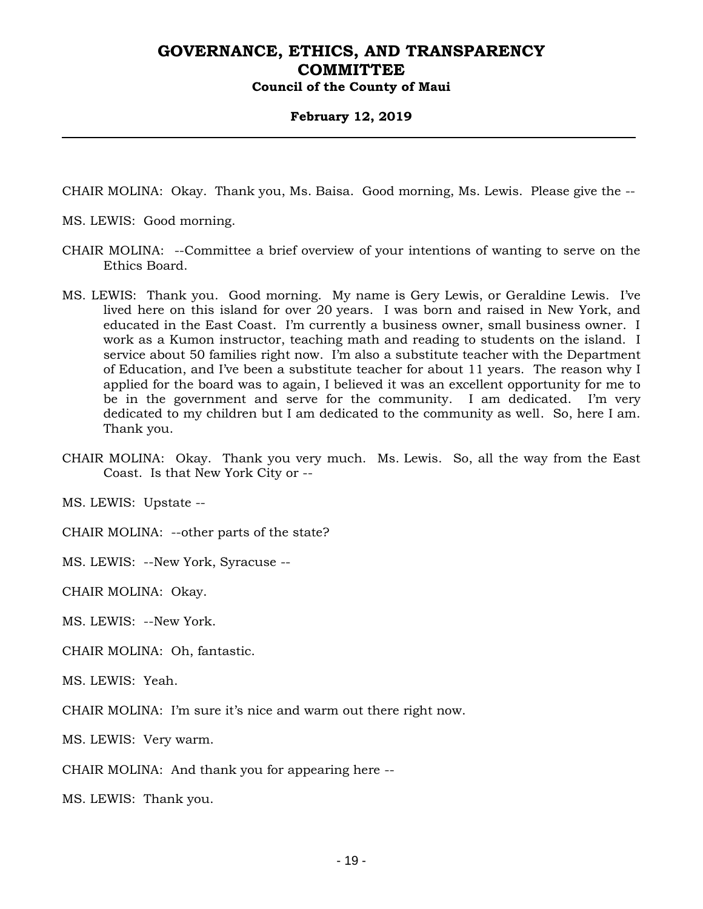CHAIR MOLINA: Okay. Thank you, Ms. Baisa. Good morning, Ms. Lewis. Please give the --

MS. LEWIS: Good morning.

CHAIR MOLINA: --Committee a brief overview of your intentions of wanting to serve on the Ethics Board.

MS. LEWIS: Thank you. Good morning. My name is Gery Lewis, or Geraldine Lewis. I've lived here on this island for over 20 years. I was born and raised in New York, and educated in the East Coast. I'm currently a business owner, small business owner. I work as a Kumon instructor, teaching math and reading to students on the island. I service about 50 families right now. I'm also a substitute teacher with the Department of Education, and I've been a substitute teacher for about 11 years. The reason why I applied for the board was to again, I believed it was an excellent opportunity for me to be in the government and serve for the community. I am dedicated. I'm very dedicated to my children but I am dedicated to the community as well. So, here I am. Thank you.

CHAIR MOLINA: Okay. Thank you very much. Ms. Lewis. So, all the way from the East Coast. Is that New York City or --

MS. LEWIS: Upstate --

CHAIR MOLINA: --other parts of the state?

MS. LEWIS: --New York, Syracuse --

CHAIR MOLINA: Okay.

MS. LEWIS: --New York.

CHAIR MOLINA: Oh, fantastic.

MS. LEWIS: Yeah.

CHAIR MOLINA: I'm sure it's nice and warm out there right now.

MS. LEWIS: Very warm.

CHAIR MOLINA: And thank you for appearing here --

MS. LEWIS: Thank you.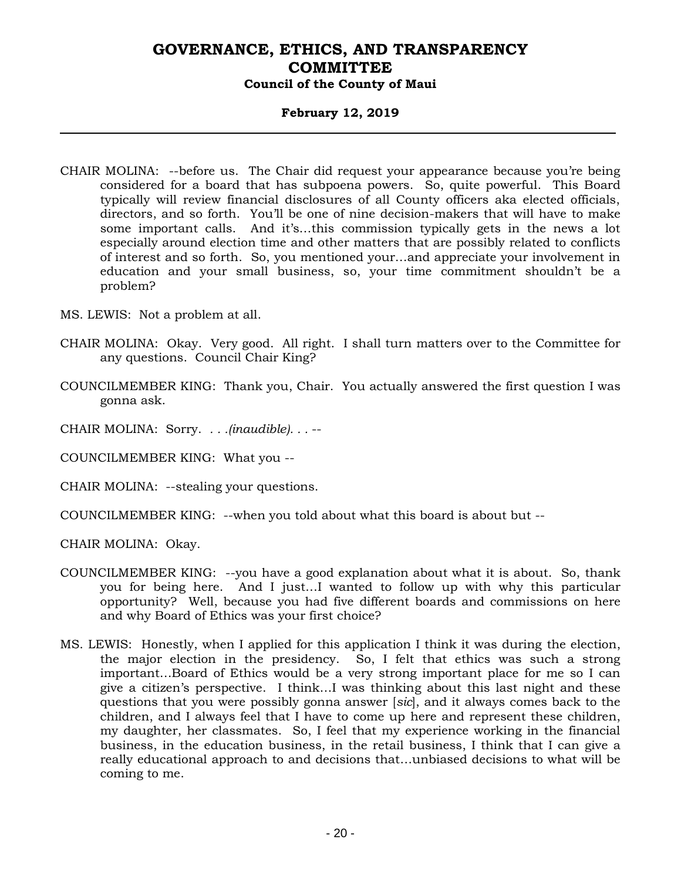CHAIR MOLINA: --before us. The Chair did request your appearance because you're being considered for a board that has subpoena powers. So, quite powerful. This Board typically will review financial disclosures of all County officers aka elected officials, directors, and so forth. You'll be one of nine decision-makers that will have to make some important calls. And it's...this commission typically gets in the news a lot especially around election time and other matters that are possibly related to conflicts of interest and so forth. So, you mentioned your...and appreciate your involvement in education and your small business, so, your time commitment shouldn't be a problem?

MS. LEWIS: Not a problem at all.

CHAIR MOLINA: Okay. Very good. All right. I shall turn matters over to the Committee for any questions. Council Chair King?

COUNCILMEMBER KING: Thank you, Chair. You actually answered the first question I was gonna ask.

CHAIR MOLINA: Sorry. *. . .(inaudible). . .* --

COUNCILMEMBER KING: What you --

CHAIR MOLINA: --stealing your questions.

COUNCILMEMBER KING: --when you told about what this board is about but --

CHAIR MOLINA: Okay.

COUNCILMEMBER KING: --you have a good explanation about what it is about. So, thank you for being here. And I just...I wanted to follow up with why this particular opportunity? Well, because you had five different boards and commissions on here and why Board of Ethics was your first choice?

MS. LEWIS: Honestly, when I applied for this application I think it was during the election, the major election in the presidency. So, I felt that ethics was such a strong important...Board of Ethics would be a very strong important place for me so I can give a citizen's perspective. I think...I was thinking about this last night and these questions that you were possibly gonna answer [*sic*], and it always comes back to the children, and I always feel that I have to come up here and represent these children, my daughter, her classmates. So, I feel that my experience working in the financial business, in the education business, in the retail business, I think that I can give a really educational approach to and decisions that...unbiased decisions to what will be coming to me.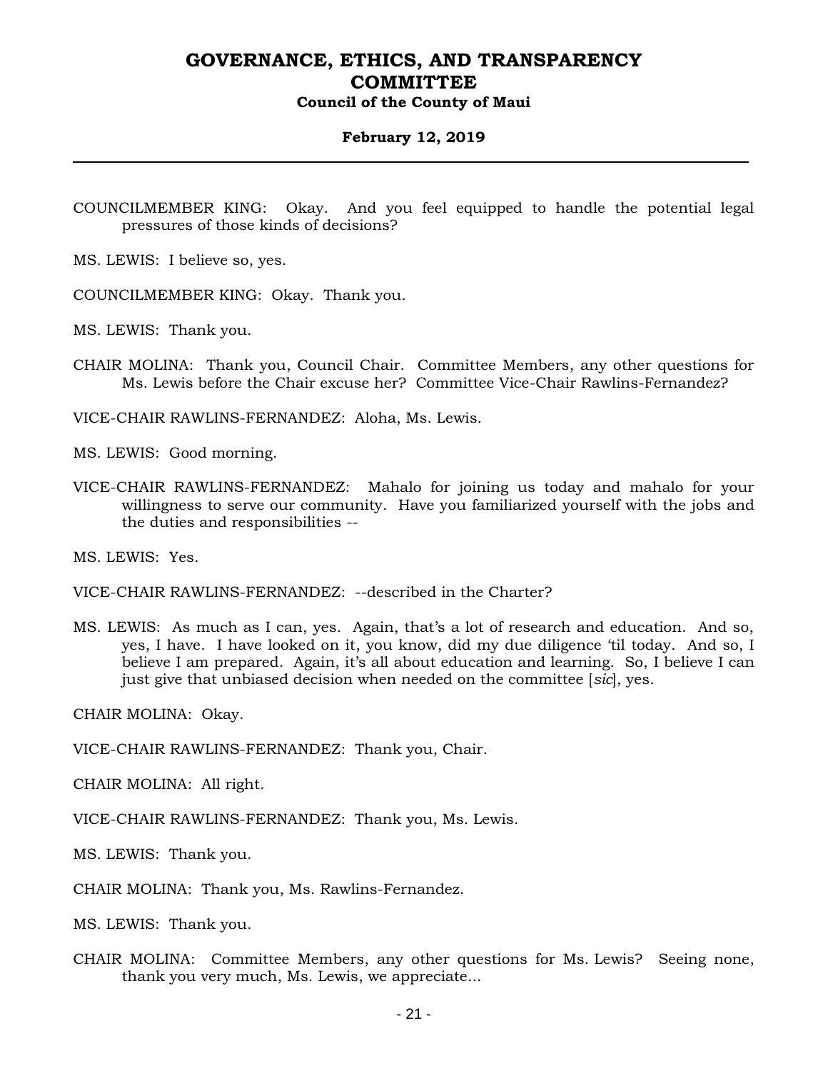COUNCILMEMBER KING: Okay. And you feel equipped to handle the potential legal pressures of those kinds of decisions?

MS. LEWIS: I believe so, yes.

COUNCILMEMBER KING: Okay. Thank you.

MS. LEWIS: Thank you.

CHAIR MOLINA: Thank you, Council Chair. Committee Members, any other questions for Ms. Lewis before the Chair excuse her? Committee Vice-Chair Rawlins-Fernandez?

VICE-CHAIR RAWLINS-FERNANDEZ: Aloha, Ms. Lewis.

MS. LEWIS: Good morning.

VICE-CHAIR RAWLINS-FERNANDEZ: Mahalo for joining us today and mahalo for your willingness to serve our community. Have you familiarized yourself with the jobs and the duties and responsibilities --

MS. LEWIS: Yes.

VICE-CHAIR RAWLINS-FERNANDEZ: --described in the Charter?

MS. LEWIS: As much as I can, yes. Again, that's a lot of research and education. And so, yes, I have. I have looked on it, you know, did my due diligence 'til today. And so, I believe I am prepared. Again, it's all about education and learning. So, I believe I can just give that unbiased decision when needed on the committee [*sic*], yes.

CHAIR MOLINA: Okay.

VICE-CHAIR RAWLINS-FERNANDEZ: Thank you, Chair.

CHAIR MOLINA: All right.

VICE-CHAIR RAWLINS-FERNANDEZ: Thank you, Ms. Lewis.

MS. LEWIS: Thank you.

CHAIR MOLINA: Thank you, Ms. Rawlins-Fernandez.

MS. LEWIS: Thank you.

CHAIR MOLINA: Committee Members, any other questions for Ms. Lewis? Seeing none, thank you very much, Ms. Lewis, we appreciate...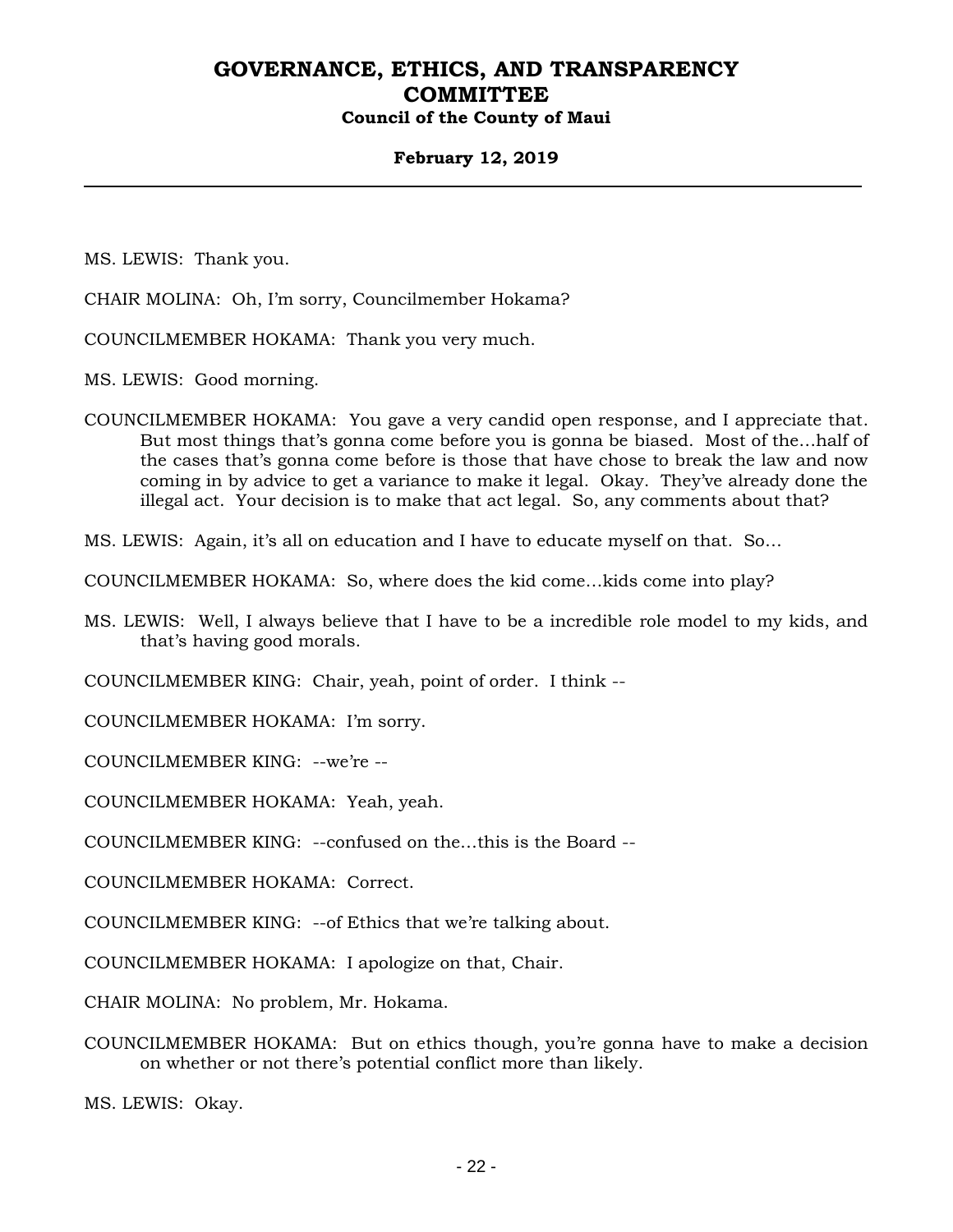MS. LEWIS: Thank you.

CHAIR MOLINA: Oh, I'm sorry, Councilmember Hokama?

COUNCILMEMBER HOKAMA: Thank you very much.

MS. LEWIS: Good morning.

COUNCILMEMBER HOKAMA: You gave a very candid open response, and I appreciate that. But most things that's gonna come before you is gonna be biased. Most of the…half of the cases that's gonna come before is those that have chose to break the law and now coming in by advice to get a variance to make it legal. Okay. They've already done the illegal act. Your decision is to make that act legal. So, any comments about that?

MS. LEWIS: Again, it's all on education and I have to educate myself on that. So…

COUNCILMEMBER HOKAMA: So, where does the kid come…kids come into play?

MS. LEWIS: Well, I always believe that I have to be a incredible role model to my kids, and that's having good morals.

COUNCILMEMBER KING: Chair, yeah, point of order. I think --

COUNCILMEMBER HOKAMA: I'm sorry.

COUNCILMEMBER KING: --we're --

COUNCILMEMBER HOKAMA: Yeah, yeah.

COUNCILMEMBER KING: --confused on the…this is the Board --

COUNCILMEMBER HOKAMA: Correct.

COUNCILMEMBER KING: --of Ethics that we're talking about.

COUNCILMEMBER HOKAMA: I apologize on that, Chair.

CHAIR MOLINA: No problem, Mr. Hokama.

COUNCILMEMBER HOKAMA: But on ethics though, you're gonna have to make a decision on whether or not there's potential conflict more than likely.

MS. LEWIS: Okay.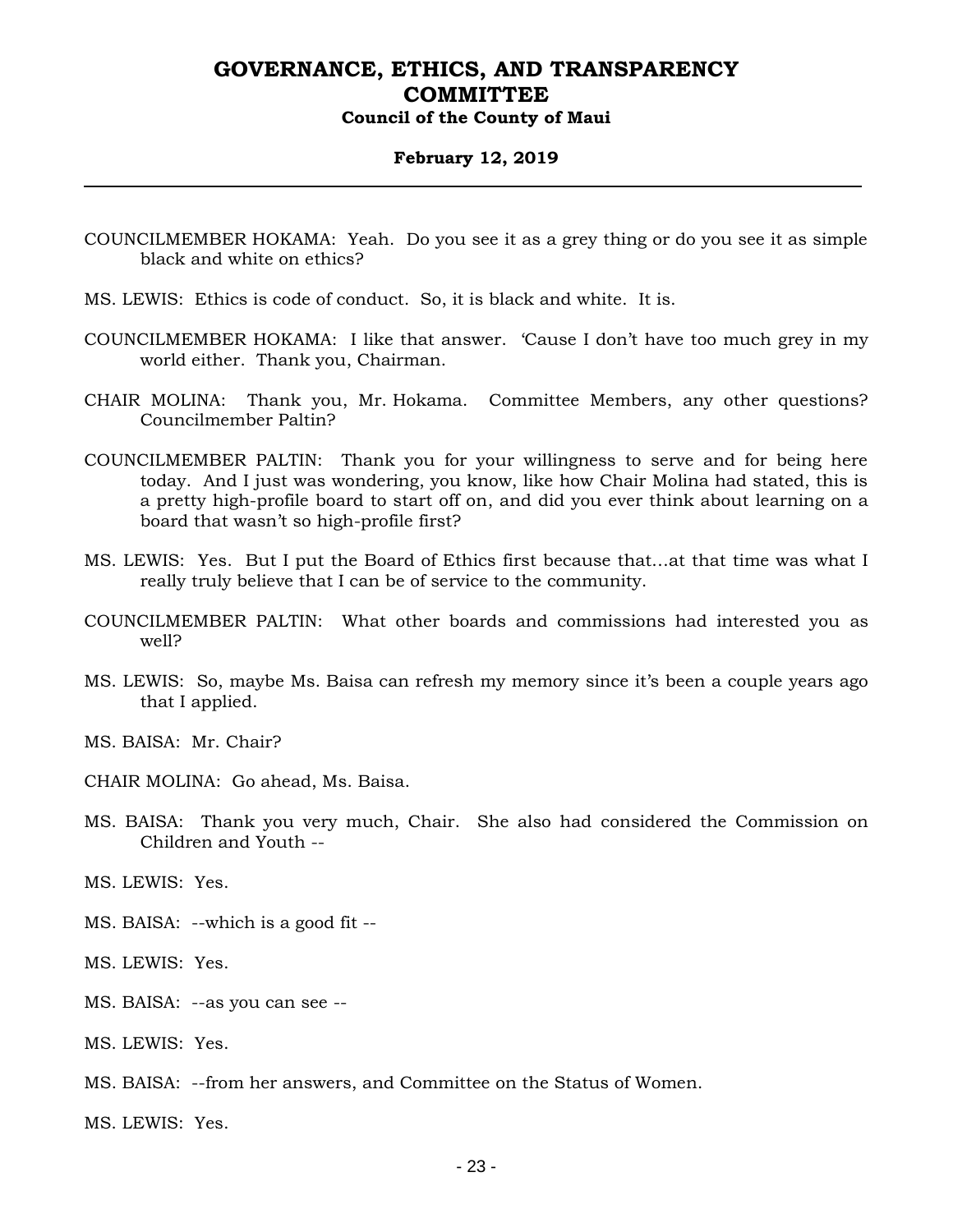COUNCILMEMBER HOKAMA: Yeah. Do you see it as a grey thing or do you see it as simple black and white on ethics?

MS. LEWIS: Ethics is code of conduct. So, it is black and white. It is.

COUNCILMEMBER HOKAMA: I like that answer. 'Cause I don't have too much grey in my world either. Thank you, Chairman.

CHAIR MOLINA: Thank you, Mr. Hokama. Committee Members, any other questions? Councilmember Paltin?

COUNCILMEMBER PALTIN: Thank you for your willingness to serve and for being here today. And I just was wondering, you know, like how Chair Molina had stated, this is a pretty high-profile board to start off on, and did you ever think about learning on a board that wasn't so high-profile first?

MS. LEWIS: Yes. But I put the Board of Ethics first because that...at that time was what I really truly believe that I can be of service to the community.

COUNCILMEMBER PALTIN: What other boards and commissions had interested you as well?

MS. LEWIS: So, maybe Ms. Baisa can refresh my memory since it's been a couple years ago that I applied.

MS. BAISA: Mr. Chair?

CHAIR MOLINA: Go ahead, Ms. Baisa.

MS. BAISA: Thank you very much, Chair. She also had considered the Commission on Children and Youth --

MS. LEWIS: Yes.

MS. BAISA: --which is a good fit --

MS. LEWIS: Yes.

MS. BAISA: --as you can see --

MS. LEWIS: Yes.

MS. BAISA: --from her answers, and Committee on the Status of Women.

MS. LEWIS: Yes.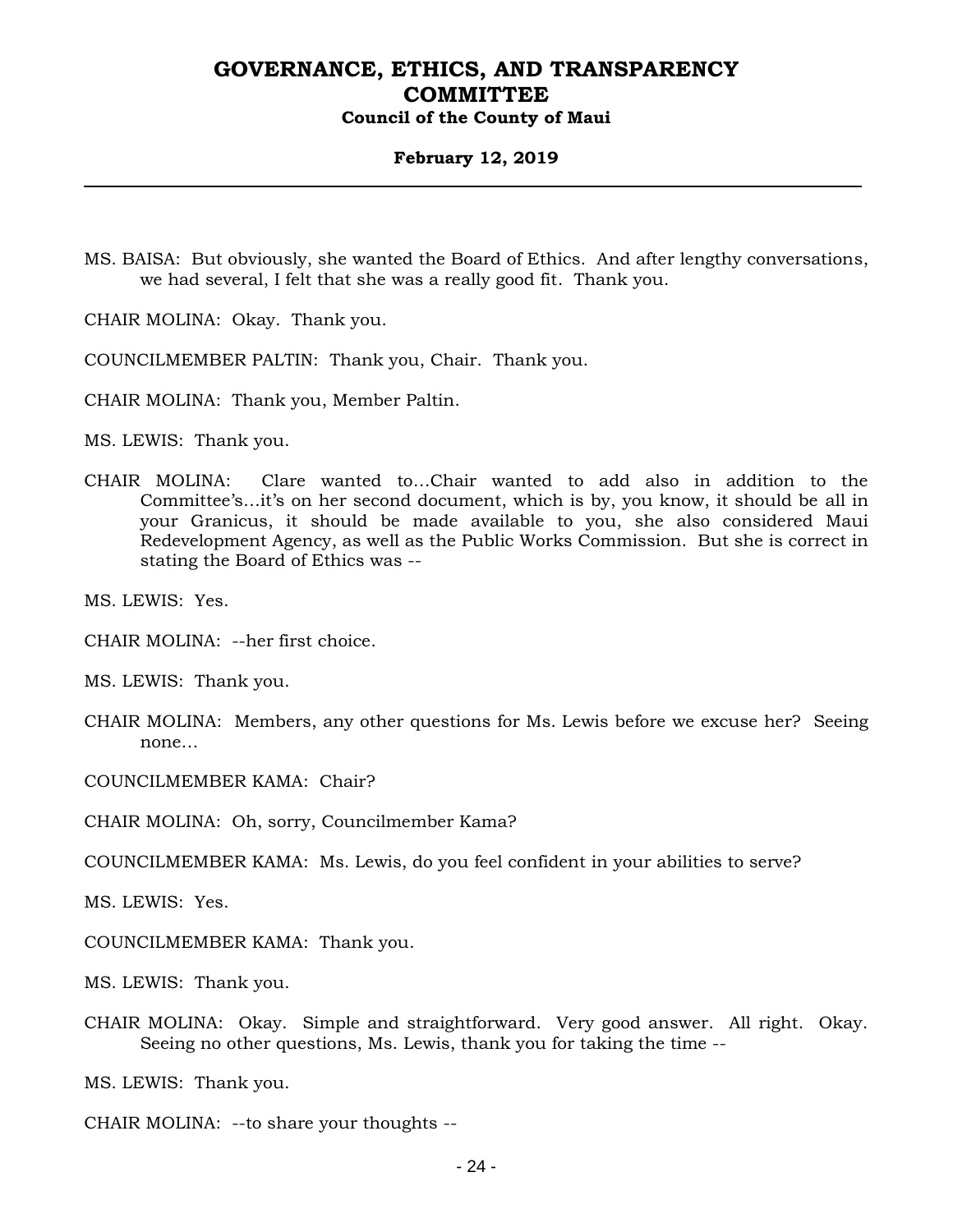MS. BAISA: But obviously, she wanted the Board of Ethics. And after lengthy conversations, we had several, I felt that she was a really good fit. Thank you.

CHAIR MOLINA: Okay. Thank you.

COUNCILMEMBER PALTIN: Thank you, Chair. Thank you.

CHAIR MOLINA: Thank you, Member Paltin.

MS. LEWIS: Thank you.

CHAIR MOLINA: Clare wanted to…Chair wanted to add also in addition to the Committee's…it's on her second document, which is by, you know, it should be all in your Granicus, it should be made available to you, she also considered Maui Redevelopment Agency, as well as the Public Works Commission. But she is correct in stating the Board of Ethics was --

MS. LEWIS: Yes.

CHAIR MOLINA: --her first choice.

MS. LEWIS: Thank you.

CHAIR MOLINA: Members, any other questions for Ms. Lewis before we excuse her? Seeing none…

COUNCILMEMBER KAMA: Chair?

CHAIR MOLINA: Oh, sorry, Councilmember Kama?

COUNCILMEMBER KAMA: Ms. Lewis, do you feel confident in your abilities to serve?

MS. LEWIS: Yes.

COUNCILMEMBER KAMA: Thank you.

MS. LEWIS: Thank you.

CHAIR MOLINA: Okay. Simple and straightforward. Very good answer. All right. Okay. Seeing no other questions, Ms. Lewis, thank you for taking the time --

MS. LEWIS: Thank you.

CHAIR MOLINA: --to share your thoughts --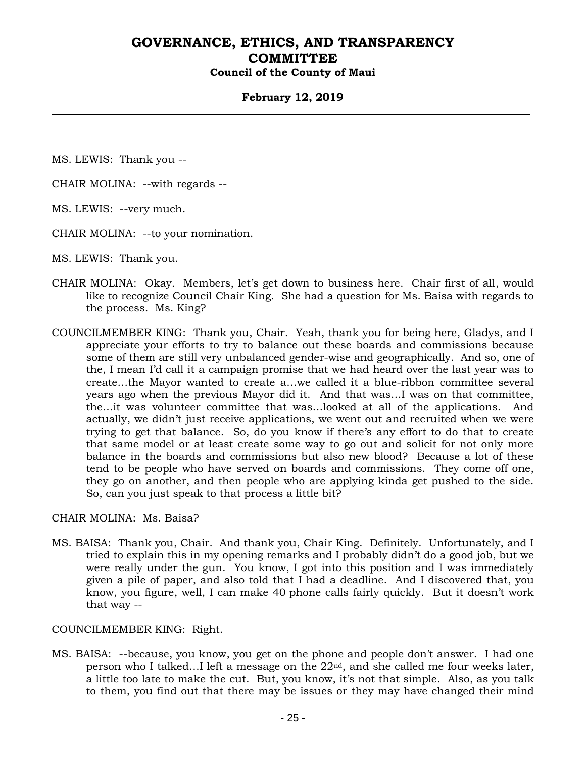MS. LEWIS: Thank you --

CHAIR MOLINA: --with regards --

MS. LEWIS: --very much.

CHAIR MOLINA: --to your nomination.

MS. LEWIS: Thank you.

CHAIR MOLINA: Okay. Members, let's get down to business here. Chair first of all, would like to recognize Council Chair King. She had a question for Ms. Baisa with regards to the process. Ms. King?

COUNCILMEMBER KING: Thank you, Chair. Yeah, thank you for being here, Gladys, and I appreciate your efforts to try to balance out these boards and commissions because some of them are still very unbalanced gender-wise and geographically. And so, one of the, I mean I'd call it a campaign promise that we had heard over the last year was to create…the Mayor wanted to create a…we called it a blue-ribbon committee several years ago when the previous Mayor did it. And that was…I was on that committee, the…it was volunteer committee that was…looked at all of the applications. And actually, we didn't just receive applications, we went out and recruited when we were trying to get that balance. So, do you know if there's any effort to do that to create that same model or at least create some way to go out and solicit for not only more balance in the boards and commissions but also new blood? Because a lot of these tend to be people who have served on boards and commissions. They come off one, they go on another, and then people who are applying kinda get pushed to the side. So, can you just speak to that process a little bit?

CHAIR MOLINA: Ms. Baisa?

MS. BAISA: Thank you, Chair. And thank you, Chair King. Definitely. Unfortunately, and I tried to explain this in my opening remarks and I probably didn't do a good job, but we were really under the gun. You know, I got into this position and I was immediately given a pile of paper, and also told that I had a deadline. And I discovered that, you know, you figure, well, I can make 40 phone calls fairly quickly. But it doesn't work that way --

COUNCILMEMBER KING: Right.

MS. BAISA: --because, you know, you get on the phone and people don't answer. I had one person who I talked…I left a message on the 22nd, and she called me four weeks later, a little too late to make the cut. But, you know, it's not that simple. Also, as you talk to them, you find out that there may be issues or they may have changed their mind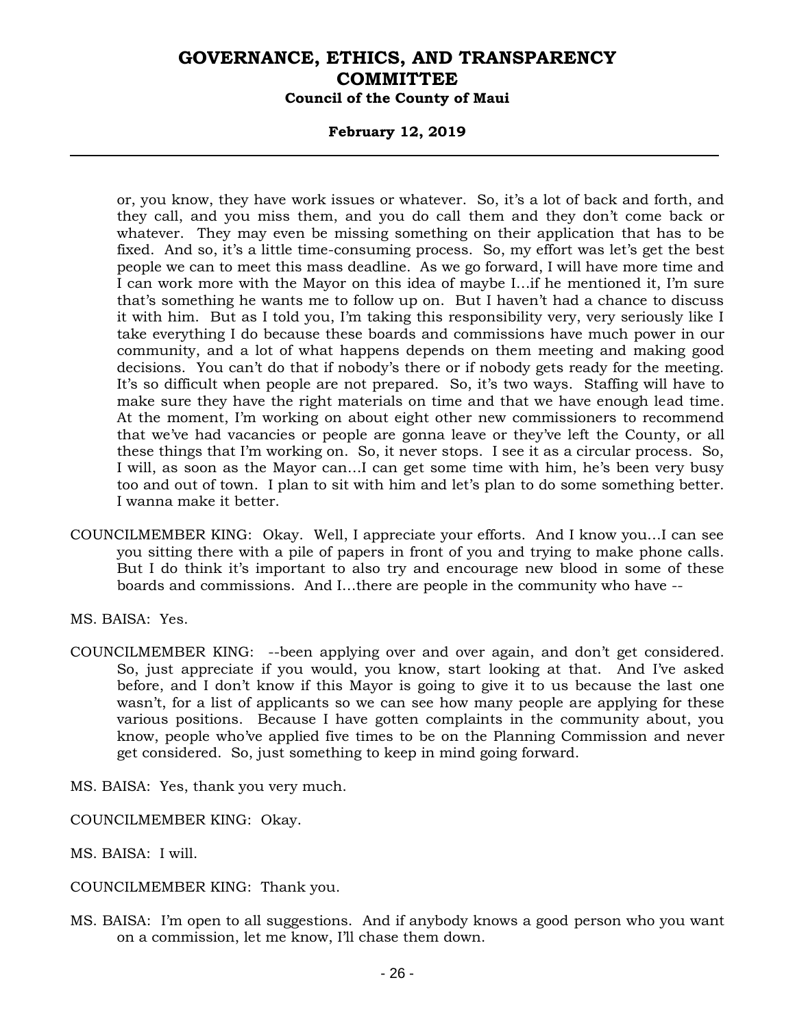or, you know, they have work issues or whatever. So, it's a lot of back and forth, and they call, and you miss them, and you do call them and they don't come back or whatever. They may even be missing something on their application that has to be fixed. And so, it's a little time-consuming process. So, my effort was let's get the best people we can to meet this mass deadline. As we go forward, I will have more time and I can work more with the Mayor on this idea of maybe I…if he mentioned it, I'm sure that's something he wants me to follow up on. But I haven't had a chance to discuss it with him. But as I told you, I'm taking this responsibility very, very seriously like I take everything I do because these boards and commissions have much power in our community, and a lot of what happens depends on them meeting and making good decisions. You can't do that if nobody's there or if nobody gets ready for the meeting. It's so difficult when people are not prepared. So, it's two ways. Staffing will have to make sure they have the right materials on time and that we have enough lead time. At the moment, I'm working on about eight other new commissioners to recommend that we've had vacancies or people are gonna leave or they've left the County, or all these things that I'm working on. So, it never stops. I see it as a circular process. So, I will, as soon as the Mayor can…I can get some time with him, he's been very busy too and out of town. I plan to sit with him and let's plan to do some something better. I wanna make it better.

COUNCILMEMBER KING: Okay. Well, I appreciate your efforts. And I know you…I can see you sitting there with a pile of papers in front of you and trying to make phone calls. But I do think it's important to also try and encourage new blood in some of these boards and commissions. And I…there are people in the community who have --

MS. BAISA: Yes.

COUNCILMEMBER KING: --been applying over and over again, and don't get considered. So, just appreciate if you would, you know, start looking at that. And I've asked before, and I don't know if this Mayor is going to give it to us because the last one wasn't, for a list of applicants so we can see how many people are applying for these various positions. Because I have gotten complaints in the community about, you know, people who've applied five times to be on the Planning Commission and never get considered. So, just something to keep in mind going forward.

MS. BAISA: Yes, thank you very much.

COUNCILMEMBER KING: Okay.

MS. BAISA: I will.

COUNCILMEMBER KING: Thank you.

MS. BAISA: I'm open to all suggestions. And if anybody knows a good person who you want on a commission, let me know, I'll chase them down.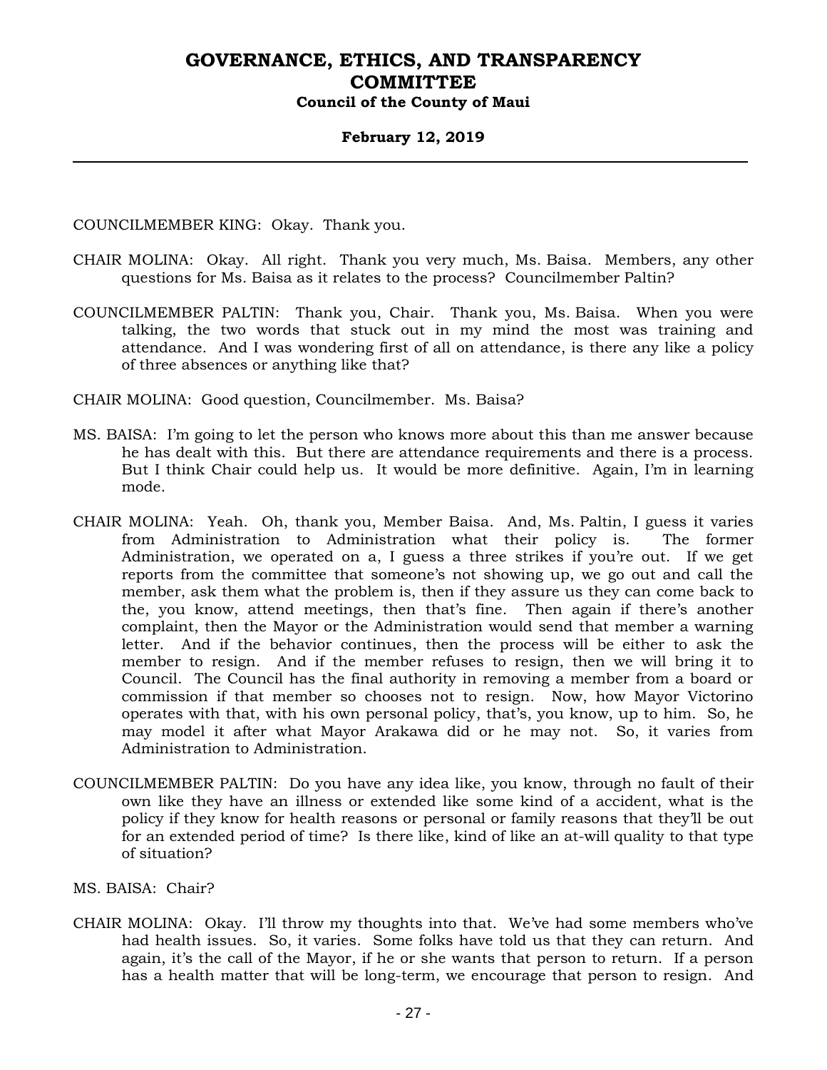COUNCILMEMBER KING: Okay. Thank you.

CHAIR MOLINA: Okay. All right. Thank you very much, Ms. Baisa. Members, any other questions for Ms. Baisa as it relates to the process? Councilmember Paltin?

COUNCILMEMBER PALTIN: Thank you, Chair. Thank you, Ms. Baisa. When you were talking, the two words that stuck out in my mind the most was training and attendance. And I was wondering first of all on attendance, is there any like a policy of three absences or anything like that?

CHAIR MOLINA: Good question, Councilmember. Ms. Baisa?

MS. BAISA: I'm going to let the person who knows more about this than me answer because he has dealt with this. But there are attendance requirements and there is a process. But I think Chair could help us. It would be more definitive. Again, I'm in learning mode.

CHAIR MOLINA: Yeah. Oh, thank you, Member Baisa. And, Ms. Paltin, I guess it varies from Administration to Administration what their policy is. The former Administration, we operated on a, I guess a three strikes if you're out. If we get reports from the committee that someone's not showing up, we go out and call the member, ask them what the problem is, then if they assure us they can come back to the, you know, attend meetings, then that's fine. Then again if there's another complaint, then the Mayor or the Administration would send that member a warning letter. And if the behavior continues, then the process will be either to ask the member to resign. And if the member refuses to resign, then we will bring it to Council. The Council has the final authority in removing a member from a board or commission if that member so chooses not to resign. Now, how Mayor Victorino operates with that, with his own personal policy, that's, you know, up to him. So, he may model it after what Mayor Arakawa did or he may not. So, it varies from Administration to Administration.

COUNCILMEMBER PALTIN: Do you have any idea like, you know, through no fault of their own like they have an illness or extended like some kind of a accident, what is the policy if they know for health reasons or personal or family reasons that they'll be out for an extended period of time? Is there like, kind of like an at-will quality to that type of situation?

MS. BAISA: Chair?

CHAIR MOLINA: Okay. I'll throw my thoughts into that. We've had some members who've had health issues. So, it varies. Some folks have told us that they can return. And again, it's the call of the Mayor, if he or she wants that person to return. If a person has a health matter that will be long-term, we encourage that person to resign. And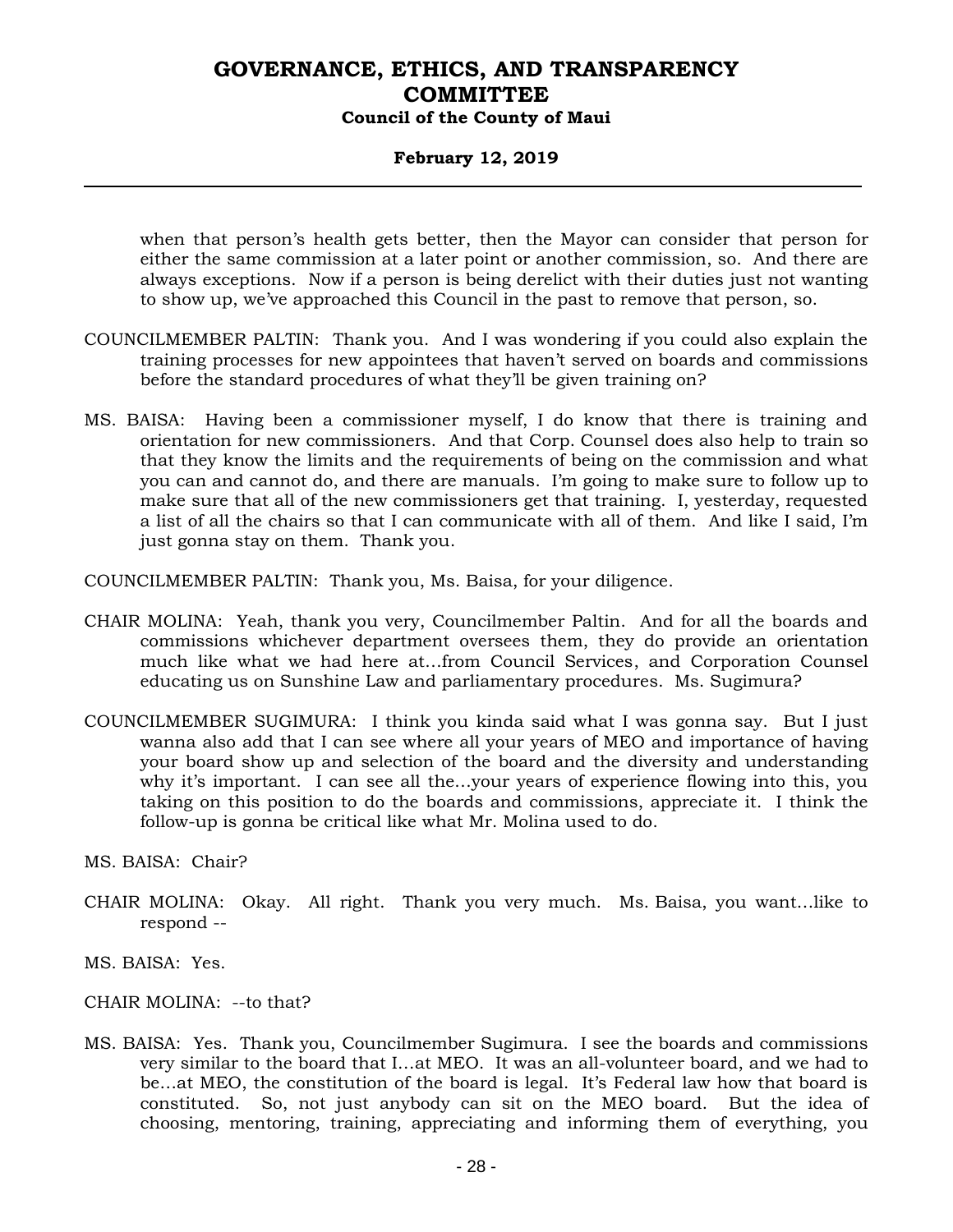when that person's health gets better, then the Mayor can consider that person for either the same commission at a later point or another commission, so. And there are always exceptions. Now if a person is being derelict with their duties just not wanting to show up, we've approached this Council in the past to remove that person, so.

COUNCILMEMBER PALTIN: Thank you. And I was wondering if you could also explain the training processes for new appointees that haven't served on boards and commissions before the standard procedures of what they'll be given training on?

MS. BAISA: Having been a commissioner myself, I do know that there is training and orientation for new commissioners. And that Corp. Counsel does also help to train so that they know the limits and the requirements of being on the commission and what you can and cannot do, and there are manuals. I'm going to make sure to follow up to make sure that all of the new commissioners get that training. I, yesterday, requested a list of all the chairs so that I can communicate with all of them. And like I said, I'm just gonna stay on them. Thank you.

COUNCILMEMBER PALTIN: Thank you, Ms. Baisa, for your diligence.

CHAIR MOLINA: Yeah, thank you very, Councilmember Paltin. And for all the boards and commissions whichever department oversees them, they do provide an orientation much like what we had here at…from Council Services, and Corporation Counsel educating us on Sunshine Law and parliamentary procedures. Ms. Sugimura?

COUNCILMEMBER SUGIMURA: I think you kinda said what I was gonna say. But I just wanna also add that I can see where all your years of MEO and importance of having your board show up and selection of the board and the diversity and understanding why it's important. I can see all the…your years of experience flowing into this, you taking on this position to do the boards and commissions, appreciate it. I think the follow-up is gonna be critical like what Mr. Molina used to do.

MS. BAISA: Chair?

CHAIR MOLINA: Okay. All right. Thank you very much. Ms. Baisa, you want…like to respond --

MS. BAISA: Yes.

CHAIR MOLINA: --to that?

MS. BAISA: Yes. Thank you, Councilmember Sugimura. I see the boards and commissions very similar to the board that I…at MEO. It was an all-volunteer board, and we had to be…at MEO, the constitution of the board is legal. It's Federal law how that board is constituted. So, not just anybody can sit on the MEO board. But the idea of choosing, mentoring, training, appreciating and informing them of everything, you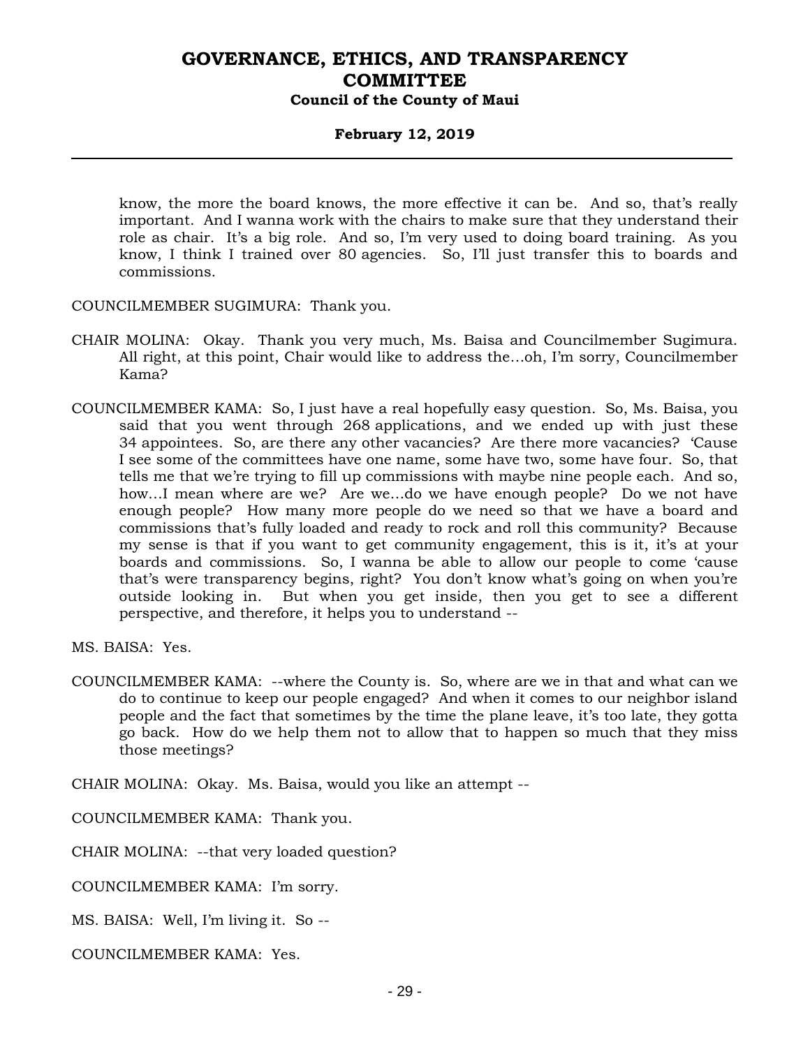know, the more the board knows, the more effective it can be. And so, that's really important. And I wanna work with the chairs to make sure that they understand their role as chair. It's a big role. And so, I'm very used to doing board training. As you know, I think I trained over 80 agencies. So, I'll just transfer this to boards and commissions.

COUNCILMEMBER SUGIMURA: Thank you.

CHAIR MOLINA: Okay. Thank you very much, Ms. Baisa and Councilmember Sugimura. All right, at this point, Chair would like to address the…oh, I'm sorry, Councilmember Kama?

COUNCILMEMBER KAMA: So, I just have a real hopefully easy question. So, Ms. Baisa, you said that you went through 268 applications, and we ended up with just these 34 appointees. So, are there any other vacancies? Are there more vacancies? 'Cause I see some of the committees have one name, some have two, some have four. So, that tells me that we're trying to fill up commissions with maybe nine people each. And so, how…I mean where are we? Are we…do we have enough people? Do we not have enough people? How many more people do we need so that we have a board and commissions that's fully loaded and ready to rock and roll this community? Because my sense is that if you want to get community engagement, this is it, it's at your boards and commissions. So, I wanna be able to allow our people to come 'cause that's were transparency begins, right? You don't know what's going on when you're outside looking in. But when you get inside, then you get to see a different perspective, and therefore, it helps you to understand --

MS. BAISA: Yes.

COUNCILMEMBER KAMA: --where the County is. So, where are we in that and what can we do to continue to keep our people engaged? And when it comes to our neighbor island people and the fact that sometimes by the time the plane leave, it's too late, they gotta go back. How do we help them not to allow that to happen so much that they miss those meetings?

CHAIR MOLINA: Okay. Ms. Baisa, would you like an attempt --

COUNCILMEMBER KAMA: Thank you.

CHAIR MOLINA: --that very loaded question?

COUNCILMEMBER KAMA: I'm sorry.

MS. BAISA: Well, I'm living it. So --

COUNCILMEMBER KAMA: Yes.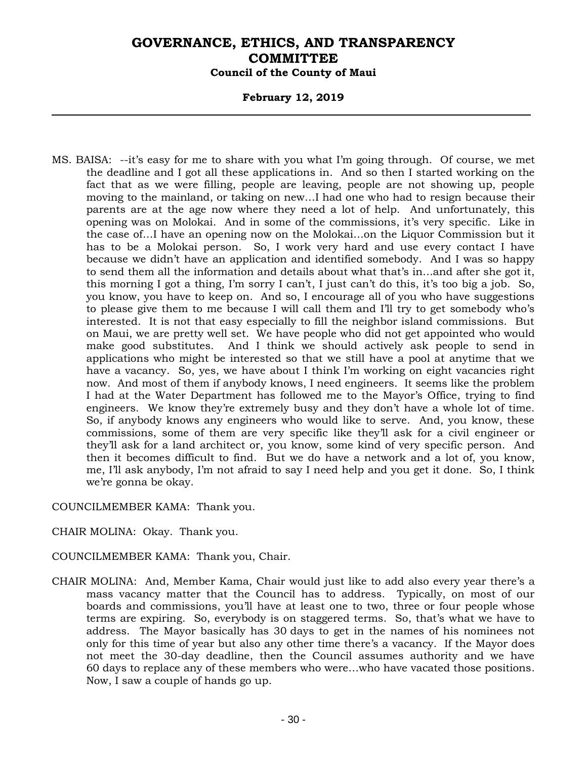MS. BAISA: --it's easy for me to share with you what I'm going through. Of course, we met the deadline and I got all these applications in. And so then I started working on the fact that as we were filling, people are leaving, people are not showing up, people moving to the mainland, or taking on new...I had one who had to resign because their parents are at the age now where they need a lot of help. And unfortunately, this opening was on Molokai. And in some of the commissions, it's very specific. Like in the case of...I have an opening now on the Molokai...on the Liquor Commission but it has to be a Molokai person. So, I work very hard and use every contact I have because we didn't have an application and identified somebody. And I was so happy to send them all the information and details about what that's in...and after she got it, this morning I got a thing, I'm sorry I can't, I just can't do this, it's too big a job. So, you know, you have to keep on. And so, I encourage all of you who have suggestions to please give them to me because I will call them and I'll try to get somebody who's interested. It is not that easy especially to fill the neighbor island commissions. But on Maui, we are pretty well set. We have people who did not get appointed who would make good substitutes. And I think we should actively ask people to send in applications who might be interested so that we still have a pool at anytime that we have a vacancy. So, yes, we have about I think I'm working on eight vacancies right now. And most of them if anybody knows, I need engineers. It seems like the problem I had at the Water Department has followed me to the Mayor's Office, trying to find engineers. We know they're extremely busy and they don't have a whole lot of time. So, if anybody knows any engineers who would like to serve. And, you know, these commissions, some of them are very specific like they'll ask for a civil engineer or they'll ask for a land architect or, you know, some kind of very specific person. And then it becomes difficult to find. But we do have a network and a lot of, you know, me, I'll ask anybody, I'm not afraid to say I need help and you get it done. So, I think we're gonna be okay.

COUNCILMEMBER KAMA: Thank you.

CHAIR MOLINA: Okay. Thank you.

COUNCILMEMBER KAMA: Thank you, Chair.

CHAIR MOLINA: And, Member Kama, Chair would just like to add also every year there's a mass vacancy matter that the Council has to address. Typically, on most of our boards and commissions, you'll have at least one to two, three or four people whose terms are expiring. So, everybody is on staggered terms. So, that's what we have to address. The Mayor basically has 30 days to get in the names of his nominees not only for this time of year but also any other time there's a vacancy. If the Mayor does not meet the 30-day deadline, then the Council assumes authority and we have 60 days to replace any of these members who were...who have vacated those positions. Now, I saw a couple of hands go up.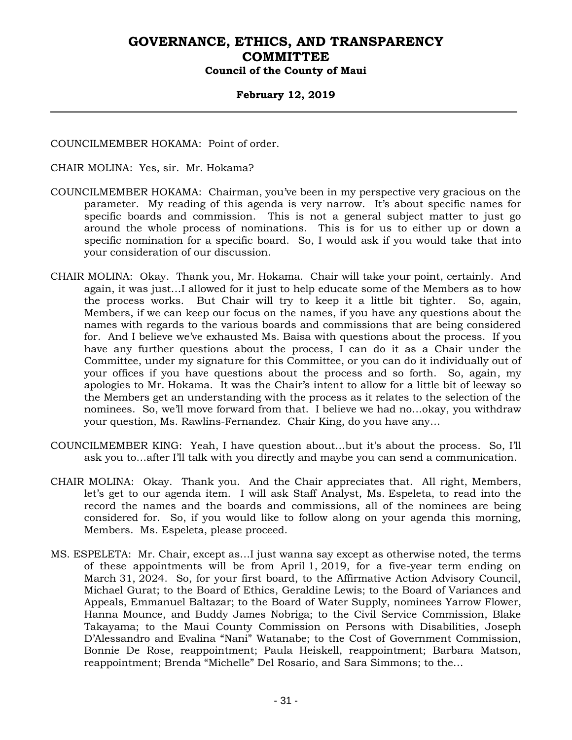COUNCILMEMBER HOKAMA: Point of order.

CHAIR MOLINA: Yes, sir. Mr. Hokama?

COUNCILMEMBER HOKAMA: Chairman, you've been in my perspective very gracious on the parameter. My reading of this agenda is very narrow. It's about specific names for specific boards and commission. This is not a general subject matter to just go around the whole process of nominations. This is for us to either up or down a specific nomination for a specific board. So, I would ask if you would take that into your consideration of our discussion.

CHAIR MOLINA: Okay. Thank you, Mr. Hokama. Chair will take your point, certainly. And again, it was just…I allowed for it just to help educate some of the Members as to how the process works. But Chair will try to keep it a little bit tighter. So, again, Members, if we can keep our focus on the names, if you have any questions about the names with regards to the various boards and commissions that are being considered for. And I believe we've exhausted Ms. Baisa with questions about the process. If you have any further questions about the process, I can do it as a Chair under the Committee, under my signature for this Committee, or you can do it individually out of your offices if you have questions about the process and so forth. So, again, my apologies to Mr. Hokama. It was the Chair's intent to allow for a little bit of leeway so the Members get an understanding with the process as it relates to the selection of the nominees. So, we'll move forward from that. I believe we had no…okay, you withdraw your question, Ms. Rawlins-Fernandez. Chair King, do you have any…

COUNCILMEMBER KING: Yeah, I have question about…but it's about the process. So, I'll ask you to…after I'll talk with you directly and maybe you can send a communication.

CHAIR MOLINA: Okay. Thank you. And the Chair appreciates that. All right, Members, let's get to our agenda item. I will ask Staff Analyst, Ms. Espeleta, to read into the record the names and the boards and commissions, all of the nominees are being considered for. So, if you would like to follow along on your agenda this morning, Members. Ms. Espeleta, please proceed.

MS. ESPELETA: Mr. Chair, except as…I just wanna say except as otherwise noted, the terms of these appointments will be from April 1, 2019, for a five-year term ending on March 31, 2024. So, for your first board, to the Affirmative Action Advisory Council, Michael Gurat; to the Board of Ethics, Geraldine Lewis; to the Board of Variances and Appeals, Emmanuel Baltazar; to the Board of Water Supply, nominees Yarrow Flower, Hanna Mounce, and Buddy James Nobriga; to the Civil Service Commission, Blake Takayama; to the Maui County Commission on Persons with Disabilities, Joseph D'Alessandro and Evalina "Nani" Watanabe; to the Cost of Government Commission, Bonnie De Rose, reappointment; Paula Heiskell, reappointment; Barbara Matson, reappointment; Brenda "Michelle" Del Rosario, and Sara Simmons; to the…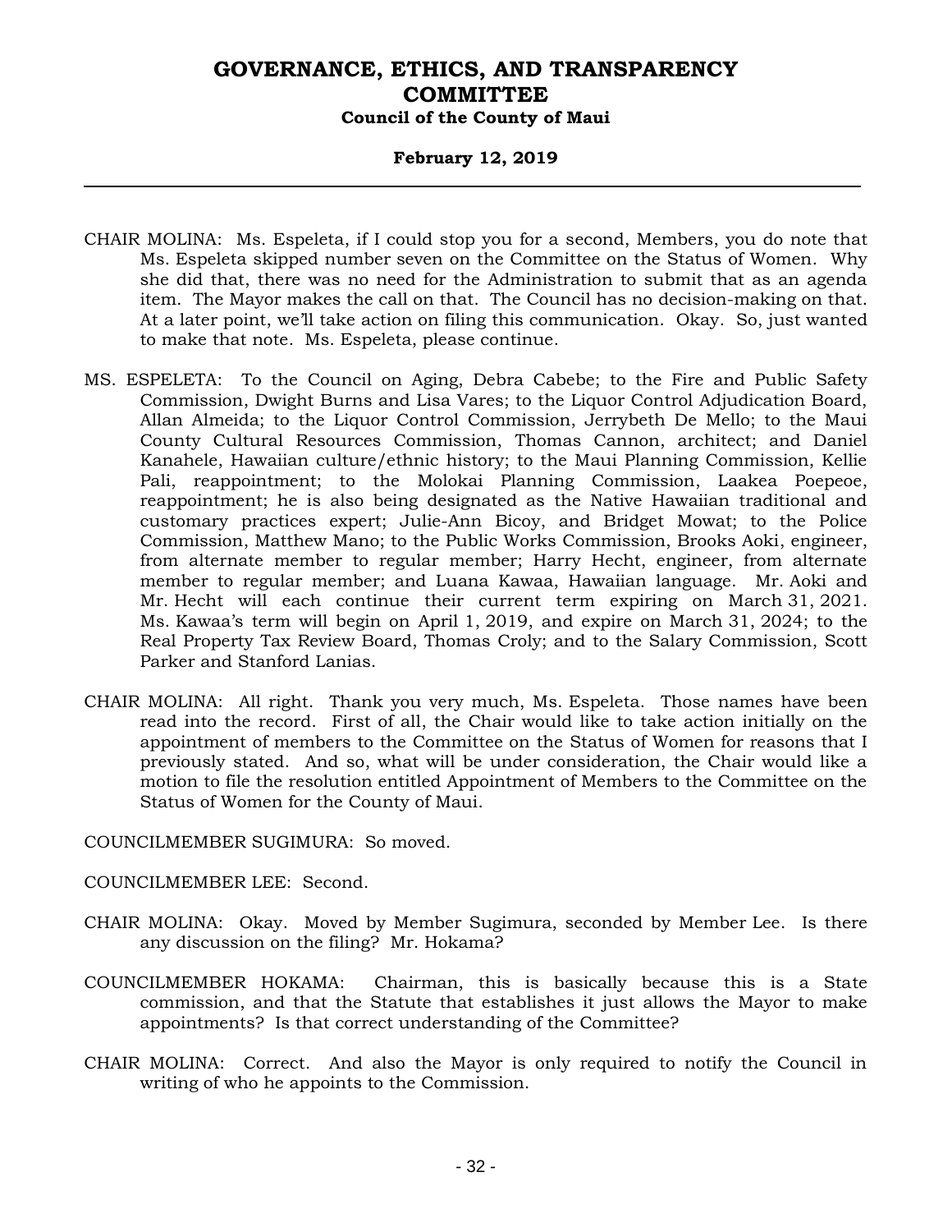CHAIR MOLINA: Ms. Espeleta, if I could stop you for a second, Members, you do note that Ms. Espeleta skipped number seven on the Committee on the Status of Women. Why she did that, there was no need for the Administration to submit that as an agenda item. The Mayor makes the call on that. The Council has no decision-making on that. At a later point, we'll take action on filing this communication. Okay. So, just wanted to make that note. Ms. Espeleta, please continue.

MS. ESPELETA: To the Council on Aging, Debra Cabebe; to the Fire and Public Safety Commission, Dwight Burns and Lisa Vares; to the Liquor Control Adjudication Board, Allan Almeida; to the Liquor Control Commission, Jerrybeth De Mello; to the Maui County Cultural Resources Commission, Thomas Cannon, architect; and Daniel Kanahele, Hawaiian culture/ethnic history; to the Maui Planning Commission, Kellie Pali, reappointment; to the Molokai Planning Commission, Laakea Poepoe, reappointment; he is also being designated as the Native Hawaiian traditional and customary practices expert; Julie-Ann Bicoy, and Bridget Mowat; to the Police Commission, Matthew Mano; to the Public Works Commission, Brooks Aoki, engineer, from alternate member to regular member; Harry Hecht, engineer, from alternate member to regular member; and Luana Kawaa, Hawaiian language. Mr. Aoki and Mr. Hecht will each continue their current term expiring on March 31, 2021. Ms. Kawaa's term will begin on April 1, 2019, and expire on March 31, 2024; to the Real Property Tax Review Board, Thomas Croly; and to the Salary Commission, Scott Parker and Stanford Lanias.

CHAIR MOLINA: All right. Thank you very much, Ms. Espeleta. Those names have been read into the record. First of all, the Chair would like to take action initially on the appointment of members to the Committee on the Status of Women for reasons that I previously stated. And so, what will be under consideration, the Chair would like a motion to file the resolution entitled Appointment of Members to the Committee on the Status of Women for the County of Maui.

COUNCILMEMBER SUGIMURA: So moved.

COUNCILMEMBER LEE: Second.

CHAIR MOLINA: Okay. Moved by Member Sugimura, seconded by Member Lee. Is there any discussion on the filing? Mr. Hokama?

COUNCILMEMBER HOKAMA: Chairman, this is basically because this is a State commission, and that the Statute that establishes it just allows the Mayor to make appointments? Is that correct understanding of the Committee?

CHAIR MOLINA: Correct. And also the Mayor is only required to notify the Council in writing of who he appoints to the Commission.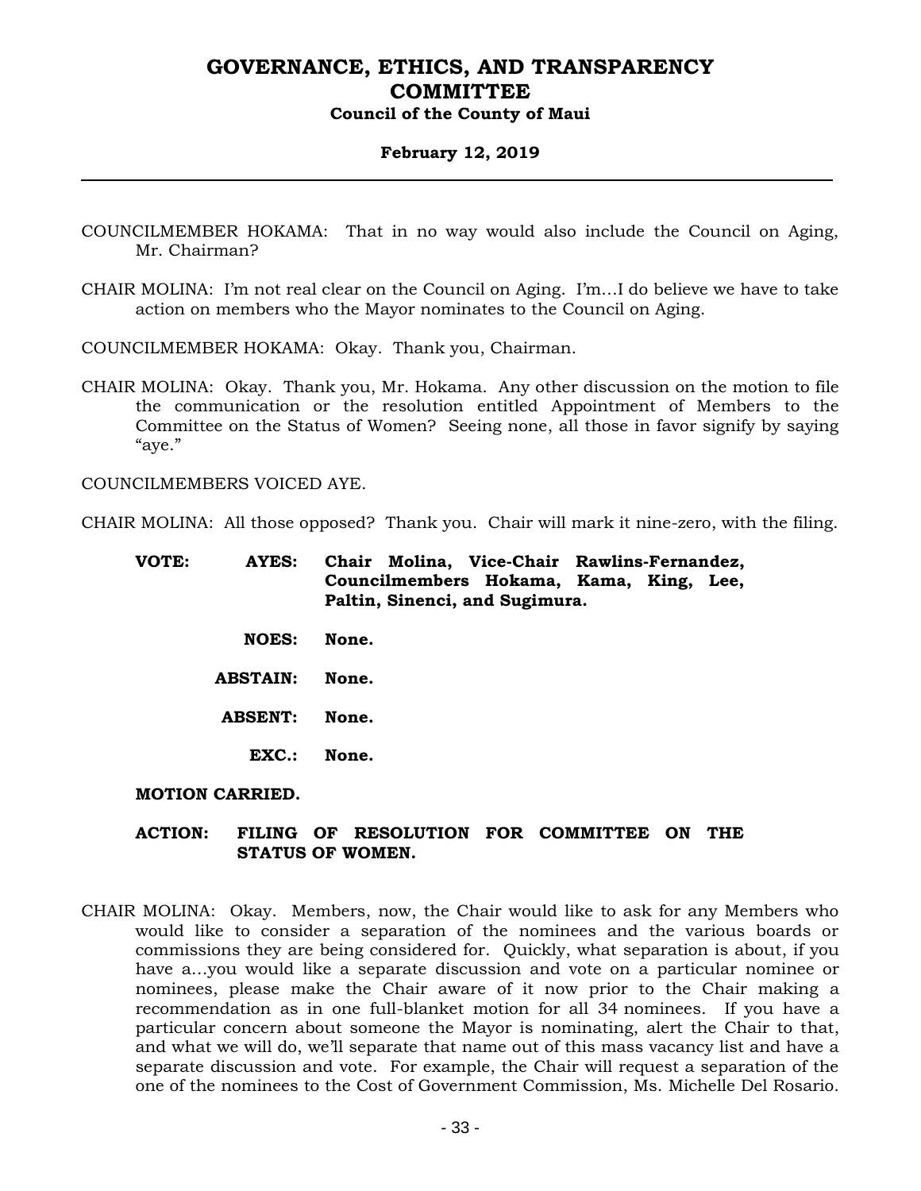COUNCILMEMBER HOKAMA: That in no way would also include the Council on Aging, Mr. Chairman?

CHAIR MOLINA: I'm not real clear on the Council on Aging. I'm…I do believe we have to take action on members who the Mayor nominates to the Council on Aging.

COUNCILMEMBER HOKAMA: Okay. Thank you, Chairman.

CHAIR MOLINA: Okay. Thank you, Mr. Hokama. Any other discussion on the motion to file the communication or the resolution entitled Appointment of Members to the Committee on the Status of Women? Seeing none, all those in favor signify by saying "aye."

COUNCILMEMBERS VOICED AYE.

CHAIR MOLINA: All those opposed? Thank you. Chair will mark it nine-zero, with the filing.

**VOTE: AYES: Chair Molina, Vice-Chair Rawlins-Fernandez, Councilmembers Hokama, King, Kama, Lee, Paltin, Sinenci, and Sugimura.**

**NOES: None.**

**ABSTAIN: None.**

**ABSENT: None.**

**EXC.: None.**

**MOTION CARRIED.**

**ACTION: FILING OF RESOLUTION FOR COMMITTEE ON THE STATUS OF WOMEN.**

CHAIR MOLINA: Okay. Members, now, the Chair would like to ask for any Members who would like to consider a separation of the nominees and the various boards or commissions they are being considered for. Quickly, what separation is about, if you have a…you would like a separate discussion and vote on a particular nominee or nominees, please make the Chair aware of it now prior to the Chair making a recommendation as in one full-blanket motion for all 34 nominees. If you have a particular concern about someone the Mayor is nominating, alert the Chair to that, and what we will do, we'll separate that name out of this mass vacancy list and have a separate discussion and vote. For example, the Chair will request a separation of the one of the nominees to the Cost of Government Commission, Ms. Michelle Del Rosario.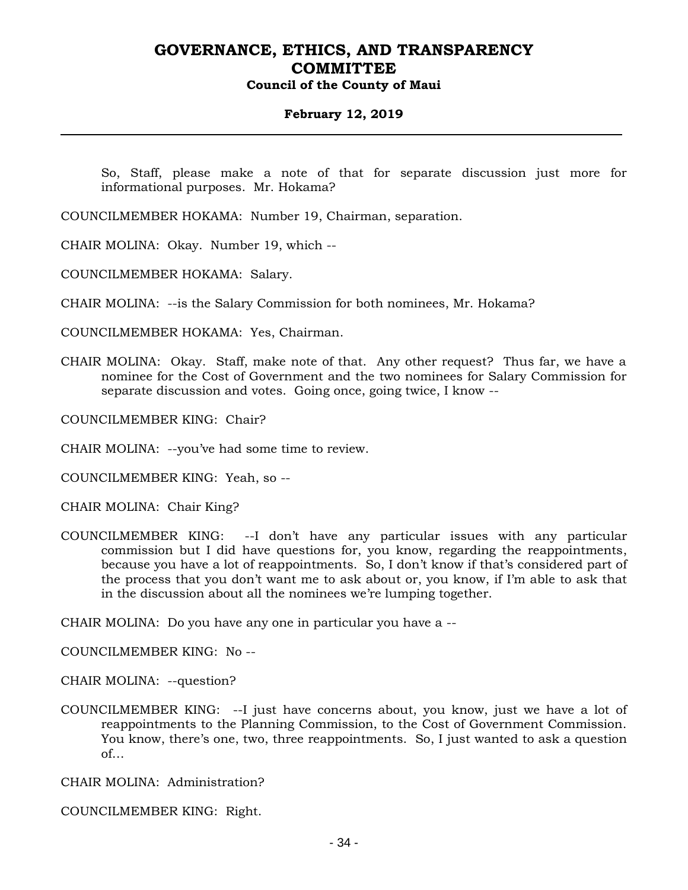So, Staff, please make a note of that for separate discussion just more for informational purposes. Mr. Hokama?

COUNCILMEMBER HOKAMA: Number 19, Chairman, separation.

CHAIR MOLINA: Okay. Number 19, which --

COUNCILMEMBER HOKAMA: Salary.

CHAIR MOLINA: --is the Salary Commission for both nominees, Mr. Hokama?

COUNCILMEMBER HOKAMA: Yes, Chairman.

CHAIR MOLINA: Okay. Staff, make note of that. Any other request? Thus far, we have a nominee for the Cost of Government and the two nominees for Salary Commission for separate discussion and votes. Going once, going twice, I know --

COUNCILMEMBER KING: Chair?

CHAIR MOLINA: --you've had some time to review.

COUNCILMEMBER KING: Yeah, so --

CHAIR MOLINA: Chair King?

COUNCILMEMBER KING: --I don't have any particular issues with any particular commission but I did have questions for, you know, regarding the reappointments, because you have a lot of reappointments. So, I don't know if that's considered part of the process that you don't want me to ask about or, you know, if I'm able to ask that in the discussion about all the nominees we're lumping together.

CHAIR MOLINA: Do you have any one in particular you have a --

COUNCILMEMBER KING: No --

CHAIR MOLINA: --question?

COUNCILMEMBER KING: --I just have concerns about, you know, just we have a lot of reappointments to the Planning Commission, to the Cost of Government Commission. You know, there's one, two, three reappointments. So, I just wanted to ask a question of...

CHAIR MOLINA: Administration?

COUNCILMEMBER KING: Right.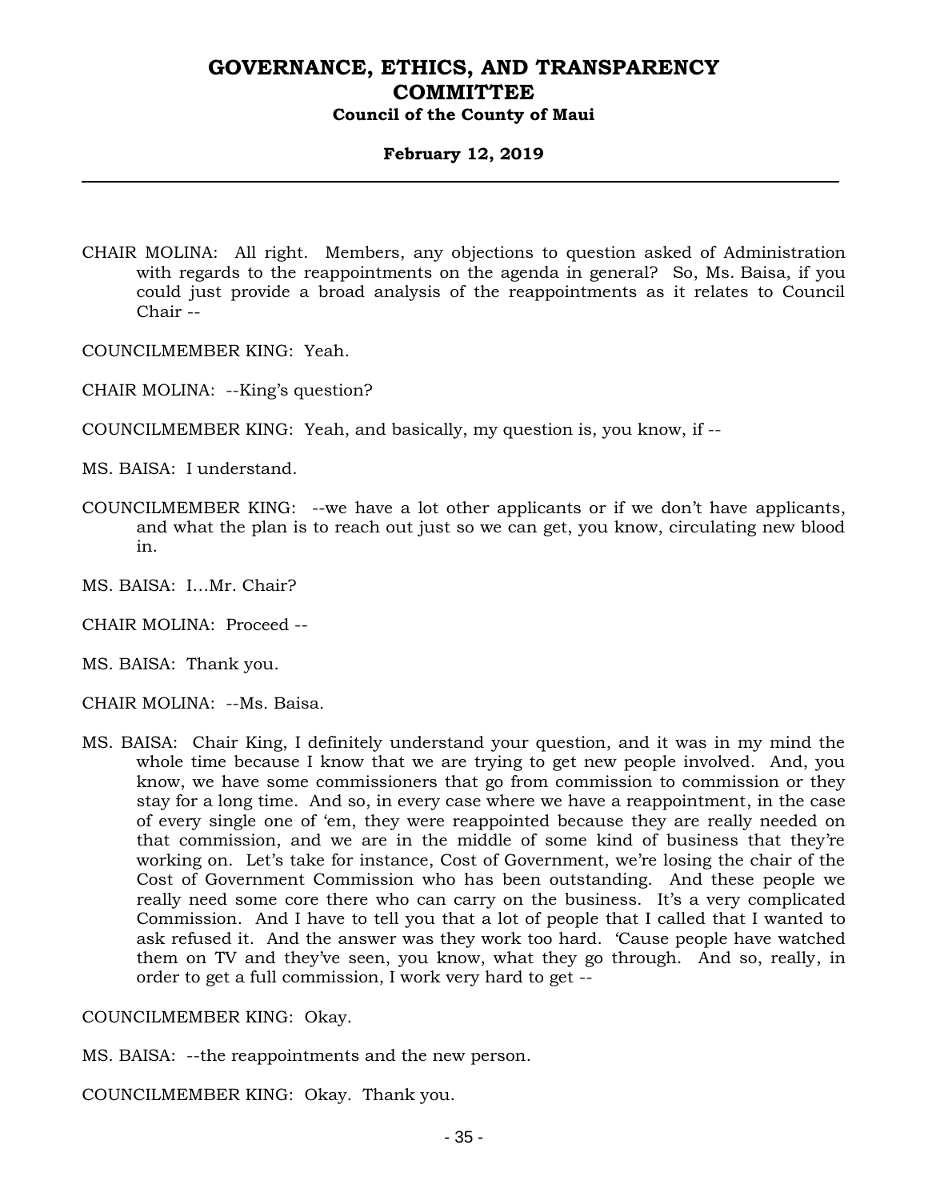CHAIR MOLINA: All right. Members, any objections to question asked of Administration with regards to the reappointments on the agenda in general? So, Ms. Baisa, if you could just provide a broad analysis of the reappointments as it relates to Council Chair --

COUNCILMEMBER KING: Yeah.

CHAIR MOLINA: --King's question?

COUNCILMEMBER KING: Yeah, and basically, my question is, you know, if --

MS. BAISA: I understand.

COUNCILMEMBER KING: --we have a lot other applicants or if we don't have applicants, and what the plan is to reach out just so we can get, you know, circulating new blood in.

MS. BAISA: I…Mr. Chair?

CHAIR MOLINA: Proceed --

MS. BAISA: Thank you.

CHAIR MOLINA: --Ms. Baisa.

MS. BAISA: Chair King, I definitely understand your question, and it was in my mind the whole time because I know that we are trying to get new people involved. And, you know, we have some commissioners that go from commission to commission or they stay for a long time. And so, in every case where we have a reappointment, in the case of every single one of 'em, they were reappointed because they are really needed on that commission, and we are in the middle of some kind of business that they're working on. Let's take for instance, Cost of Government, we're losing the chair of the Cost of Government Commission who has been outstanding. And these people we really need some core there who can carry on the business. It's a very complicated Commission. And I have to tell you that a lot of people that I called that I wanted to ask refused it. And the answer was they work too hard. 'Cause people have watched them on TV and they've seen, you know, what they go through. And so, really, in order to get a full commission, I work very hard to get --

COUNCILMEMBER KING: Okay.

MS. BAISA: --the reappointments and the new person.

COUNCILMEMBER KING: Okay. Thank you.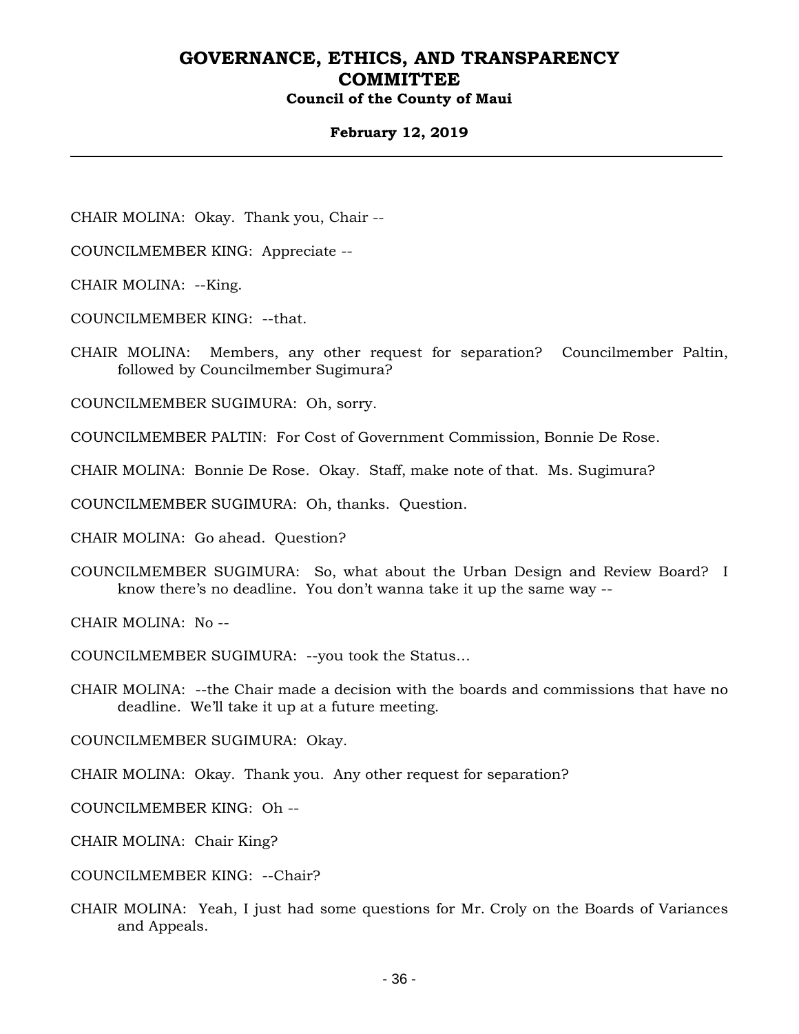CHAIR MOLINA: Okay. Thank you, Chair --

COUNCILMEMBER KING: Appreciate --

CHAIR MOLINA: --King.

COUNCILMEMBER KING: --that.

CHAIR MOLINA: Members, any other request for separation? Councilmember Paltin, followed by Councilmember Sugimura?

COUNCILMEMBER SUGIMURA: Oh, sorry.

COUNCILMEMBER PALTIN: For Cost of Government Commission, Bonnie De Rose.

CHAIR MOLINA: Bonnie De Rose. Okay. Staff, make note of that. Ms. Sugimura?

COUNCILMEMBER SUGIMURA: Oh, thanks. Question.

CHAIR MOLINA: Go ahead. Question?

COUNCILMEMBER SUGIMURA: So, what about the Urban Design and Review Board? I know there's no deadline. You don't wanna take it up the same way --

CHAIR MOLINA: No --

COUNCILMEMBER SUGIMURA: --you took the Status…

CHAIR MOLINA: --the Chair made a decision with the boards and commissions that have no deadline. We'll take it up at a future meeting.

COUNCILMEMBER SUGIMURA: Okay.

CHAIR MOLINA: Okay. Thank you. Any other request for separation?

COUNCILMEMBER KING: Oh --

CHAIR MOLINA: Chair King?

COUNCILMEMBER KING: --Chair?

CHAIR MOLINA: Yeah, I just had some questions for Mr. Croly on the Boards of Variances and Appeals.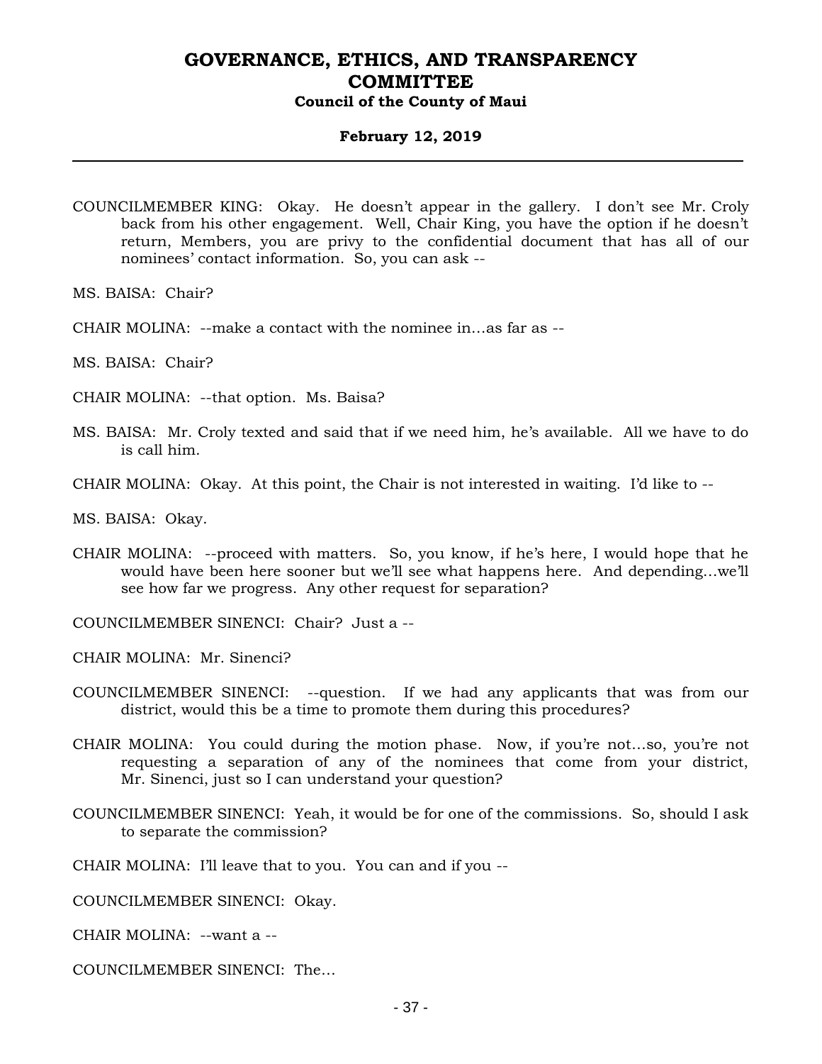COUNCILMEMBER KING: Okay. He doesn't appear in the gallery. I don't see Mr. Croly back from his other engagement. Well, Chair King, you have the option if he doesn't return, Members, you are privy to the confidential document that has all of our nominees' contact information. So, you can ask --

MS. BAISA: Chair?

CHAIR MOLINA: --make a contact with the nominee in…as far as --

MS. BAISA: Chair?

CHAIR MOLINA: --that option. Ms. Baisa?

MS. BAISA: Mr. Croly texted and said that if we need him, he's available. All we have to do is call him.

CHAIR MOLINA: Okay. At this point, the Chair is not interested in waiting. I'd like to --

MS. BAISA: Okay.

CHAIR MOLINA: --proceed with matters. So, you know, if he's here, I would hope that he would have been here sooner but we'll see what happens here. And depending…we'll see how far we progress. Any other request for separation?

COUNCILMEMBER SINENCI: Chair? Just a --

CHAIR MOLINA: Mr. Sinenci?

COUNCILMEMBER SINENCI: --question. If we had any applicants that was from our district, would this be a time to promote them during this procedures?

CHAIR MOLINA: You could during the motion phase. Now, if you're not…so, you're not requesting a separation of any of the nominees that come from your district, Mr. Sinenci, just so I can understand your question?

COUNCILMEMBER SINENCI: Yeah, it would be for one of the commissions. So, should I ask to separate the commission?

CHAIR MOLINA: I'll leave that to you. You can and if you --

COUNCILMEMBER SINENCI: Okay.

CHAIR MOLINA: --want a --

COUNCILMEMBER SINENCI: The…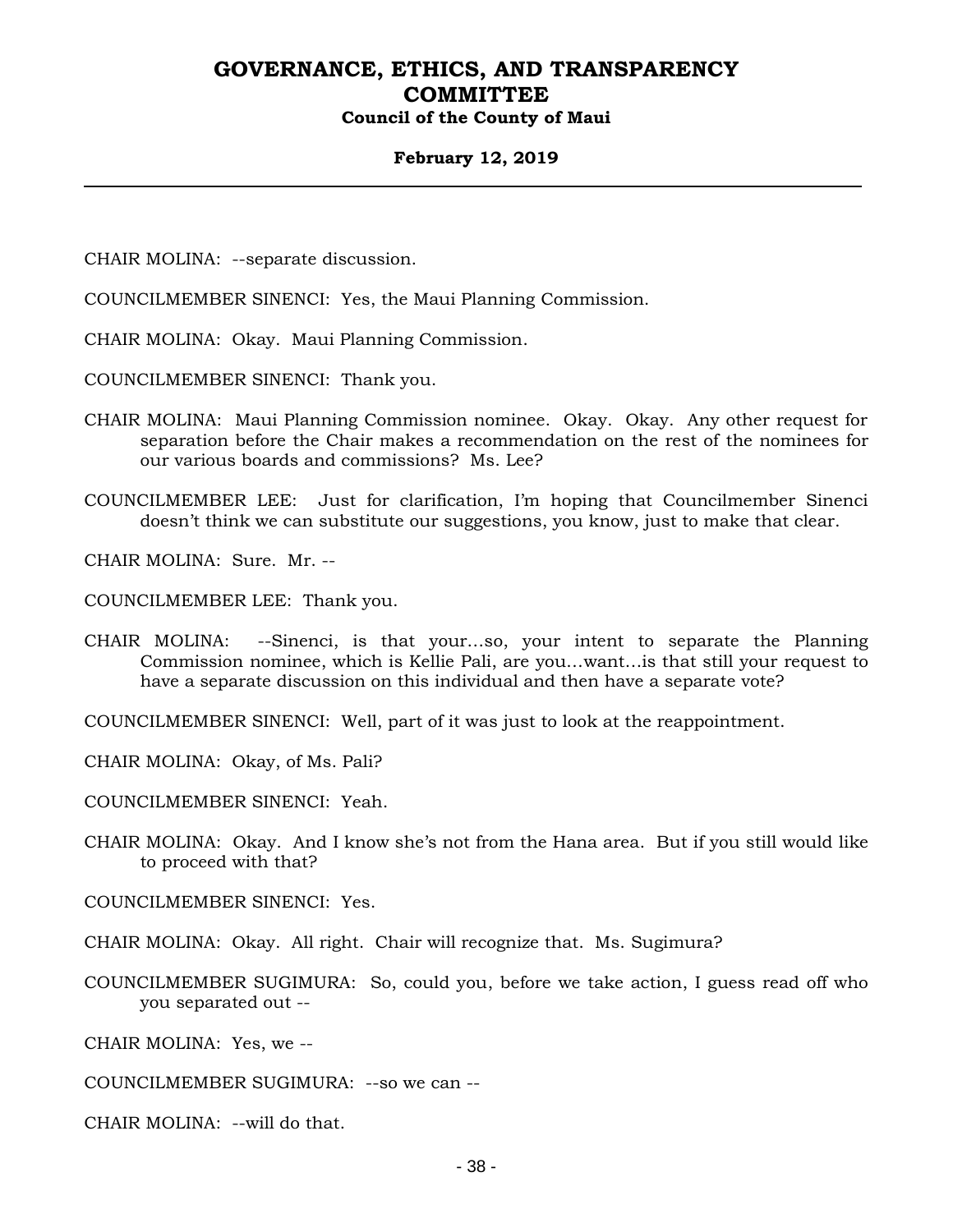CHAIR MOLINA: --separate discussion.

COUNCILMEMBER SINENCI: Yes, the Maui Planning Commission.

CHAIR MOLINA: Okay. Maui Planning Commission.

COUNCILMEMBER SINENCI: Thank you.

CHAIR MOLINA: Maui Planning Commission nominee. Okay. Okay. Any other request for separation before the Chair makes a recommendation on the rest of the nominees for our various boards and commissions? Ms. Lee?

COUNCILMEMBER LEE: Just for clarification, I'm hoping that Councilmember Sinenci doesn't think we can substitute our suggestions, you know, just to make that clear.

CHAIR MOLINA: Sure. Mr. --

COUNCILMEMBER LEE: Thank you.

CHAIR MOLINA: --Sinenci, is that your…so, your intent to separate the Planning Commission nominee, which is Kellie Pali, are you…want…is that still your request to have a separate discussion on this individual and then have a separate vote?

COUNCILMEMBER SINENCI: Well, part of it was just to look at the reappointment.

CHAIR MOLINA: Okay, of Ms. Pali?

COUNCILMEMBER SINENCI: Yeah.

CHAIR MOLINA: Okay. And I know she's not from the Hana area. But if you still would like to proceed with that?

COUNCILMEMBER SINENCI: Yes.

CHAIR MOLINA: Okay. All right. Chair will recognize that. Ms. Sugimura?

COUNCILMEMBER SUGIMURA: So, could you, before we take action, I guess read off who you separated out --

CHAIR MOLINA: Yes, we --

COUNCILMEMBER SUGIMURA: --so we can --

CHAIR MOLINA: --will do that.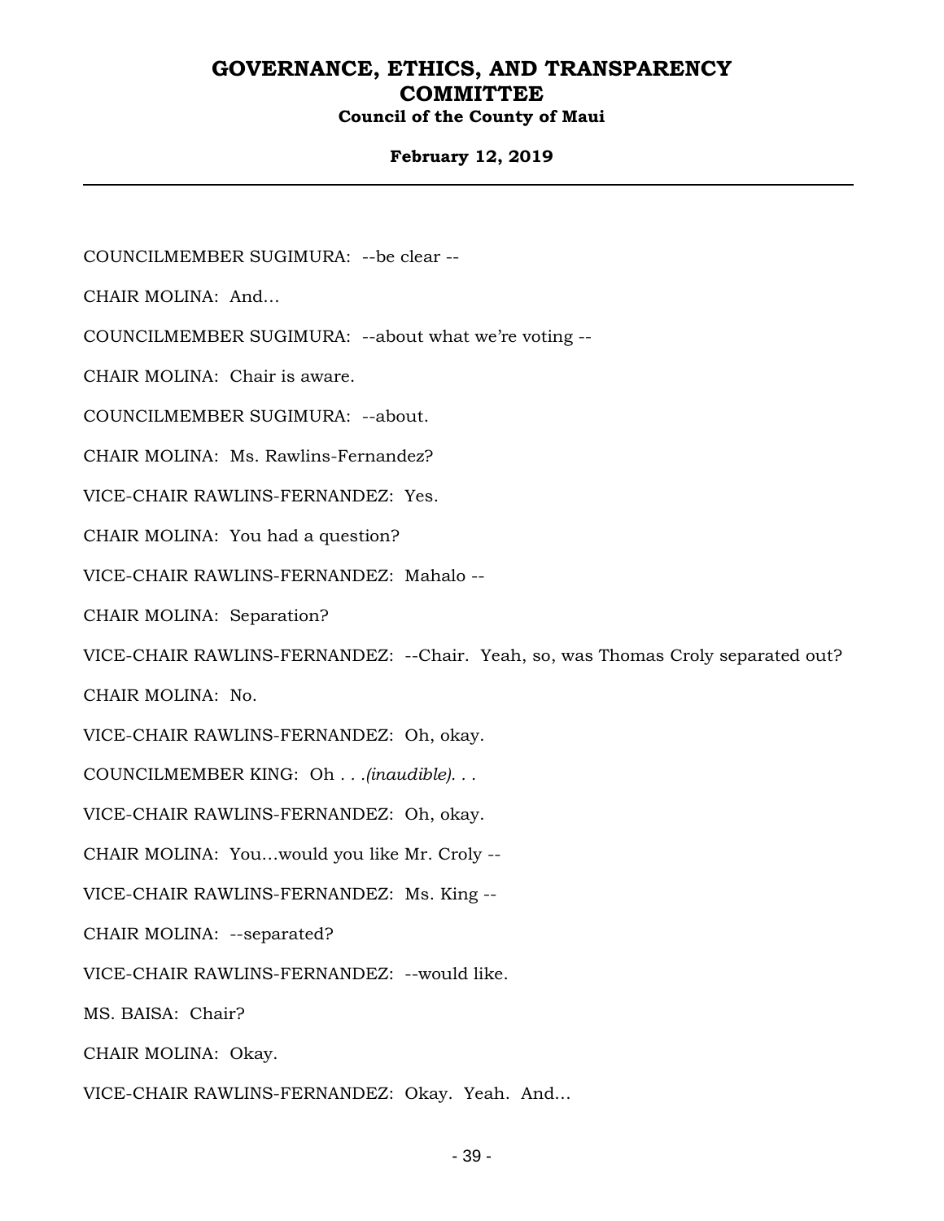COUNCILMEMBER SUGIMURA: --be clear --

CHAIR MOLINA: And...

COUNCILMEMBER SUGIMURA: --about what we're voting --

CHAIR MOLINA: Chair is aware.

COUNCILMEMBER SUGIMURA: --about.

CHAIR MOLINA: Ms. Rawlins-Fernandez?

VICE-CHAIR RAWLINS-FERNANDEZ: Yes.

CHAIR MOLINA: You had a question?

VICE-CHAIR RAWLINS-FERNANDEZ: Mahalo --

CHAIR MOLINA: Separation?

VICE-CHAIR RAWLINS-FERNANDEZ: --Chair. Yeah, so, was Thomas Croly separated out?

CHAIR MOLINA: No.

VICE-CHAIR RAWLINS-FERNANDEZ: Oh, okay.

COUNCILMEMBER KING: Oh *. . .(inaudible). . .*

VICE-CHAIR RAWLINS-FERNANDEZ: Oh, okay.

CHAIR MOLINA: You...would you like Mr. Croly --

VICE-CHAIR RAWLINS-FERNANDEZ: Ms. King --

CHAIR MOLINA: --separated?

VICE-CHAIR RAWLINS-FERNANDEZ: --would like.

MS. BAISA: Chair?

CHAIR MOLINA: Okay.

VICE-CHAIR RAWLINS-FERNANDEZ: Okay. Yeah. And...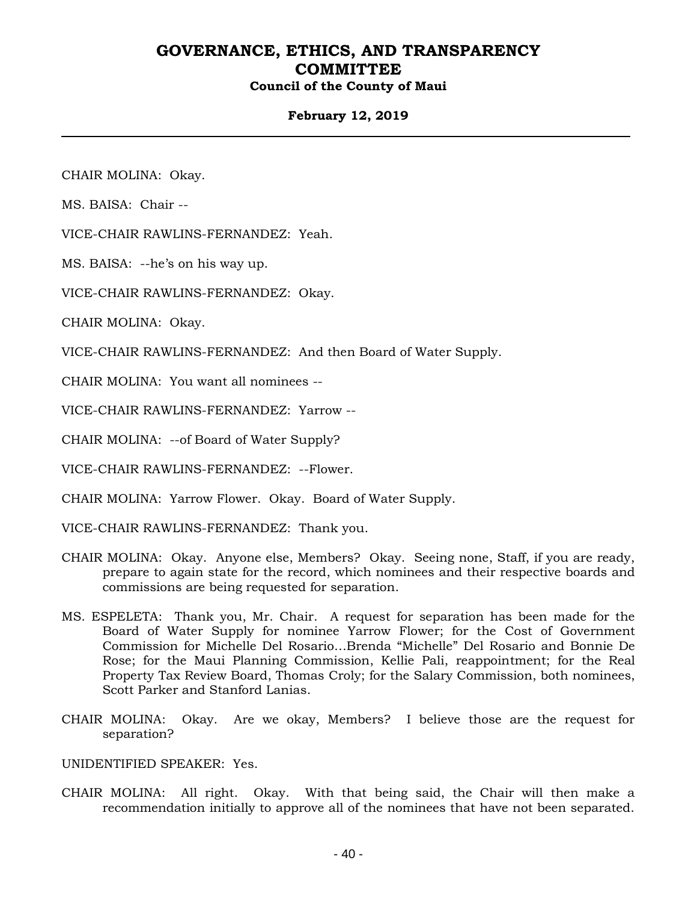CHAIR MOLINA: Okay.

MS. BAISA: Chair --

VICE-CHAIR RAWLINS-FERNANDEZ: Yeah.

MS. BAISA: --he's on his way up.

VICE-CHAIR RAWLINS-FERNANDEZ: Okay.

CHAIR MOLINA: Okay.

VICE-CHAIR RAWLINS-FERNANDEZ: And then Board of Water Supply.

CHAIR MOLINA: You want all nominees --

VICE-CHAIR RAWLINS-FERNANDEZ: Yarrow --

CHAIR MOLINA: --of Board of Water Supply?

VICE-CHAIR RAWLINS-FERNANDEZ: --Flower.

CHAIR MOLINA: Yarrow Flower. Okay. Board of Water Supply.

VICE-CHAIR RAWLINS-FERNANDEZ: Thank you.

CHAIR MOLINA: Okay. Anyone else, Members? Okay. Seeing none, Staff, if you are ready, prepare to again state for the record, which nominees and their respective boards and commissions are being requested for separation.

MS. ESPELETA: Thank you, Mr. Chair. A request for separation has been made for the Board of Water Supply for nominee Yarrow Flower; for the Cost of Government Commission for Michelle Del Rosario...Brenda "Michelle" Del Rosario and Bonnie De Rose; for the Maui Planning Commission, Kellie Pali, reappointment; for the Real Property Tax Review Board, Thomas Croly; for the Salary Commission, both nominees, Scott Parker and Stanford Lanias.

CHAIR MOLINA: Okay. Are we okay, Members? I believe those are the request for separation?

UNIDENTIFIED SPEAKER: Yes.

CHAIR MOLINA: All right. Okay. With that being said, the Chair will then make a recommendation initially to approve all of the nominees that have not been separated.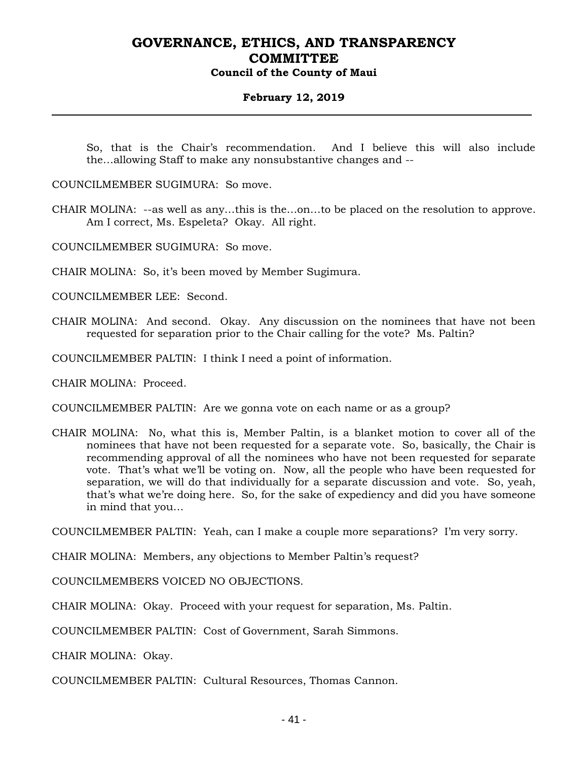So, that is the Chair's recommendation. And I believe this will also include the…allowing Staff to make any nonsubstantive changes and --

COUNCILMEMBER SUGIMURA: So move.

CHAIR MOLINA: --as well as any…this is the…on…to be placed on the resolution to approve. Am I correct, Ms. Espeleta? Okay. All right.

COUNCILMEMBER SUGIMURA: So move.

CHAIR MOLINA: So, it's been moved by Member Sugimura.

COUNCILMEMBER LEE: Second.

CHAIR MOLINA: And second. Okay. Any discussion on the nominees that have not been requested for separation prior to the Chair calling for the vote? Ms. Paltin?

COUNCILMEMBER PALTIN: I think I need a point of information.

CHAIR MOLINA: Proceed.

COUNCILMEMBER PALTIN: Are we gonna vote on each name or as a group?

CHAIR MOLINA: No, what this is, Member Paltin, is a blanket motion to cover all of the nominees that have not been requested for a separate vote. So, basically, the Chair is recommending approval of all the nominees who have not been requested for separate vote. That's what we'll be voting on. Now, all the people who have been requested for separation, we will do that individually for a separate discussion and vote. So, yeah, that's what we're doing here. So, for the sake of expediency and did you have someone in mind that you…

COUNCILMEMBER PALTIN: Yeah, can I make a couple more separations? I'm very sorry.

CHAIR MOLINA: Members, any objections to Member Paltin's request?

COUNCILMEMBERS VOICED NO OBJECTIONS.

CHAIR MOLINA: Okay. Proceed with your request for separation, Ms. Paltin.

COUNCILMEMBER PALTIN: Cost of Government, Sarah Simmons.

CHAIR MOLINA: Okay.

COUNCILMEMBER PALTIN: Cultural Resources, Thomas Cannon.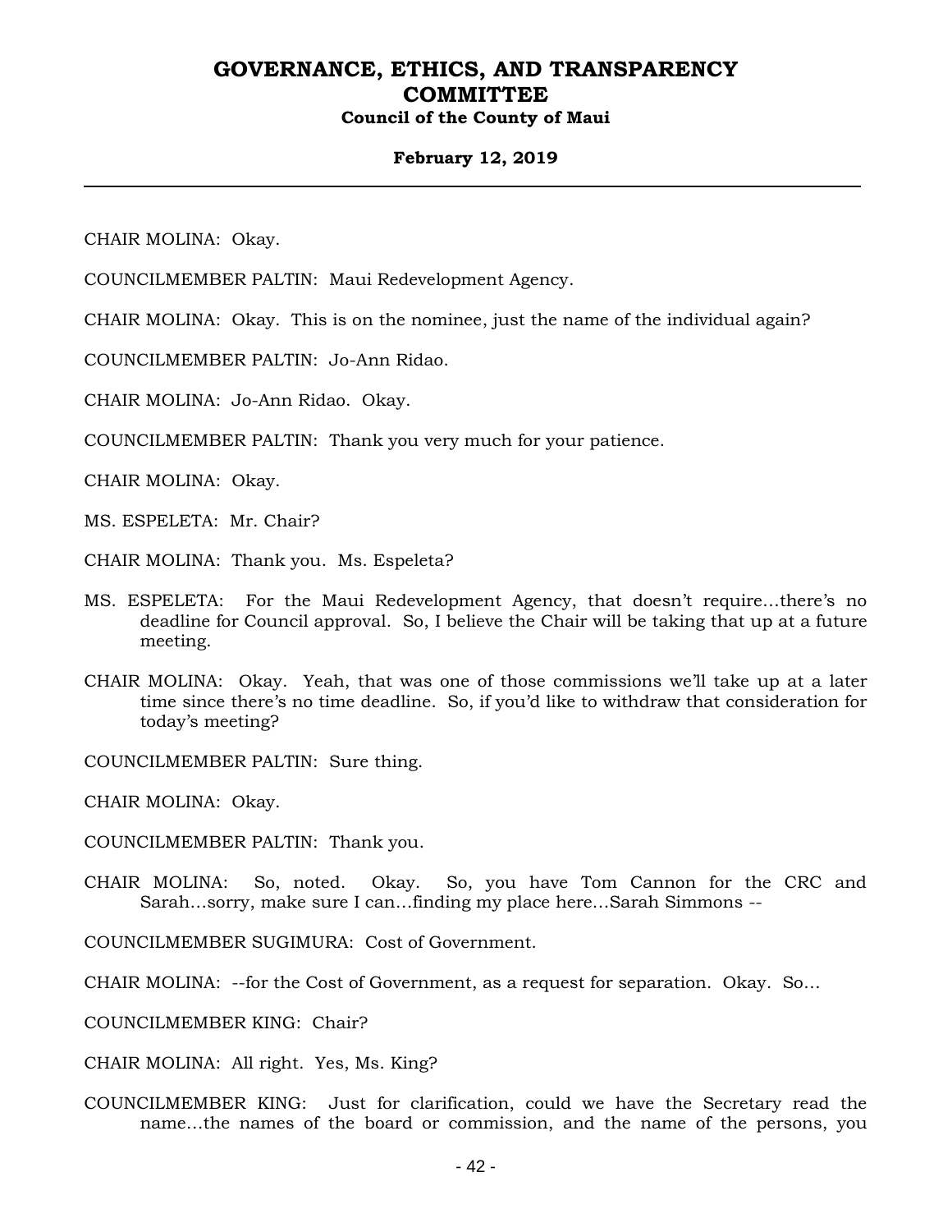CHAIR MOLINA: Okay.

COUNCILMEMBER PALTIN: Maui Redevelopment Agency.

CHAIR MOLINA: Okay. This is on the nominee, just the name of the individual again?

COUNCILMEMBER PALTIN: Jo-Ann Ridao.

CHAIR MOLINA: Jo-Ann Ridao. Okay.

COUNCILMEMBER PALTIN: Thank you very much for your patience.

CHAIR MOLINA: Okay.

MS. ESPELETA: Mr. Chair?

CHAIR MOLINA: Thank you. Ms. Espeleta?

MS. ESPELETA: For the Maui Redevelopment Agency, that doesn't require…there's no deadline for Council approval. So, I believe the Chair will be taking that up at a future meeting.

CHAIR MOLINA: Okay. Yeah, that was one of those commissions we'll take up at a later time since there's no time deadline. So, if you'd like to withdraw that consideration for today's meeting?

COUNCILMEMBER PALTIN: Sure thing.

CHAIR MOLINA: Okay.

COUNCILMEMBER PALTIN: Thank you.

CHAIR MOLINA: So, noted. Okay. So, you have Tom Cannon for the CRC and Sarah…sorry, make sure I can…finding my place here…Sarah Simmons --

COUNCILMEMBER SUGIMURA: Cost of Government.

CHAIR MOLINA: --for the Cost of Government, as a request for separation. Okay. So…

COUNCILMEMBER KING: Chair?

CHAIR MOLINA: All right. Yes, Ms. King?

COUNCILMEMBER KING: Just for clarification, could we have the Secretary read the name…the names of the board or commission, and the name of the persons, you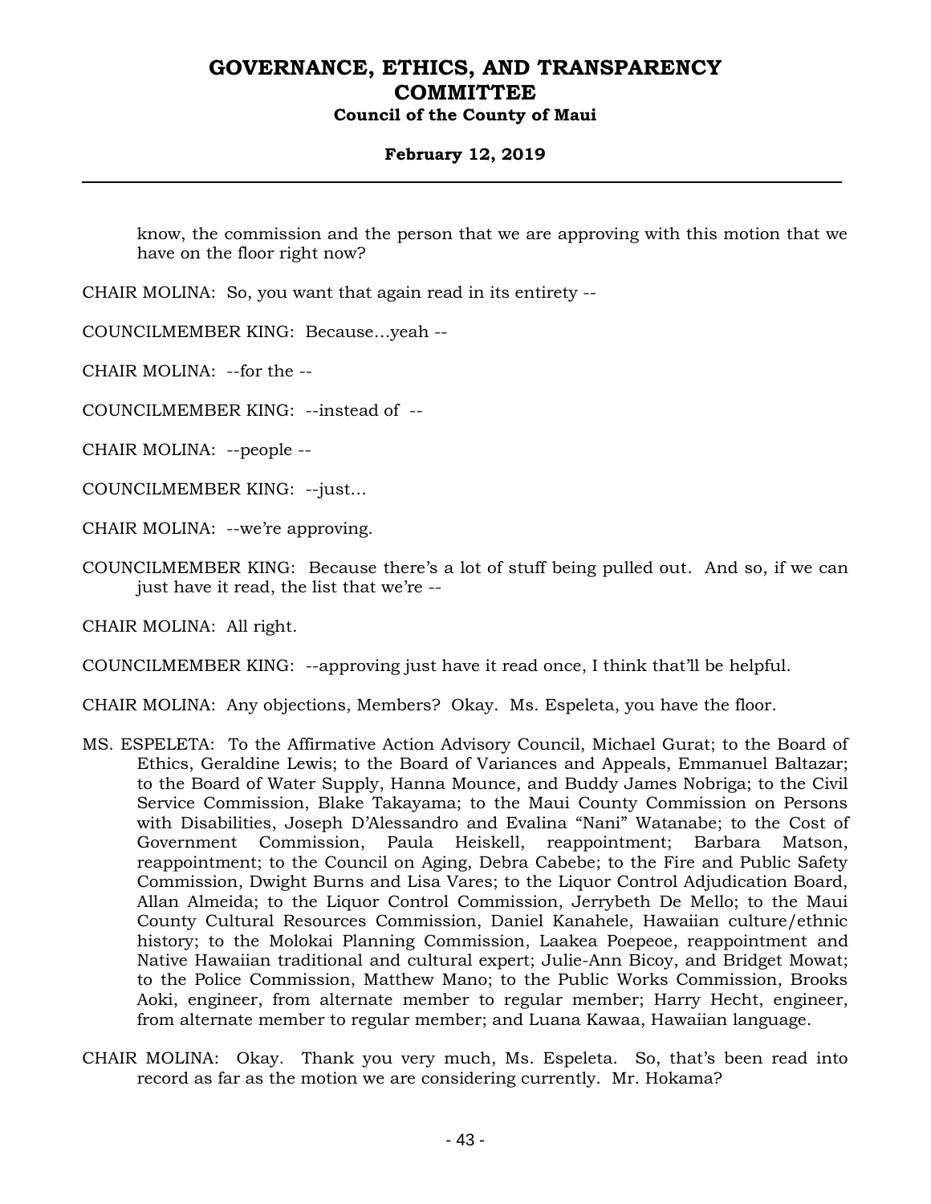know, the commission and the person that we are approving with this motion that we have on the floor right now?

CHAIR MOLINA: So, you want that again read in its entirety --

COUNCILMEMBER KING: Because…yeah --

CHAIR MOLINA: --for the --

COUNCILMEMBER KING: --instead of --

CHAIR MOLINA: --people --

COUNCILMEMBER KING: --just…

CHAIR MOLINA: --we're approving.

COUNCILMEMBER KING: Because there's a lot of stuff being pulled out. And so, if we can just have it read, the list that we're --

CHAIR MOLINA: All right.

COUNCILMEMBER KING: --approving just have it read once, I think that'll be helpful.

CHAIR MOLINA: Any objections, Members? Okay. Ms. Espeleta, you have the floor.

MS. ESPELETA: To the Affirmative Action Advisory Council, Michael Gurat; to the Board of Ethics, Geraldine Lewis; to the Board of Variances and Appeals, Emmanuel Baltazar; to the Board of Water Supply, Hanna Mounce, and Buddy James Nobriga; to the Civil Service Commission, Blake Takayama; to the Maui County Commission on Persons with Disabilities, Joseph D'Alessandro and Evalina "Nani" Watanabe; to the Cost of Government Commission, Paula Heiskell, reappointment; Barbara Matson, reappointment; to the Council on Aging, Debra Cabebe; to the Fire and Public Safety Commission, Dwight Burns and Lisa Vares; to the Liquor Control Adjudication Board, Allan Almeida; to the Liquor Control Commission, Jerrybeth De Mello; to the Maui County Cultural Resources Commission, Daniel Kanahele, Hawaiian culture/ethnic history; to the Molokai Planning Commission, Laakea Poepoe, reappointment and Native Hawaiian traditional and cultural expert; Julie-Ann Bicoy, and Bridget Mowat; to the Police Commission, Matthew Mano; to the Public Works Commission, Brooks Aoki, engineer, from alternate member to regular member; Harry Hecht, engineer, from alternate member to regular member; and Luana Kawaa, Hawaiian language.

CHAIR MOLINA: Okay. Thank you very much, Ms. Espeleta. So, that's been read into record as far as the motion we are considering currently. Mr. Hokama?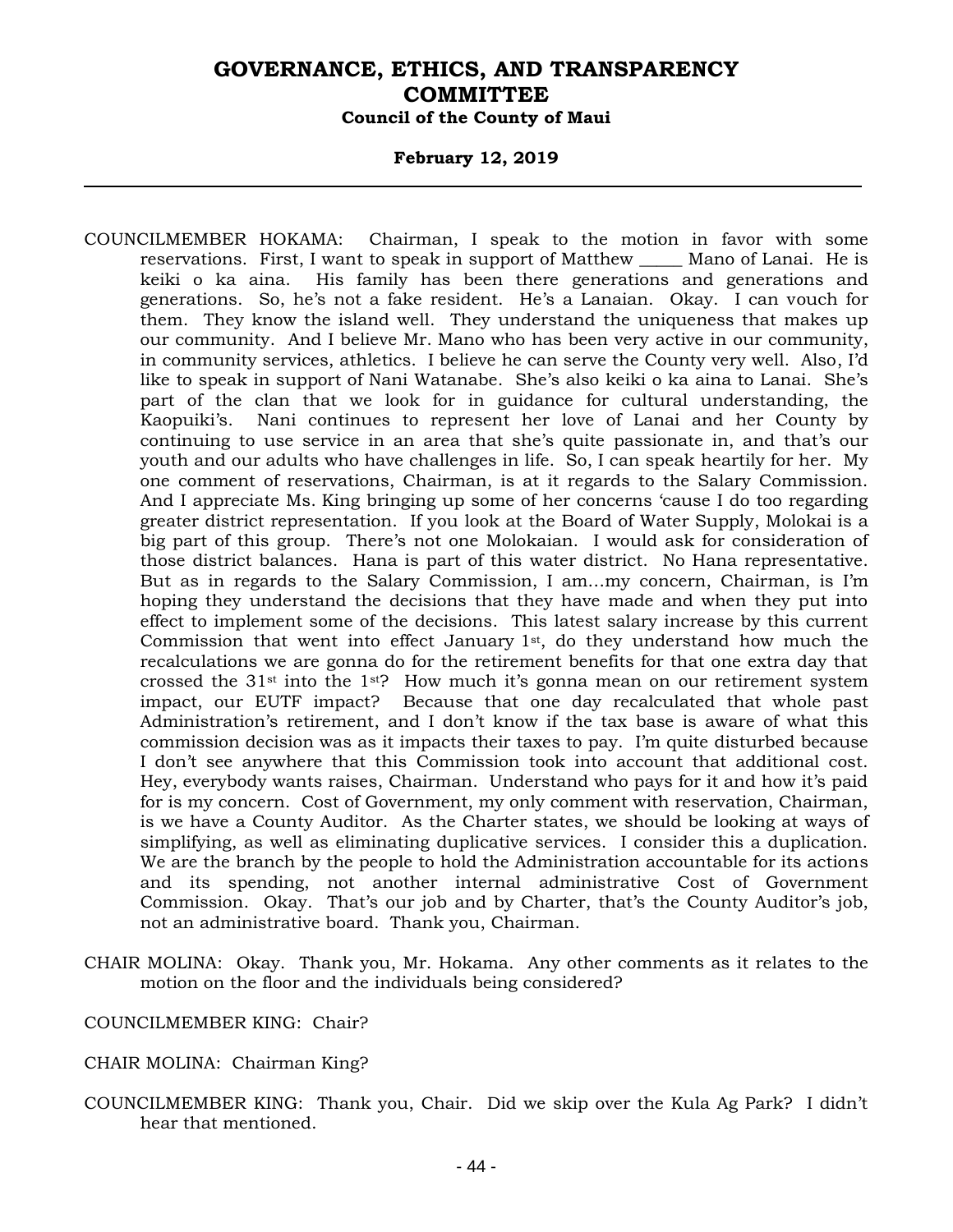COUNCILMEMBER HOKAMA: Chairman, I speak to the motion in favor with some reservations. First, I want to speak in support of Matthew _____ Mano of Lanai. He is keiki o ka aina. His family has been there generations and generations and generations. So, he's not a fake resident. He's a Lanaian. Okay. I can vouch for them. They know the island well. They understand the uniqueness that makes up our community. And I believe Mr. Mano who has been very active in our community, in community services, athletics. I believe he can serve the County very well. Also, I'd like to speak in support of Nani Watanabe. She's also keiki o ka aina to Lanai. She's part of the clan that we look for in guidance for cultural understanding, the Kaopuiki's. Nani continues to represent her love of Lanai and her County by continuing to use service in an area that she's quite passionate in, and that's our youth and our adults who have challenges in life. So, I can speak heartily for her. My one comment of reservations, Chairman, is at it regards to the Salary Commission. And I appreciate Ms. King bringing up some of her concerns 'cause I do too regarding greater district representation. If you look at the Board of Water Supply, Molokai is a big part of this group. There's not one Molokaian. I would ask for consideration of those district balances. Hana is part of this water district. No Hana representative. But as in regards to the Salary Commission, I am...my concern, Chairman, is I'm hoping they understand the decisions that they have made and when they put into effect to implement some of the decisions. This latest salary increase by this current Commission that went into effect January 1st, do they understand how much the recalculations we are gonna do for the retirement benefits for that one extra day that crossed the 31st into the 1st? How much it's gonna mean on our retirement system impact, our EUTF impact? Because that one day recalculated that whole past Administration's retirement, and I don't know if the tax base is aware of what this commission decision was as it impacts their taxes to pay. I'm quite disturbed because I don't see anywhere that this Commission took into account that additional cost. Hey, everybody wants raises, Chairman. Understand who pays for it and how it's paid for is my concern. Cost of Government, my only comment with reservation, Chairman, is we have a County Auditor. As the Charter states, we should be looking at ways of simplifying, as well as eliminating duplicative services. I consider this a duplication. We are the branch by the people to hold the Administration accountable for its actions and its spending, not another internal administrative Cost of Government Commission. Okay. That's our job and by Charter, that's the County Auditor's job, not an administrative board. Thank you, Chairman.

CHAIR MOLINA: Okay. Thank you, Mr. Hokama. Any other comments as it relates to the motion on the floor and the individuals being considered?

COUNCILMEMBER KING: Chair?

CHAIR MOLINA: Chairman King?

COUNCILMEMBER KING: Thank you, Chair. Did we skip over the Kula Ag Park? I didn't hear that mentioned.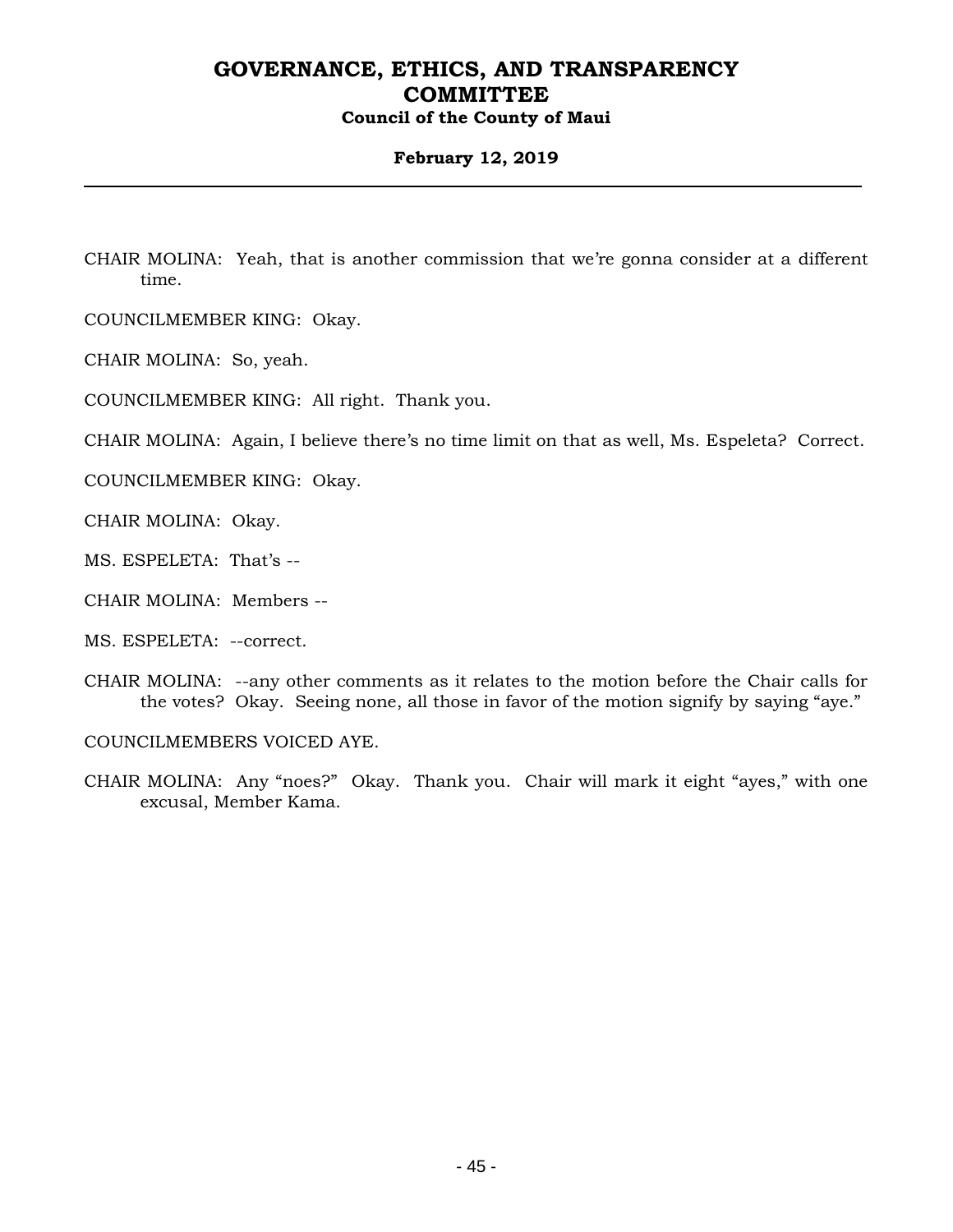CHAIR MOLINA: Yeah, that is another commission that we're gonna consider at a different time.

COUNCILMEMBER KING: Okay.

CHAIR MOLINA: So, yeah.

COUNCILMEMBER KING: All right. Thank you.

CHAIR MOLINA: Again, I believe there's no time limit on that as well, Ms. Espeleta? Correct.

COUNCILMEMBER KING: Okay.

CHAIR MOLINA: Okay.

MS. ESPELETA: That's --

CHAIR MOLINA: Members --

MS. ESPELETA: --correct.

CHAIR MOLINA: --any other comments as it relates to the motion before the Chair calls for the votes? Okay. Seeing none, all those in favor of the motion signify by saying "aye."

COUNCILMEMBERS VOICED AYE.

CHAIR MOLINA: Any "noes?" Okay. Thank you. Chair will mark it eight "ayes," with one excusal, Member Kama.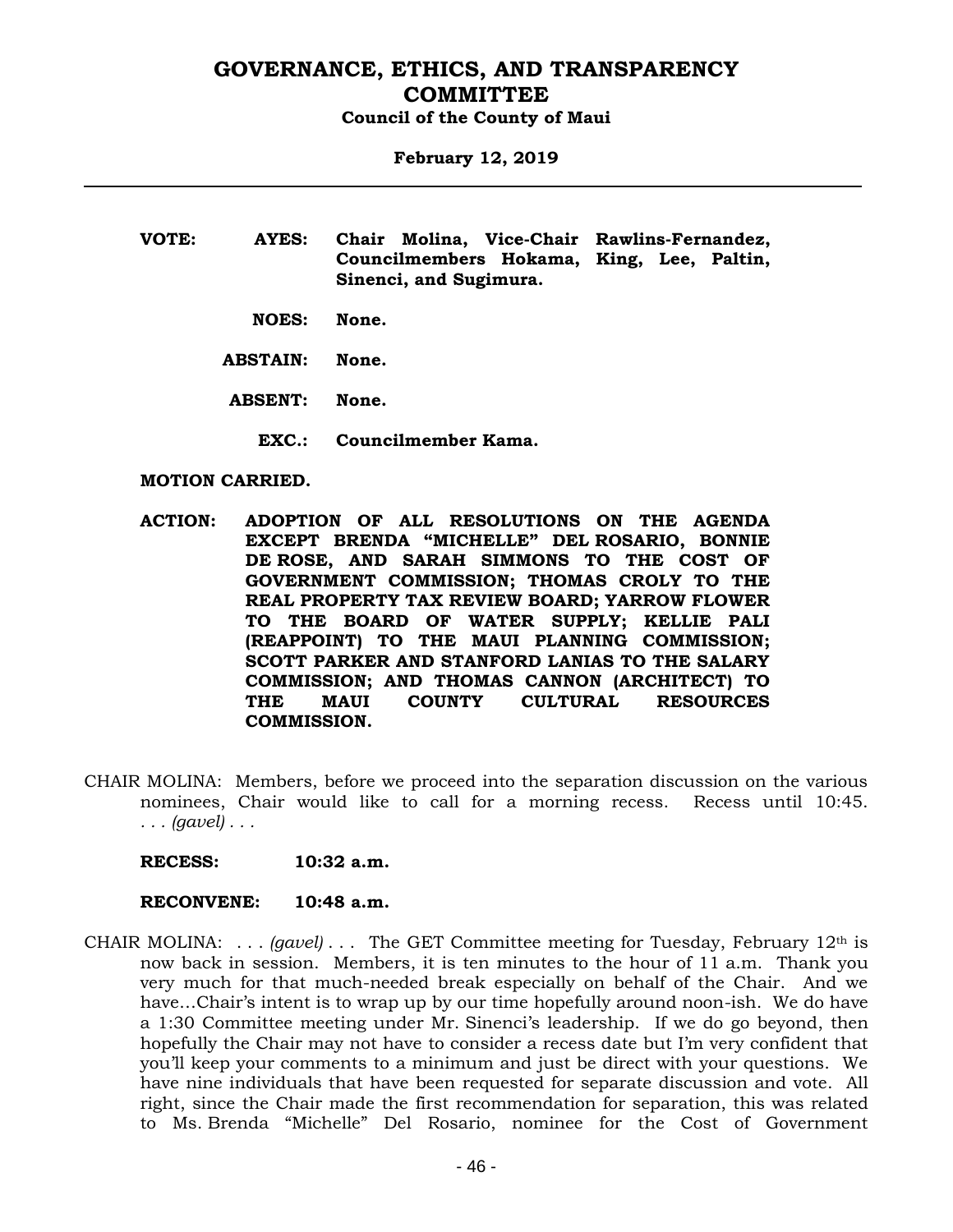**VOTE: AYES: Chair Molina, Vice-Chair Rawlins-Fernandez, Councilmembers Hokama, King, Lee, Paltin, Sinenci, and Sugimura.**

**NOES: None.**

**ABSTAIN: None.**

**ABSENT: None.**

**EXC.: Councilmember Kama.**

**MOTION CARRIED.**

**ACTION: ADOPTION OF ALL RESOLUTIONS ON THE AGENDA EXCEPT BRENDA "MICHELLE" DEL ROSARIO, BONNIE DE ROSE, AND SARAH SIMMONS TO THE COST OF GOVERNMENT COMMISSION; THOMAS CROLY TO THE REAL PROPERTY TAX REVIEW BOARD; YARROW FLOWER TO THE BOARD OF WATER SUPPLY; KELLIE PALI (REAPPOINT) TO THE MAUI PLANNING COMMISSION; SCOTT PARKER AND STANFORD LANIAS TO THE SALARY COMMISSION; AND THOMAS CANNON (ARCHITECT) TO THE MAUI COUNTY CULTURAL RESOURCES COMMISSION.**

CHAIR MOLINA: Members, before we proceed into the separation discussion on the various nominees, Chair would like to call for a morning recess. Recess until 10:45. . . . *(gavel)* . . .

**RECESS: 10:32 a.m.**

**RECONVENE: 10:48 a.m.**

CHAIR MOLINA: . . . *(gavel)* . . . The GET Committee meeting for Tuesday, February 12th is now back in session. Members, it is ten minutes to the hour of 11 a.m. Thank you very much for that much-needed break especially on behalf of the Chair. And we have...Chair's intent is to wrap up by our time hopefully around noon-ish. We do have a 1:30 Committee meeting under Mr. Sinenci's leadership. If we do go beyond, then hopefully the Chair may not have to consider a recess date but I'm very confident that you'll keep your comments to a minimum and just be direct with your questions. We have nine individuals that have been requested for separate discussion and vote. All right, since the Chair made the first recommendation for separation, this was related to Ms. Brenda "Michelle" Del Rosario, nominee for the Cost of Government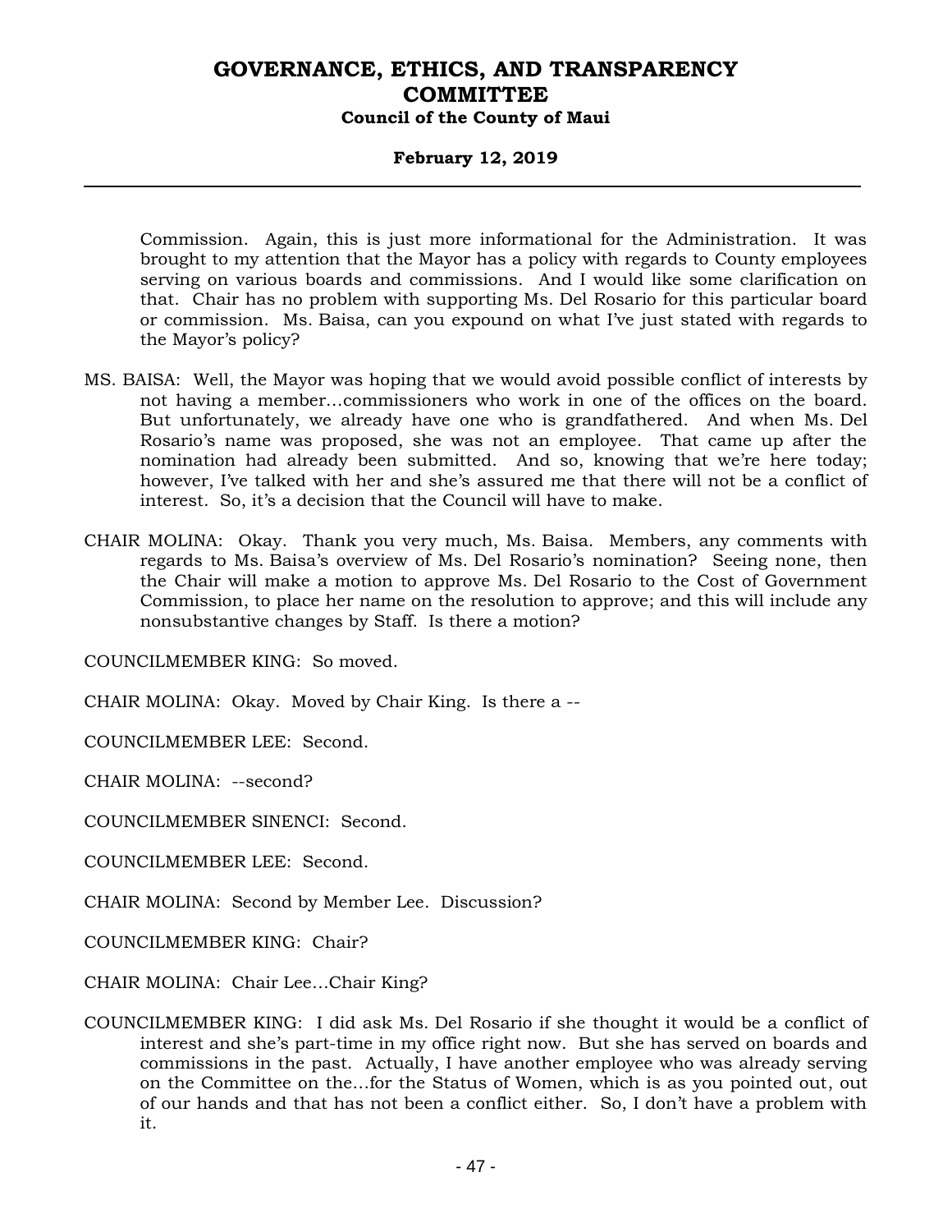Commission. Again, this is just more informational for the Administration. It was brought to my attention that the Mayor has a policy with regards to County employees serving on various boards and commissions. And I would like some clarification on that. Chair has no problem with supporting Ms. Del Rosario for this particular board or commission. Ms. Baisa, can you expound on what I've just stated with regards to the Mayor's policy?

MS. BAISA: Well, the Mayor was hoping that we would avoid possible conflict of interests by not having a member…commissioners who work in one of the offices on the board. But unfortunately, we already have one who is grandfathered. And when Ms. Del Rosario's name was proposed, she was not an employee. That came up after the nomination had already been submitted. And so, knowing that we're here today; however, I've talked with her and she's assured me that there will not be a conflict of interest. So, it's a decision that the Council will have to make.

CHAIR MOLINA: Okay. Thank you very much, Ms. Baisa. Members, any comments with regards to Ms. Baisa's overview of Ms. Del Rosario's nomination? Seeing none, then the Chair will make a motion to approve Ms. Del Rosario to the Cost of Government Commission, to place her name on the resolution to approve; and this will include any nonsubstantive changes by Staff. Is there a motion?

COUNCILMEMBER KING: So moved.

CHAIR MOLINA: Okay. Moved by Chair King. Is there a --

COUNCILMEMBER LEE: Second.

CHAIR MOLINA: --second?

COUNCILMEMBER SINENCI: Second.

COUNCILMEMBER LEE: Second.

CHAIR MOLINA: Second by Member Lee. Discussion?

COUNCILMEMBER KING: Chair?

CHAIR MOLINA: Chair Lee…Chair King?

COUNCILMEMBER KING: I did ask Ms. Del Rosario if she thought it would be a conflict of interest and she's part-time in my office right now. But she has served on boards and commissions in the past. Actually, I have another employee who was already serving on the Committee on the…for the Status of Women, which is as you pointed out, out of our hands and that has not been a conflict either. So, I don't have a problem with it.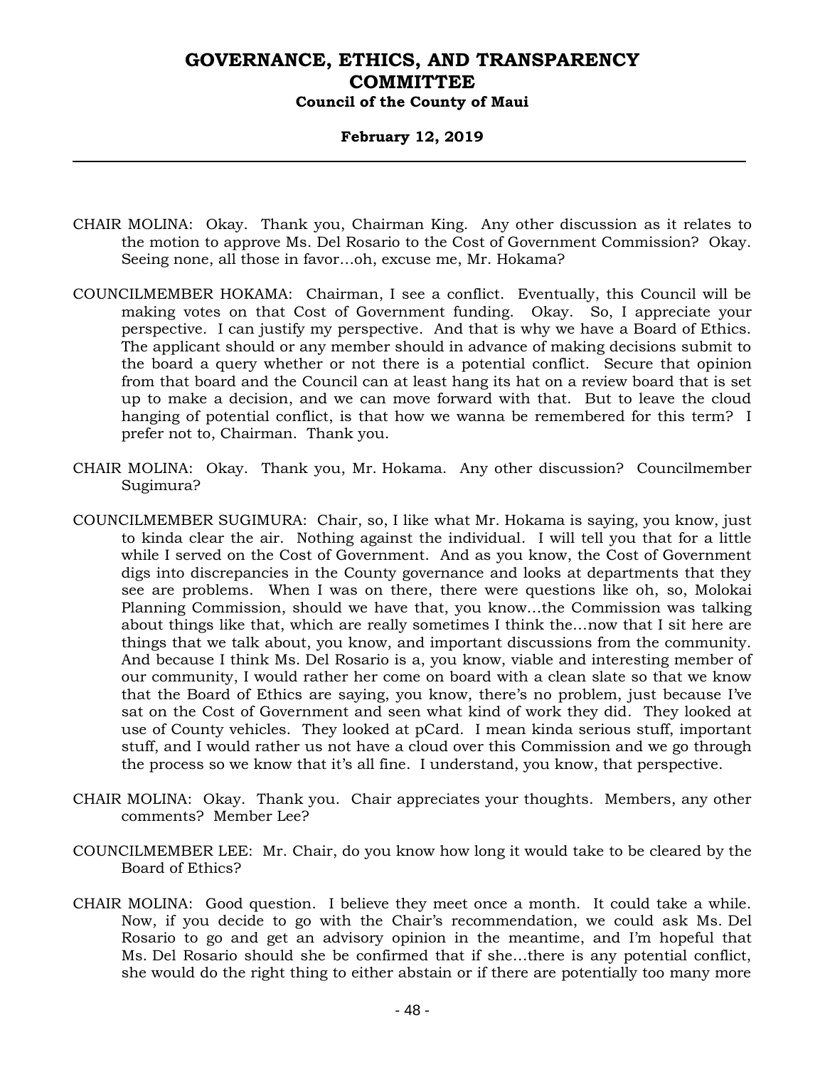CHAIR MOLINA: Okay. Thank you, Chairman King. Any other discussion as it relates to the motion to approve Ms. Del Rosario to the Cost of Government Commission? Okay. Seeing none, all those in favor…oh, excuse me, Mr. Hokama?

COUNCILMEMBER HOKAMA: Chairman, I see a conflict. Eventually, this Council will be making votes on that Cost of Government funding. Okay. So, I appreciate your perspective. I can justify my perspective. And that is why we have a Board of Ethics. The applicant should or any member should in advance of making decisions submit to the board a query whether or not there is a potential conflict. Secure that opinion from that board and the Council can at least hang its hat on a review board that is set up to make a decision, and we can move forward with that. But to leave the cloud hanging of potential conflict, is that how we wanna be remembered for this term? I prefer not to, Chairman. Thank you.

CHAIR MOLINA: Okay. Thank you, Mr. Hokama. Any other discussion? Councilmember Sugimura?

COUNCILMEMBER SUGIMURA: Chair, so, I like what Mr. Hokama is saying, you know, just to kinda clear the air. Nothing against the individual. I will tell you that for a little while I served on the Cost of Government. And as you know, the Cost of Government digs into discrepancies in the County governance and looks at departments that they see are problems. When I was on there, there were questions like oh, so, Molokai Planning Commission, should we have that, you know…the Commission was talking about things like that, which are really sometimes I think the…now that I sit here are things that we talk about, you know, and important discussions from the community. And because I think Ms. Del Rosario is a, you know, viable and interesting member of our community, I would rather her come on board with a clean slate so that we know that the Board of Ethics are saying, you know, there's no problem, just because I've sat on the Cost of Government and seen what kind of work they did. They looked at use of County vehicles. They looked at pCard. I mean kinda serious stuff, important stuff, and I would rather us not have a cloud over this Commission and we go through the process so we know that it's all fine. I understand, you know, that perspective.

CHAIR MOLINA: Okay. Thank you. Chair appreciates your thoughts. Members, any other comments? Member Lee?

COUNCILMEMBER LEE: Mr. Chair, do you know how long it would take to be cleared by the Board of Ethics?

CHAIR MOLINA: Good question. I believe they meet once a month. It could take a while. Now, if you decide to go with the Chair's recommendation, we could ask Ms. Del Rosario to go and get an advisory opinion in the meantime, and I'm hopeful that Ms. Del Rosario should she be confirmed that if she…there is any potential conflict, she would do the right thing to either abstain or if there are potentially too many more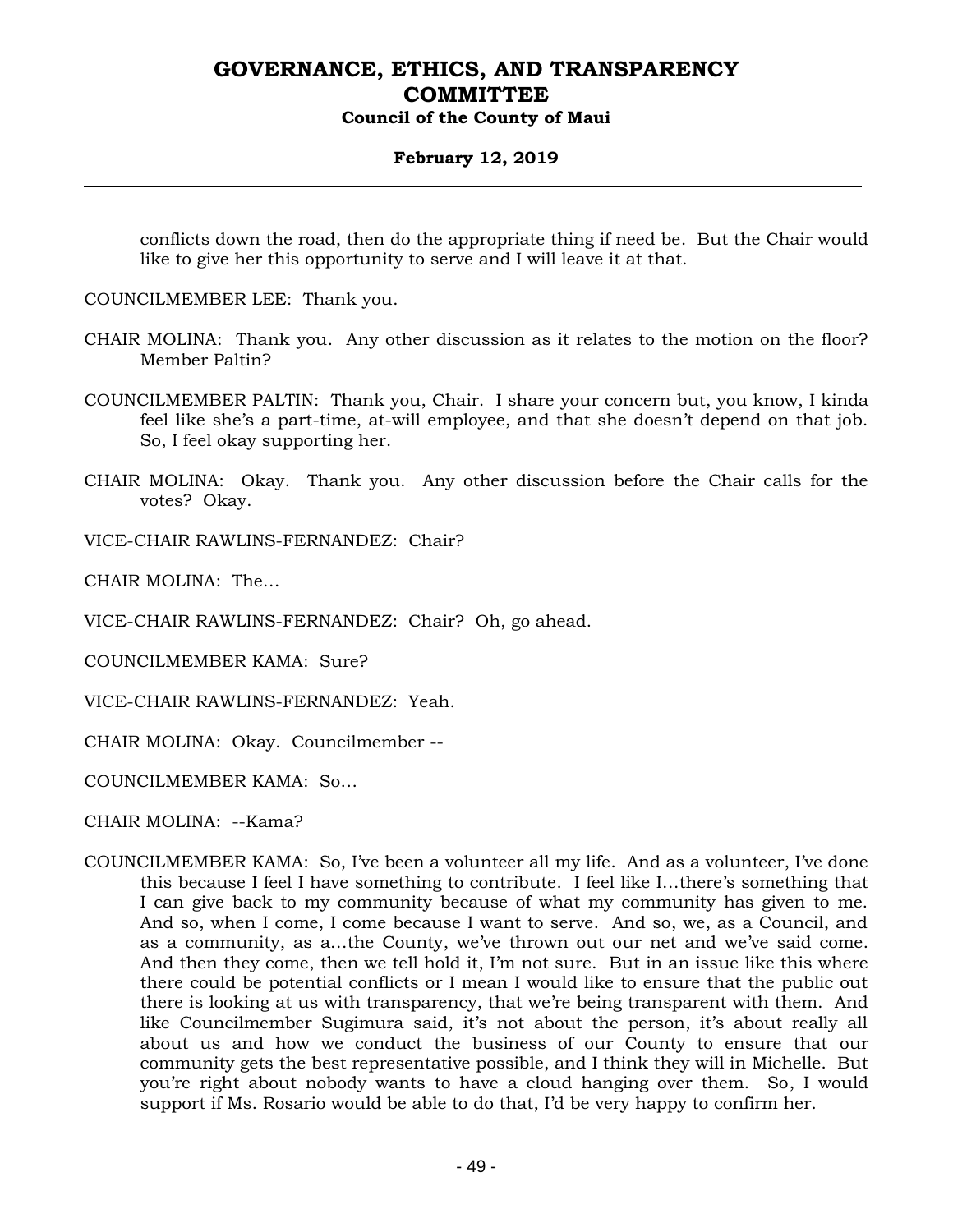conflicts down the road, then do the appropriate thing if need be. But the Chair would like to give her this opportunity to serve and I will leave it at that.

COUNCILMEMBER LEE: Thank you.

CHAIR MOLINA: Thank you. Any other discussion as it relates to the motion on the floor? Member Paltin?

COUNCILMEMBER PALTIN: Thank you, Chair. I share your concern but, you know, I kinda feel like she's a part-time, at-will employee, and that she doesn't depend on that job. So, I feel okay supporting her.

CHAIR MOLINA: Okay. Thank you. Any other discussion before the Chair calls for the votes? Okay.

VICE-CHAIR RAWLINS-FERNANDEZ: Chair?

CHAIR MOLINA: The...

VICE-CHAIR RAWLINS-FERNANDEZ: Chair? Oh, go ahead.

COUNCILMEMBER KAMA: Sure?

VICE-CHAIR RAWLINS-FERNANDEZ: Yeah.

CHAIR MOLINA: Okay. Councilmember --

COUNCILMEMBER KAMA: So...

CHAIR MOLINA: --Kama?

COUNCILMEMBER KAMA: So, I've been a volunteer all my life. And as a volunteer, I've done this because I feel I have something to contribute. I feel like I...there's something that I can give back to my community because of what my community has given to me. And so, when I come, I come because I want to serve. And so, we, as a Council, and as a community, as a...the County, we've thrown out our net and we've said come. And then they come, then we tell hold it, I'm not sure. But in an issue like this where there could be potential conflicts or I mean I would like to ensure that the public out there is looking at us with transparency, that we're being transparent with them. And like Councilmember Sugimura said, it's not about the person, it's about really all about us and how we conduct the business of our County to ensure that our community gets the best representative possible, and I think they will in Michelle. But you're right about nobody wants to have a cloud hanging over them. So, I would support if Ms. Rosario would be able to do that, I'd be very happy to confirm her.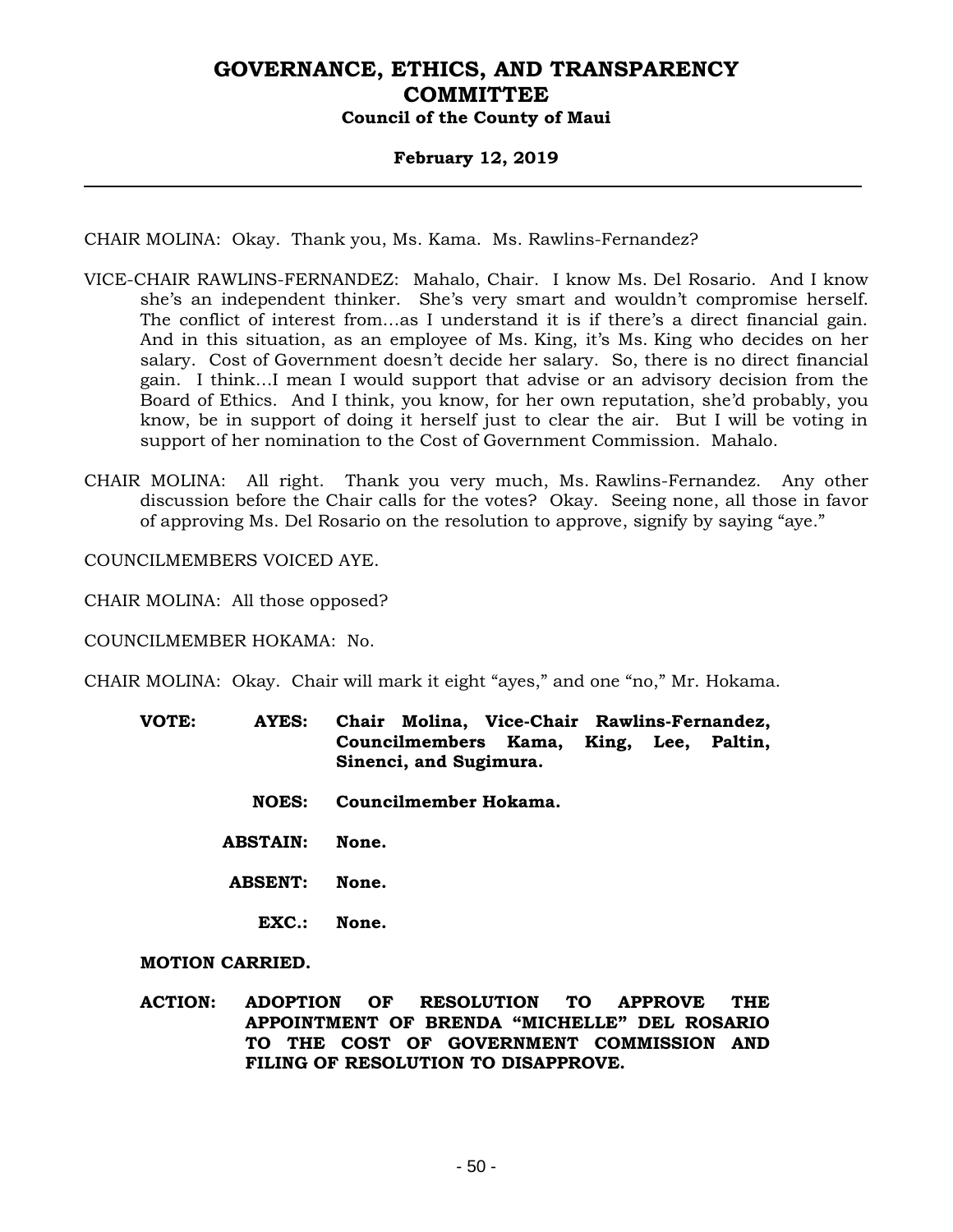CHAIR MOLINA: Okay. Thank you, Ms. Kama. Ms. Rawlins-Fernandez?

VICE-CHAIR RAWLINS-FERNANDEZ: Mahalo, Chair. I know Ms. Del Rosario. And I know she's an independent thinker. She's very smart and wouldn't compromise herself. The conflict of interest from...as I understand it is if there's a direct financial gain. And in this situation, as an employee of Ms. King, it's Ms. King who decides on her salary. Cost of Government doesn't decide her salary. So, there is no direct financial gain. I think...I mean I would support that advise or an advisory decision from the Board of Ethics. And I think, you know, for her own reputation, she'd probably, you know, be in support of doing it herself just to clear the air. But I will be voting in support of her nomination to the Cost of Government Commission. Mahalo.

CHAIR MOLINA: All right. Thank you very much, Ms. Rawlins-Fernandez. Any other discussion before the Chair calls for the votes? Okay. Seeing none, all those in favor of approving Ms. Del Rosario on the resolution to approve, signify by saying "aye."

COUNCILMEMBERS VOICED AYE.

CHAIR MOLINA: All those opposed?

COUNCILMEMBER HOKAMA: No.

CHAIR MOLINA: Okay. Chair will mark it eight "ayes," and one "no," Mr. Hokama.

**VOTE: AYES: Chair Molina, Vice-Chair Rawlins-Fernandez, Councilmembers Kama, King, Lee, Paltin, Sinenci, and Sugimura.**

**NOES: Councilmember Hokama.**

**ABSTAIN: None.**

**ABSENT: None.**

**EXC.: None.**

**MOTION CARRIED.**

**ACTION: ADOPTION OF RESOLUTION TO APPROVE THE APPOINTMENT OF BRENDA "MICHELLE" DEL ROSARIO TO THE COST OF GOVERNMENT COMMISSION AND FILING OF RESOLUTION TO DISAPPROVE.**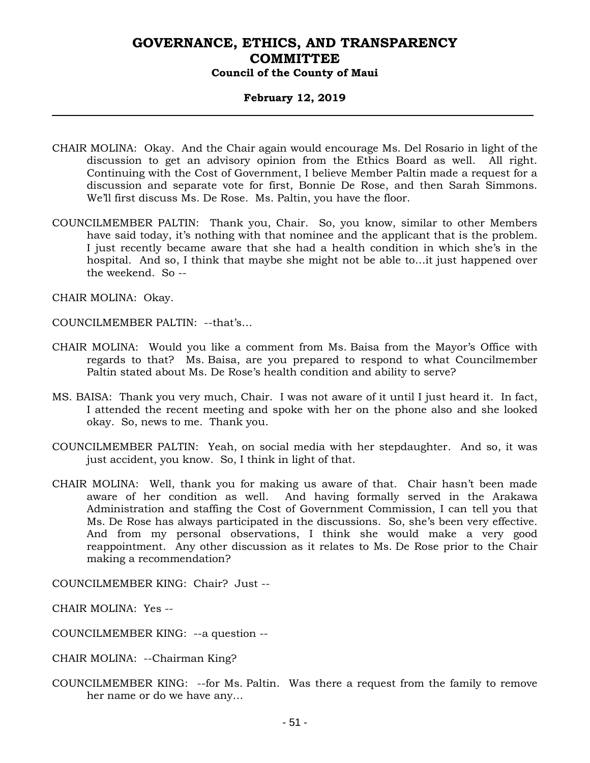CHAIR MOLINA: Okay. And the Chair again would encourage Ms. Del Rosario in light of the discussion to get an advisory opinion from the Ethics Board as well. All right. Continuing with the Cost of Government, I believe Member Paltin made a request for a discussion and separate vote for first, Bonnie De Rose, and then Sarah Simmons. We'll first discuss Ms. De Rose. Ms. Paltin, you have the floor.

COUNCILMEMBER PALTIN: Thank you, Chair. So, you know, similar to other Members have said today, it's nothing with that nominee and the applicant that is the problem. I just recently became aware that she had a health condition in which she's in the hospital. And so, I think that maybe she might not be able to...it just happened over the weekend. So --

CHAIR MOLINA: Okay.

COUNCILMEMBER PALTIN: --that's...

CHAIR MOLINA: Would you like a comment from Ms. Baisa from the Mayor's Office with regards to that? Ms. Baisa, are you prepared to respond to what Councilmember Paltin stated about Ms. De Rose's health condition and ability to serve?

MS. BAISA: Thank you very much, Chair. I was not aware of it until I just heard it. In fact, I attended the recent meeting and spoke with her on the phone also and she looked okay. So, news to me. Thank you.

COUNCILMEMBER PALTIN: Yeah, on social media with her stepdaughter. And so, it was just accident, you know. So, I think in light of that.

CHAIR MOLINA: Well, thank you for making us aware of that. Chair hasn't been made aware of her condition as well. And having formally served in the Arakawa Administration and staffing the Cost of Government Commission, I can tell you that Ms. De Rose has always participated in the discussions. So, she's been very effective. And from my personal observations, I think she would make a very good reappointment. Any other discussion as it relates to Ms. De Rose prior to the Chair making a recommendation?

COUNCILMEMBER KING: Chair? Just --

CHAIR MOLINA: Yes --

COUNCILMEMBER KING: --a question --

CHAIR MOLINA: --Chairman King?

COUNCILMEMBER KING: --for Ms. Paltin. Was there a request from the family to remove her name or do we have any...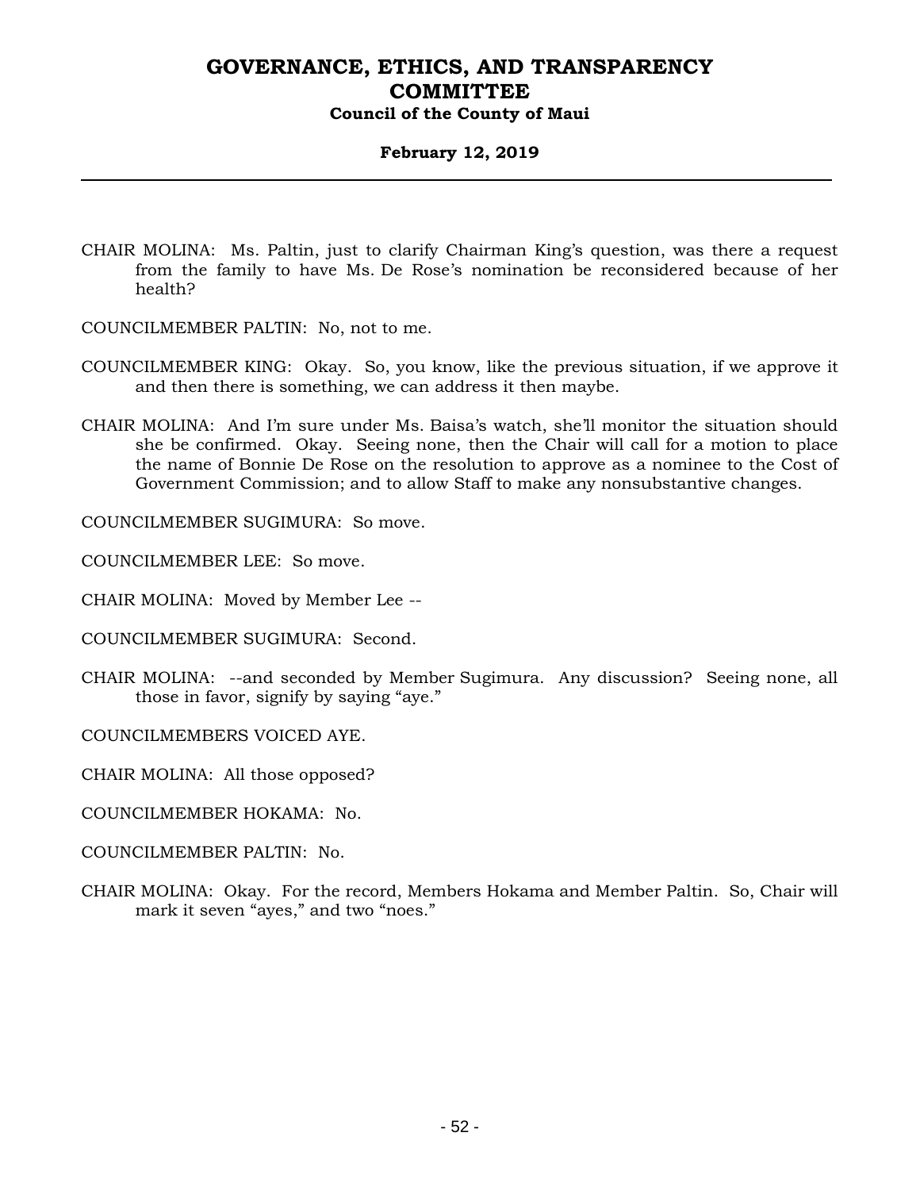CHAIR MOLINA: Ms. Paltin, just to clarify Chairman King's question, was there a request from the family to have Ms. De Rose's nomination be reconsidered because of her health?

COUNCILMEMBER PALTIN: No, not to me.

COUNCILMEMBER KING: Okay. So, you know, like the previous situation, if we approve it and then there is something, we can address it then maybe.

CHAIR MOLINA: And I'm sure under Ms. Baisa's watch, she'll monitor the situation should she be confirmed. Okay. Seeing none, then the Chair will call for a motion to place the name of Bonnie De Rose on the resolution to approve as a nominee to the Cost of Government Commission; and to allow Staff to make any nonsubstantive changes.

COUNCILMEMBER SUGIMURA: So move.

COUNCILMEMBER LEE: So move.

CHAIR MOLINA: Moved by Member Lee --

COUNCILMEMBER SUGIMURA: Second.

CHAIR MOLINA: --and seconded by Member Sugimura. Any discussion? Seeing none, all those in favor, signify by saying "aye."

COUNCILMEMBERS VOICED AYE.

CHAIR MOLINA: All those opposed?

COUNCILMEMBER HOKAMA: No.

COUNCILMEMBER PALTIN: No.

CHAIR MOLINA: Okay. For the record, Members Hokama and Member Paltin. So, Chair will mark it seven "ayes," and two "noes."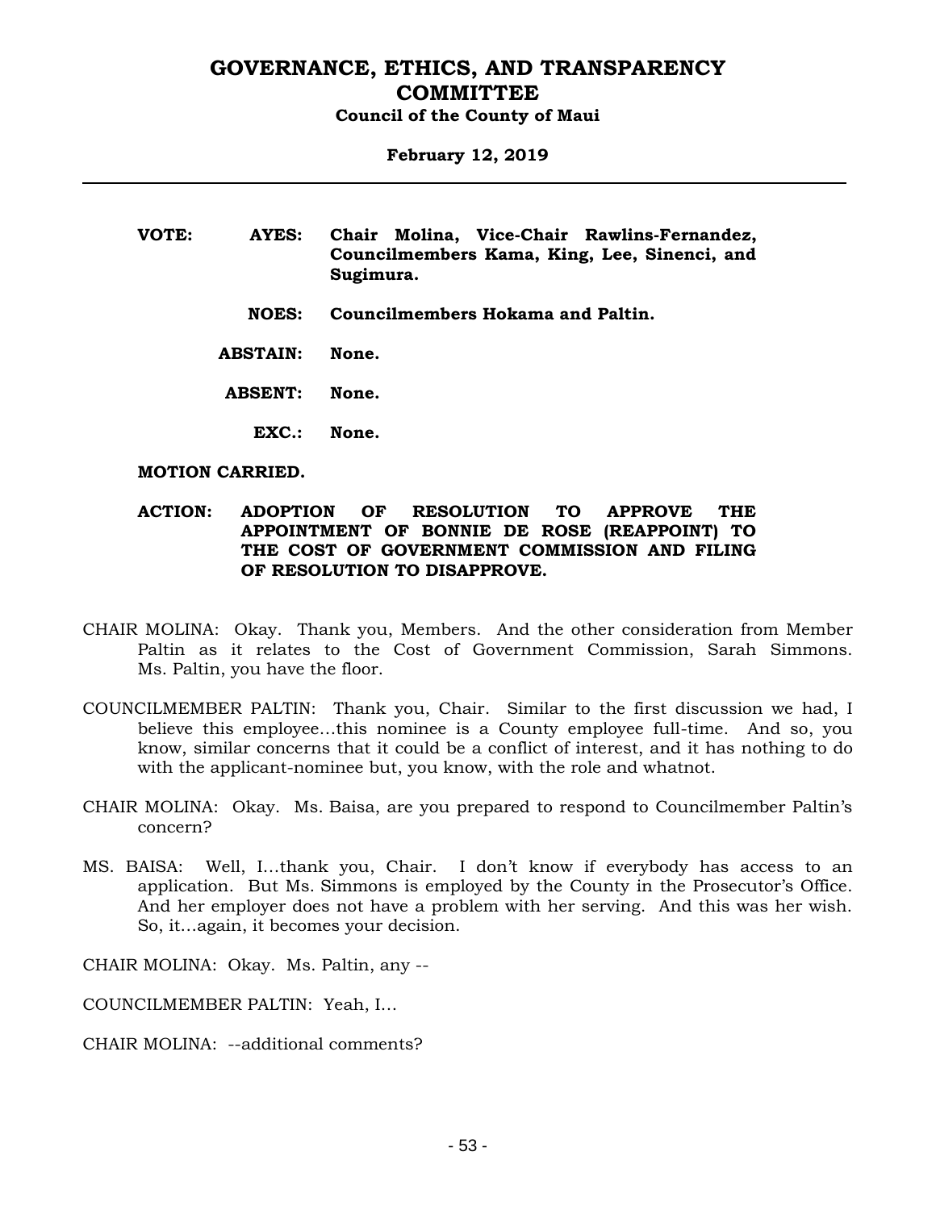**VOTE: AYES: Chair Molina, Vice-Chair Rawlins-Fernandez, Councilmembers Kama, King, Lee, Sinenci, and Sugimura.**

**NOES: Councilmembers Hokama and Paltin.**

**ABSTAIN: None.**

**ABSENT: None.**

**EXC.: None.**

**MOTION CARRIED.**

**ACTION: ADOPTION OF RESOLUTION TO APPROVE THE APPOINTMENT OF BONNIE DE ROSE (REAPPOINT) TO THE COST OF GOVERNMENT COMMISSION AND FILING OF RESOLUTION TO DISAPPROVE.**

CHAIR MOLINA: Okay. Thank you, Members. And the other consideration from Member Paltin as it relates to the Cost of Government Commission, Sarah Simmons. Ms. Paltin, you have the floor.

COUNCILMEMBER PALTIN: Thank you, Chair. Similar to the first discussion we had, I believe this employee…this nominee is a County employee full-time. And so, you know, similar concerns that it could be a conflict of interest, and it has nothing to do with the applicant-nominee but, you know, with the role and whatnot.

CHAIR MOLINA: Okay. Ms. Baisa, are you prepared to respond to Councilmember Paltin's concern?

MS. BAISA: Well, I…thank you, Chair. I don't know if everybody has access to an application. But Ms. Simmons is employed by the County in the Prosecutor's Office. And her employer does not have a problem with her serving. And this was her wish. So, it…again, it becomes your decision.

CHAIR MOLINA: Okay. Ms. Paltin, any --

COUNCILMEMBER PALTIN: Yeah, I…

CHAIR MOLINA: --additional comments?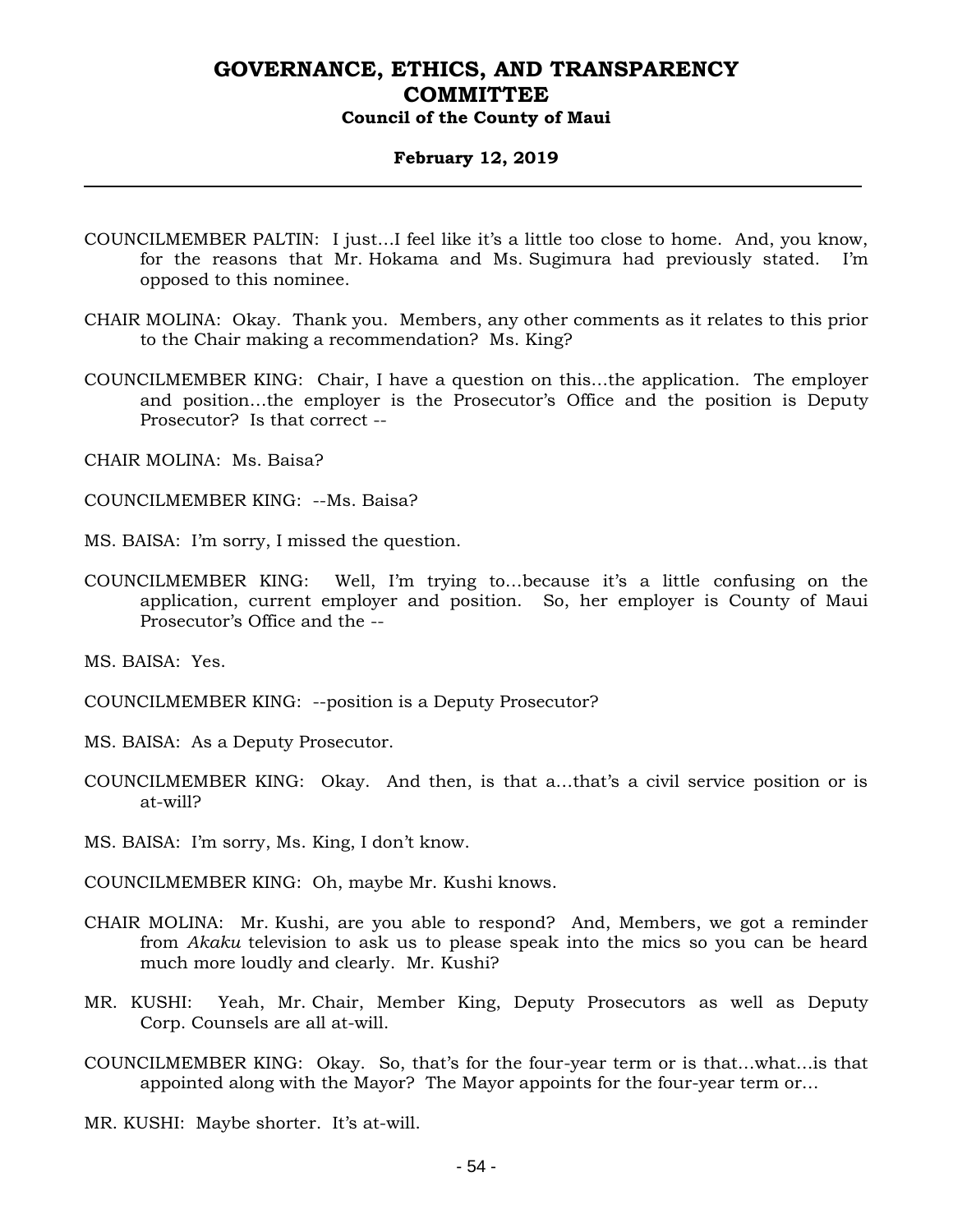COUNCILMEMBER PALTIN: I just…I feel like it's a little too close to home. And, you know, for the reasons that Mr. Hokama and Ms. Sugimura had previously stated. I'm opposed to this nominee.

CHAIR MOLINA: Okay. Thank you. Members, any other comments as it relates to this prior to the Chair making a recommendation? Ms. King?

COUNCILMEMBER KING: Chair, I have a question on this…the application. The employer and position…the employer is the Prosecutor's Office and the position is Deputy Prosecutor? Is that correct --

CHAIR MOLINA: Ms. Baisa?

COUNCILMEMBER KING: --Ms. Baisa?

MS. BAISA: I'm sorry, I missed the question.

COUNCILMEMBER KING: Well, I'm trying to…because it's a little confusing on the application, current employer and position. So, her employer is County of Maui Prosecutor's Office and the --

MS. BAISA: Yes.

COUNCILMEMBER KING: --position is a Deputy Prosecutor?

MS. BAISA: As a Deputy Prosecutor.

COUNCILMEMBER KING: Okay. And then, is that a…that's a civil service position or is at-will?

MS. BAISA: I'm sorry, Ms. King, I don't know.

COUNCILMEMBER KING: Oh, maybe Mr. Kushi knows.

CHAIR MOLINA: Mr. Kushi, are you able to respond? And, Members, we got a reminder from *Akaku* television to ask us to please speak into the mics so you can be heard much more loudly and clearly. Mr. Kushi?

MR. KUSHI: Yeah, Mr. Chair, Member King, Deputy Prosecutors as well as Deputy Corp. Counsels are all at-will.

COUNCILMEMBER KING: Okay. So, that's for the four-year term or is that…what…is that appointed along with the Mayor? The Mayor appoints for the four-year term or…

MR. KUSHI: Maybe shorter. It's at-will.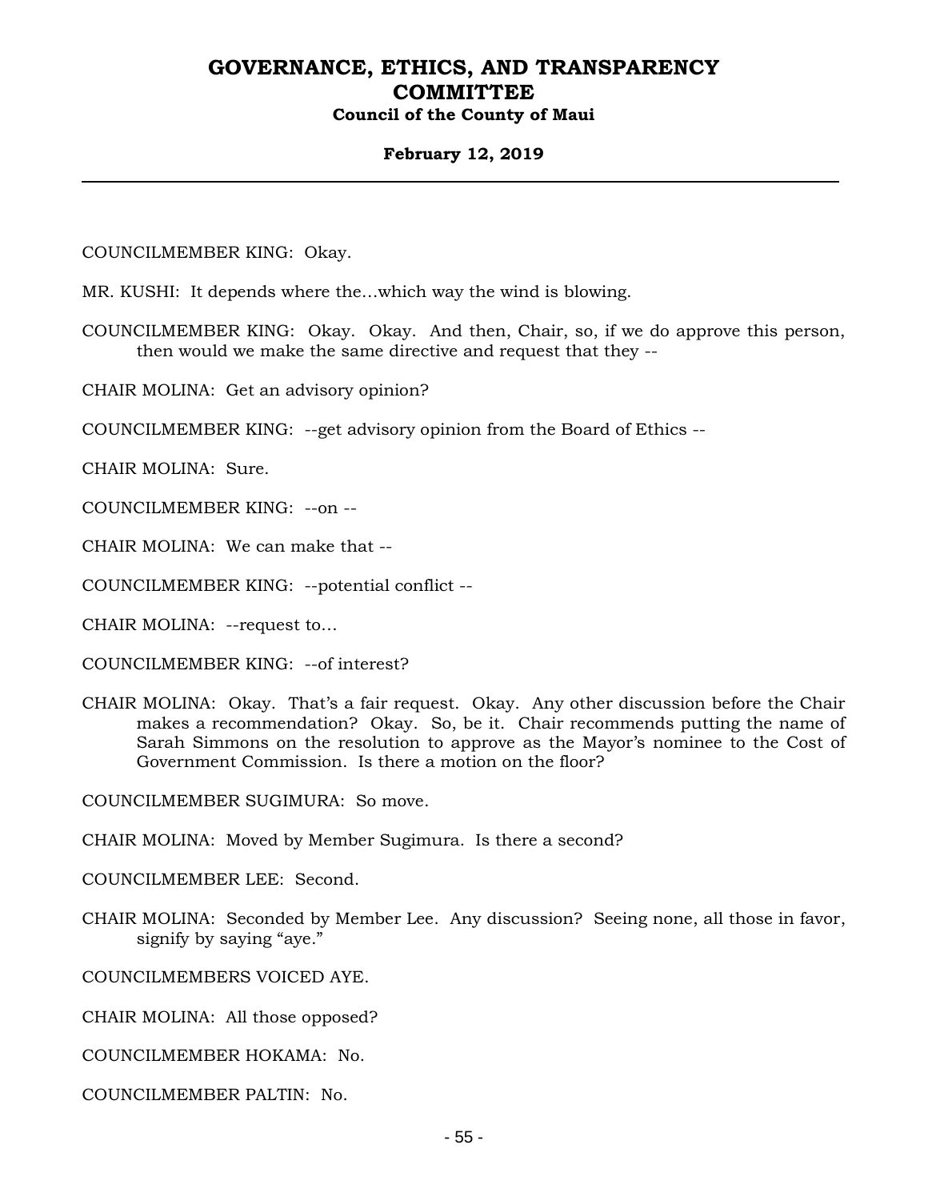COUNCILMEMBER KING: Okay.

MR. KUSHI: It depends where the…which way the wind is blowing.

COUNCILMEMBER KING: Okay. Okay. And then, Chair, so, if we do approve this person, then would we make the same directive and request that they --

CHAIR MOLINA: Get an advisory opinion?

COUNCILMEMBER KING: --get advisory opinion from the Board of Ethics --

CHAIR MOLINA: Sure.

COUNCILMEMBER KING: --on --

CHAIR MOLINA: We can make that --

COUNCILMEMBER KING: --potential conflict --

CHAIR MOLINA: --request to…

COUNCILMEMBER KING: --of interest?

CHAIR MOLINA: Okay. That's a fair request. Okay. Any other discussion before the Chair makes a recommendation? Okay. So, be it. Chair recommends putting the name of Sarah Simmons on the resolution to approve as the Mayor's nominee to the Cost of Government Commission. Is there a motion on the floor?

COUNCILMEMBER SUGIMURA: So move.

CHAIR MOLINA: Moved by Member Sugimura. Is there a second?

COUNCILMEMBER LEE: Second.

CHAIR MOLINA: Seconded by Member Lee. Any discussion? Seeing none, all those in favor, signify by saying "aye."

COUNCILMEMBERS VOICED AYE.

CHAIR MOLINA: All those opposed?

COUNCILMEMBER HOKAMA: No.

COUNCILMEMBER PALTIN: No.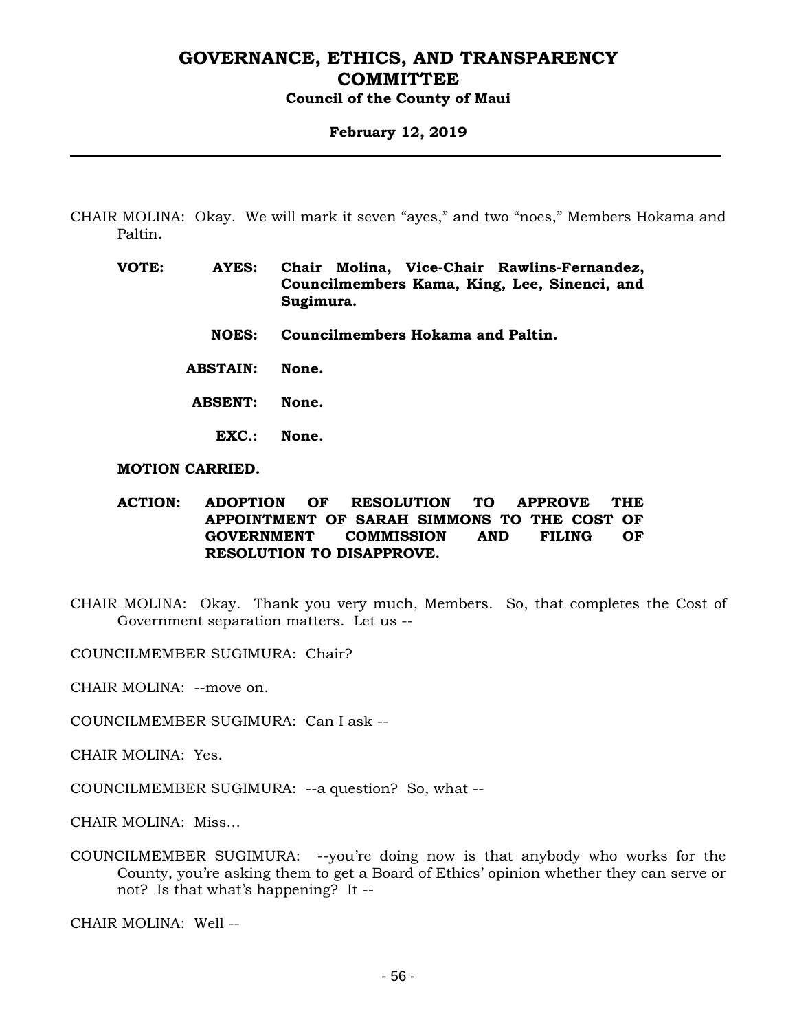CHAIR MOLINA: Okay. We will mark it seven "ayes," and two "noes," Members Hokama and Paltin.

**VOTE: AYES: Chair Molina, Vice-Chair Rawlins-Fernandez, Councilmembers Kama, King, Lee, Sinenci, and Sugimura.**

**NOES: Councilmembers Hokama and Paltin.**

**ABSTAIN: None.**

**ABSENT: None.**

**EXC.: None.**

**MOTION CARRIED.**

**ACTION: ADOPTION OF RESOLUTION TO APPROVE THE APPOINTMENT OF SARAH SIMMONS TO THE COST OF GOVERNMENT COMMISSION AND FILING OF RESOLUTION TO DISAPPROVE.**

CHAIR MOLINA: Okay. Thank you very much, Members. So, that completes the Cost of Government separation matters. Let us --

COUNCILMEMBER SUGIMURA: Chair?

CHAIR MOLINA: --move on.

COUNCILMEMBER SUGIMURA: Can I ask --

CHAIR MOLINA: Yes.

COUNCILMEMBER SUGIMURA: --a question? So, what --

CHAIR MOLINA: Miss...

COUNCILMEMBER SUGIMURA: --you're doing now is that anybody who works for the County, you're asking them to get a Board of Ethics' opinion whether they can serve or not? Is that what's happening? It --

CHAIR MOLINA: Well --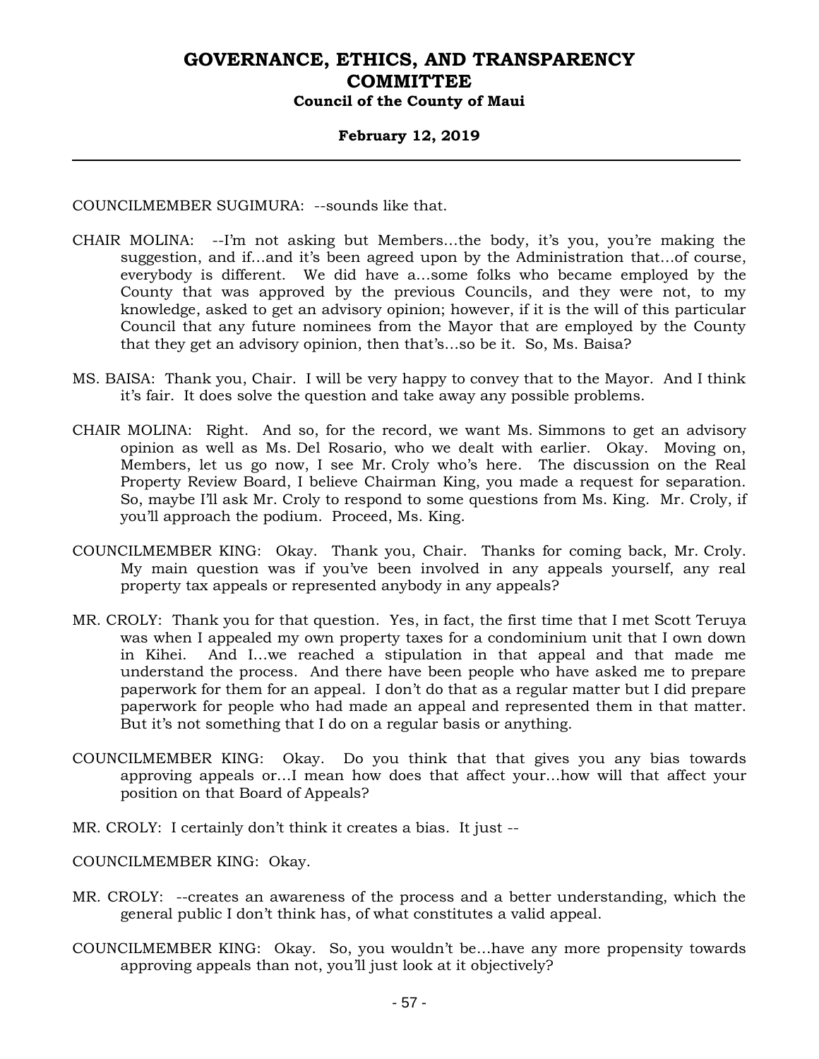COUNCILMEMBER SUGIMURA: --sounds like that.

CHAIR MOLINA: --I'm not asking but Members…the body, it's you, you're making the suggestion, and if…and it's been agreed upon by the Administration that…of course, everybody is different. We did have a…some folks who became employed by the County that was approved by the previous Councils, and they were not, to my knowledge, asked to get an advisory opinion; however, if it is the will of this particular Council that any future nominees from the Mayor that are employed by the County that they get an advisory opinion, then that's…so be it. So, Ms. Baisa?

MS. BAISA: Thank you, Chair. I will be very happy to convey that to the Mayor. And I think it's fair. It does solve the question and take away any possible problems.

CHAIR MOLINA: Right. And so, for the record, we want Ms. Simmons to get an advisory opinion as well as Ms. Del Rosario, who we dealt with earlier. Okay. Moving on, Members, let us go now, I see Mr. Croly who's here. The discussion on the Real Property Review Board, I believe Chairman King, you made a request for separation. So, maybe I'll ask Mr. Croly to respond to some questions from Ms. King. Mr. Croly, if you'll approach the podium. Proceed, Ms. King.

COUNCILMEMBER KING: Okay. Thank you, Chair. Thanks for coming back, Mr. Croly. My main question was if you've been involved in any appeals yourself, any real property tax appeals or represented anybody in any appeals?

MR. CROLY: Thank you for that question. Yes, in fact, the first time that I met Scott Teruya was when I appealed my own property taxes for a condominium unit that I own down in Kihei. And I…we reached a stipulation in that appeal and that made me understand the process. And there have been people who have asked me to prepare paperwork for them for an appeal. I don't do that as a regular matter but I did prepare paperwork for people who had made an appeal and represented them in that matter. But it's not something that I do on a regular basis or anything.

COUNCILMEMBER KING: Okay. Do you think that that gives you any bias towards approving appeals or…I mean how does that affect your…how will that affect your position on that Board of Appeals?

MR. CROLY: I certainly don't think it creates a bias. It just --

COUNCILMEMBER KING: Okay.

MR. CROLY: --creates an awareness of the process and a better understanding, which the general public I don't think has, of what constitutes a valid appeal.

COUNCILMEMBER KING: Okay. So, you wouldn't be…have any more propensity towards approving appeals than not, you'll just look at it objectively?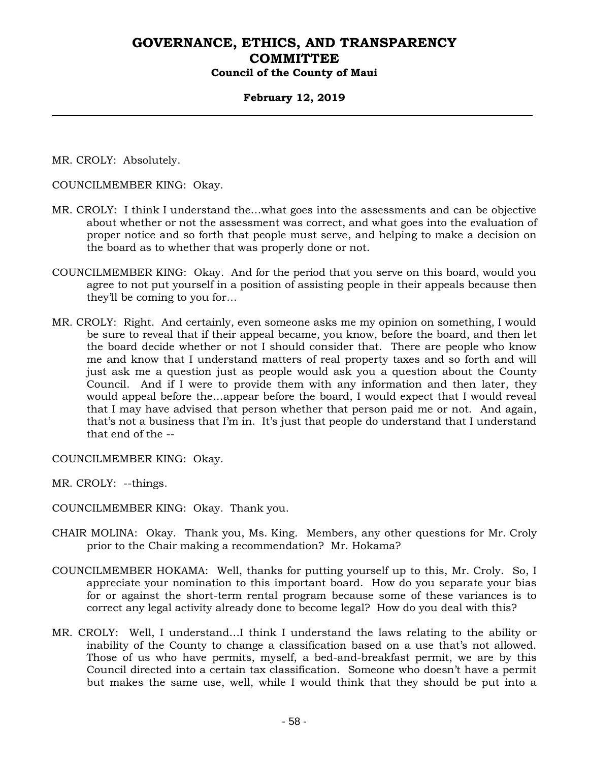MR. CROLY: Absolutely.

COUNCILMEMBER KING: Okay.

MR. CROLY: I think I understand the...what goes into the assessments and can be objective about whether or not the assessment was correct, and what goes into the evaluation of proper notice and so forth that people must serve, and helping to make a decision on the board as to whether that was properly done or not.

COUNCILMEMBER KING: Okay. And for the period that you serve on this board, would you agree to not put yourself in a position of assisting people in their appeals because then they'll be coming to you for...

MR. CROLY: Right. And certainly, even someone asks me my opinion on something, I would be sure to reveal that if their appeal became, you know, before the board, and then let the board decide whether or not I should consider that. There are people who know me and know that I understand matters of real property taxes and so forth and will just ask me a question just as people would ask you a question about the County Council. And if I were to provide them with any information and then later, they would appeal before the...appear before the board, I would expect that I would reveal that I may have advised that person whether that person paid me or not. And again, that's not a business that I'm in. It's just that people do understand that I understand that end of the --

COUNCILMEMBER KING: Okay.

MR. CROLY: --things.

COUNCILMEMBER KING: Okay. Thank you.

CHAIR MOLINA: Okay. Thank you, Ms. King. Members, any other questions for Mr. Croly prior to the Chair making a recommendation? Mr. Hokama?

COUNCILMEMBER HOKAMA: Well, thanks for putting yourself up to this, Mr. Croly. So, I appreciate your nomination to this important board. How do you separate your bias for or against the short-term rental program because some of these variances is to correct any legal activity already done to become legal? How do you deal with this?

MR. CROLY: Well, I understand...I think I understand the laws relating to the ability or inability of the County to change a classification based on a use that's not allowed. Those of us who have permits, myself, a bed-and-breakfast permit, we are by this Council directed into a certain tax classification. Someone who doesn't have a permit but makes the same use, well, while I would think that they should be put into a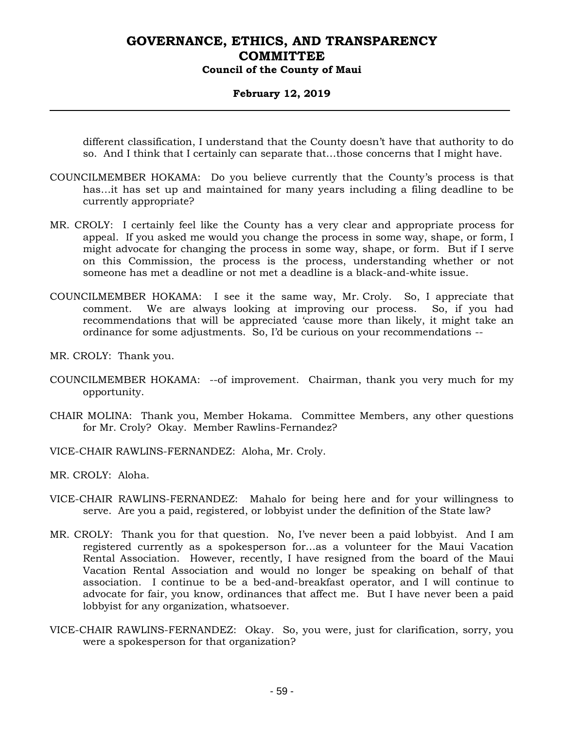different classification, I understand that the County doesn't have that authority to do so. And I think that I certainly can separate that…those concerns that I might have.

COUNCILMEMBER HOKAMA: Do you believe currently that the County's process is that has…it has set up and maintained for many years including a filing deadline to be currently appropriate?

MR. CROLY: I certainly feel like the County has a very clear and appropriate process for appeal. If you asked me would you change the process in some way, shape, or form, I might advocate for changing the process in some way, shape, or form. But if I serve on this Commission, the process is the process, understanding whether or not someone has met a deadline or not met a deadline is a black-and-white issue.

COUNCILMEMBER HOKAMA: I see it the same way, Mr. Croly. So, I appreciate that comment. We are always looking at improving our process. So, if you had recommendations that will be appreciated 'cause more than likely, it might take an ordinance for some adjustments. So, I'd be curious on your recommendations --

MR. CROLY: Thank you.

COUNCILMEMBER HOKAMA: --of improvement. Chairman, thank you very much for my opportunity.

CHAIR MOLINA: Thank you, Member Hokama. Committee Members, any other questions for Mr. Croly? Okay. Member Rawlins-Fernandez?

VICE-CHAIR RAWLINS-FERNANDEZ: Aloha, Mr. Croly.

MR. CROLY: Aloha.

VICE-CHAIR RAWLINS-FERNANDEZ: Mahalo for being here and for your willingness to serve. Are you a paid, registered, or lobbyist under the definition of the State law?

MR. CROLY: Thank you for that question. No, I've never been a paid lobbyist. And I am registered currently as a spokesperson for…as a volunteer for the Maui Vacation Rental Association. However, recently, I have resigned from the board of the Maui Vacation Rental Association and would no longer be speaking on behalf of that association. I continue to be a bed-and-breakfast operator, and I will continue to advocate for fair, you know, ordinances that affect me. But I have never been a paid lobbyist for any organization, whatsoever.

VICE-CHAIR RAWLINS-FERNANDEZ: Okay. So, you were, just for clarification, sorry, you were a spokesperson for that organization?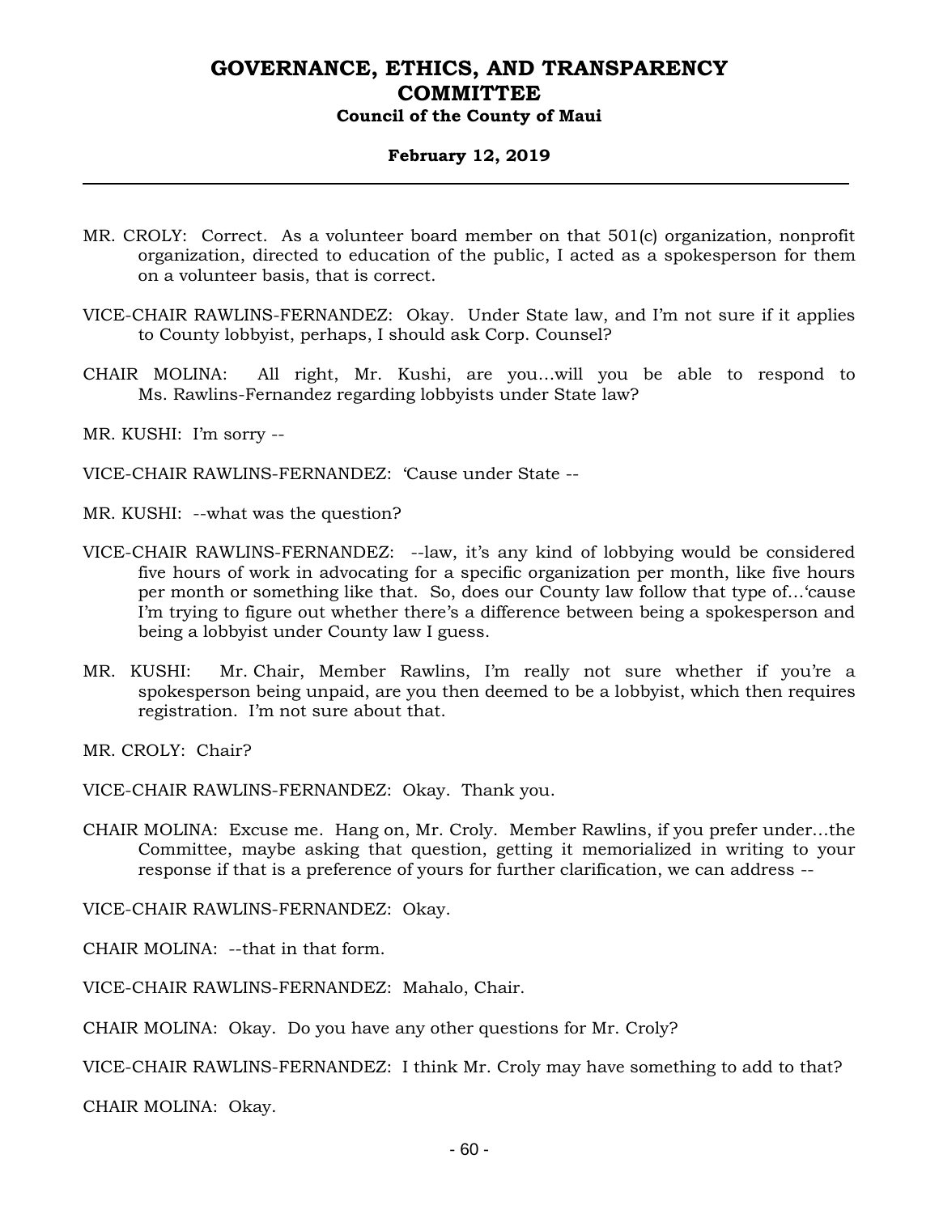MR. CROLY: Correct. As a volunteer board member on that 501(c) organization, nonprofit organization, directed to education of the public, I acted as a spokesperson for them on a volunteer basis, that is correct.

VICE-CHAIR RAWLINS-FERNANDEZ: Okay. Under State law, and I'm not sure if it applies to County lobbyist, perhaps, I should ask Corp. Counsel?

CHAIR MOLINA: All right, Mr. Kushi, are you…will you be able to respond to Ms. Rawlins-Fernandez regarding lobbyists under State law?

MR. KUSHI: I'm sorry --

VICE-CHAIR RAWLINS-FERNANDEZ: 'Cause under State --

MR. KUSHI: --what was the question?

VICE-CHAIR RAWLINS-FERNANDEZ: --law, it's any kind of lobbying would be considered five hours of work in advocating for a specific organization per month, like five hours per month or something like that. So, does our County law follow that type of…'cause I'm trying to figure out whether there's a difference between being a spokesperson and being a lobbyist under County law I guess.

MR. KUSHI: Mr. Chair, Member Rawlins, I'm really not sure whether if you're a spokesperson being unpaid, are you then deemed to be a lobbyist, which then requires registration. I'm not sure about that.

MR. CROLY: Chair?

VICE-CHAIR RAWLINS-FERNANDEZ: Okay. Thank you.

CHAIR MOLINA: Excuse me. Hang on, Mr. Croly. Member Rawlins, if you prefer under…the Committee, maybe asking that question, getting it memorialized in writing to your response if that is a preference of yours for further clarification, we can address --

VICE-CHAIR RAWLINS-FERNANDEZ: Okay.

CHAIR MOLINA: --that in that form.

VICE-CHAIR RAWLINS-FERNANDEZ: Mahalo, Chair.

CHAIR MOLINA: Okay. Do you have any other questions for Mr. Croly?

VICE-CHAIR RAWLINS-FERNANDEZ: I think Mr. Croly may have something to add to that?

CHAIR MOLINA: Okay.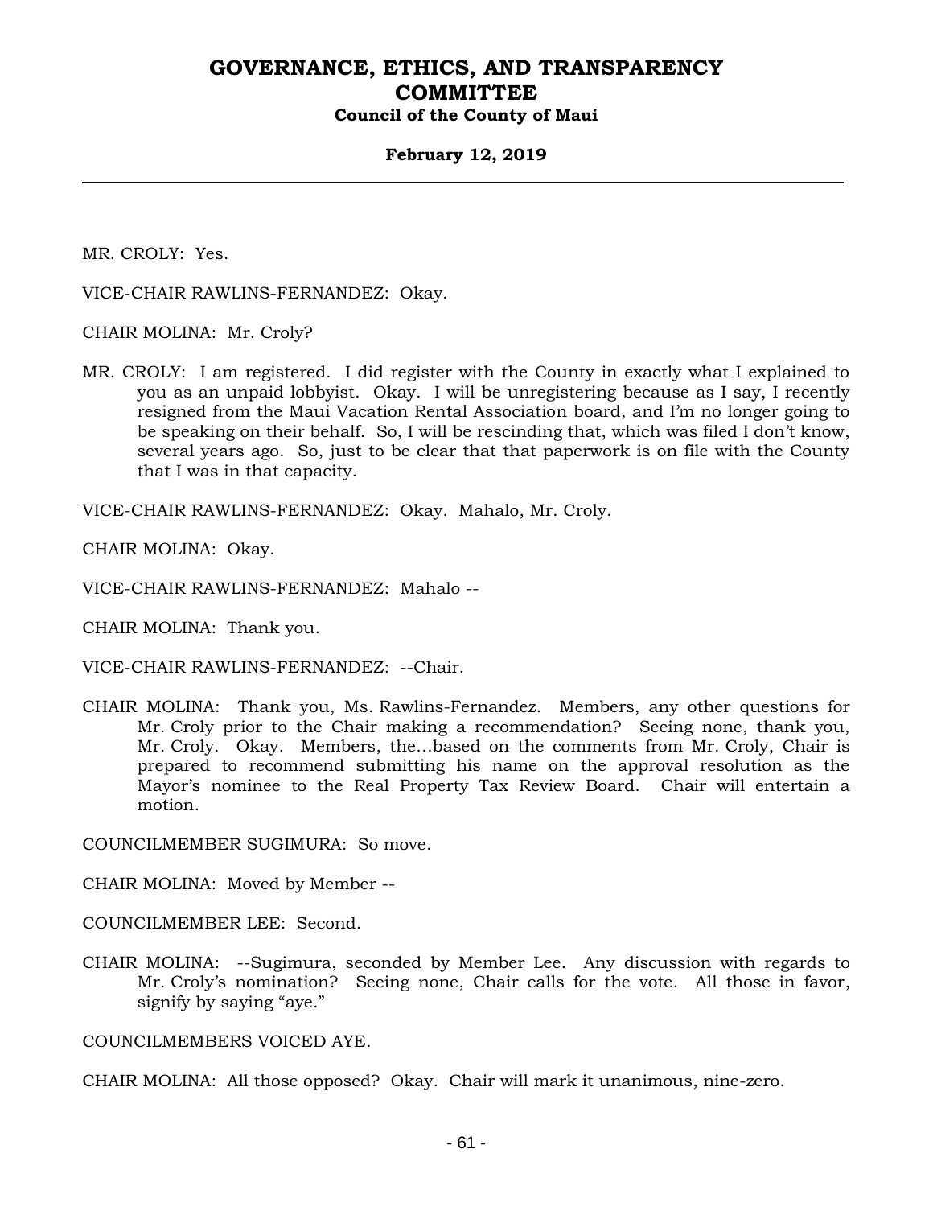MR. CROLY: Yes.

VICE-CHAIR RAWLINS-FERNANDEZ: Okay.

CHAIR MOLINA: Mr. Croly?

MR. CROLY: I am registered. I did register with the County in exactly what I explained to you as an unpaid lobbyist. Okay. I will be unregistering because as I say, I recently resigned from the Maui Vacation Rental Association board, and I'm no longer going to be speaking on their behalf. So, I will be rescinding that, which was filed I don't know, several years ago. So, just to be clear that that paperwork is on file with the County that I was in that capacity.

VICE-CHAIR RAWLINS-FERNANDEZ: Okay. Mahalo, Mr. Croly.

CHAIR MOLINA: Okay.

VICE-CHAIR RAWLINS-FERNANDEZ: Mahalo --

CHAIR MOLINA: Thank you.

VICE-CHAIR RAWLINS-FERNANDEZ: --Chair.

CHAIR MOLINA: Thank you, Ms. Rawlins-Fernandez. Members, any other questions for Mr. Croly prior to the Chair making a recommendation? Seeing none, thank you, Mr. Croly. Okay. Members, the…based on the comments from Mr. Croly, Chair is prepared to recommend submitting his name on the approval resolution as the Mayor's nominee to the Real Property Tax Review Board. Chair will entertain a motion.

COUNCILMEMBER SUGIMURA: So move.

CHAIR MOLINA: Moved by Member --

COUNCILMEMBER LEE: Second.

CHAIR MOLINA: --Sugimura, seconded by Member Lee. Any discussion with regards to Mr. Croly's nomination? Seeing none, Chair calls for the vote. All those in favor, signify by saying "aye."

COUNCILMEMBERS VOICED AYE.

CHAIR MOLINA: All those opposed? Okay. Chair will mark it unanimous, nine-zero.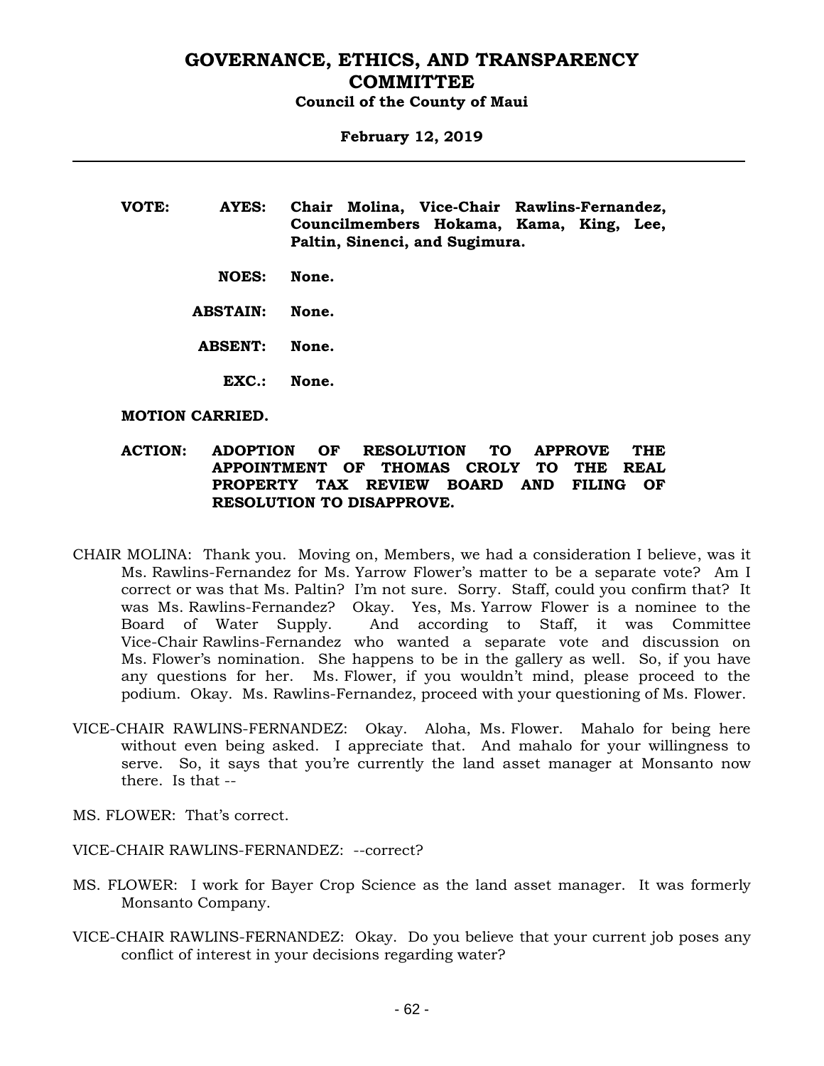**VOTE:** **AYES:** **Chair Molina, Vice-Chair Rawlins-Fernandez, Councilmembers Hokama, Kama, King, Lee, Paltin, Sinenci, and Sugimura.**

**NOES:** **None.**

**ABSTAIN:** **None.**

**ABSENT:** **None.**

**EXC.:** **None.**

**MOTION CARRIED.**

**ACTION: ADOPTION OF RESOLUTION TO APPROVE THE APPOINTMENT OF THOMAS CROLY TO THE REAL PROPERTY TAX REVIEW BOARD AND FILING OF RESOLUTION TO DISAPPROVE.**

CHAIR MOLINA: Thank you. Moving on, Members, we had a consideration I believe, was it Ms. Rawlins-Fernandez for Ms. Yarrow Flower's matter to be a separate vote? Am I correct or was that Ms. Paltin? I'm not sure. Sorry. Staff, could you confirm that? It was Ms. Rawlins-Fernandez? Okay. Yes, Ms. Yarrow Flower is a nominee to the Board of Water Supply. And according to Staff, it was Committee Vice-Chair Rawlins-Fernandez who wanted a separate vote and discussion on Ms. Flower's nomination. She happens to be in the gallery as well. So, if you have any questions for her. Ms. Flower, if you wouldn't mind, please proceed to the podium. Okay. Ms. Rawlins-Fernandez, proceed with your questioning of Ms. Flower.

VICE-CHAIR RAWLINS-FERNANDEZ: Okay. Aloha, Ms. Flower. Mahalo for being here without even being asked. I appreciate that. And mahalo for your willingness to serve. So, it says that you're currently the land asset manager at Monsanto now there. Is that --

MS. FLOWER: That's correct.

VICE-CHAIR RAWLINS-FERNANDEZ: --correct?

MS. FLOWER: I work for Bayer Crop Science as the land asset manager. It was formerly Monsanto Company.

VICE-CHAIR RAWLINS-FERNANDEZ: Okay. Do you believe that your current job poses any conflict of interest in your decisions regarding water?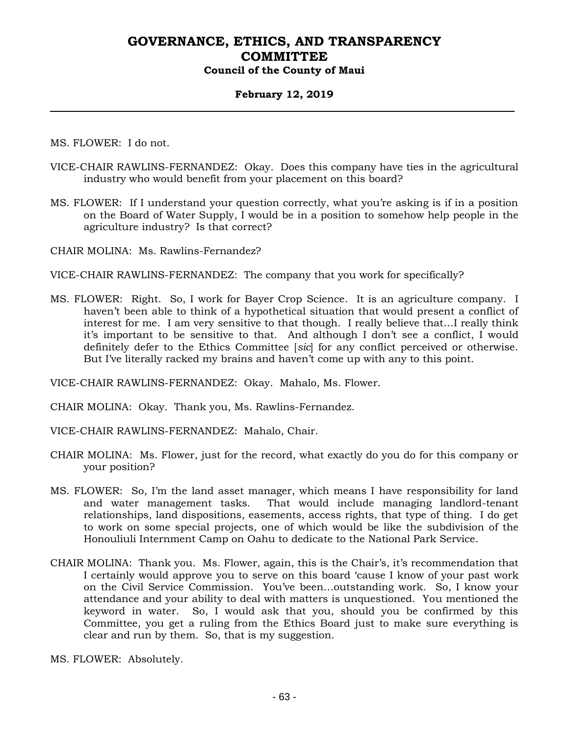MS. FLOWER: I do not.

VICE-CHAIR RAWLINS-FERNANDEZ: Okay. Does this company have ties in the agricultural industry who would benefit from your placement on this board?

MS. FLOWER: If I understand your question correctly, what you're asking is if in a position on the Board of Water Supply, I would be in a position to somehow help people in the agriculture industry? Is that correct?

CHAIR MOLINA: Ms. Rawlins-Fernandez?

VICE-CHAIR RAWLINS-FERNANDEZ: The company that you work for specifically?

MS. FLOWER: Right. So, I work for Bayer Crop Science. It is an agriculture company. I haven't been able to think of a hypothetical situation that would present a conflict of interest for me. I am very sensitive to that though. I really believe that…I really think it's important to be sensitive to that. And although I don't see a conflict, I would definitely defer to the Ethics Committee [*sic*] for any conflict perceived or otherwise. But I've literally racked my brains and haven't come up with any to this point.

VICE-CHAIR RAWLINS-FERNANDEZ: Okay. Mahalo, Ms. Flower.

CHAIR MOLINA: Okay. Thank you, Ms. Rawlins-Fernandez.

VICE-CHAIR RAWLINS-FERNANDEZ: Mahalo, Chair.

CHAIR MOLINA: Ms. Flower, just for the record, what exactly do you do for this company or your position?

MS. FLOWER: So, I'm the land asset manager, which means I have responsibility for land and water management tasks. That would include managing landlord-tenant relationships, land dispositions, easements, access rights, that type of thing. I do get to work on some special projects, one of which would be like the subdivision of the Honouliuli Internment Camp on Oahu to dedicate to the National Park Service.

CHAIR MOLINA: Thank you. Ms. Flower, again, this is the Chair's, it's recommendation that I certainly would approve you to serve on this board 'cause I know of your past work on the Civil Service Commission. You've been…outstanding work. So, I know your attendance and your ability to deal with matters is unquestioned. You mentioned the keyword in water. So, I would ask that you, should you be confirmed by this Committee, you get a ruling from the Ethics Board just to make sure everything is clear and run by them. So, that is my suggestion.

MS. FLOWER: Absolutely.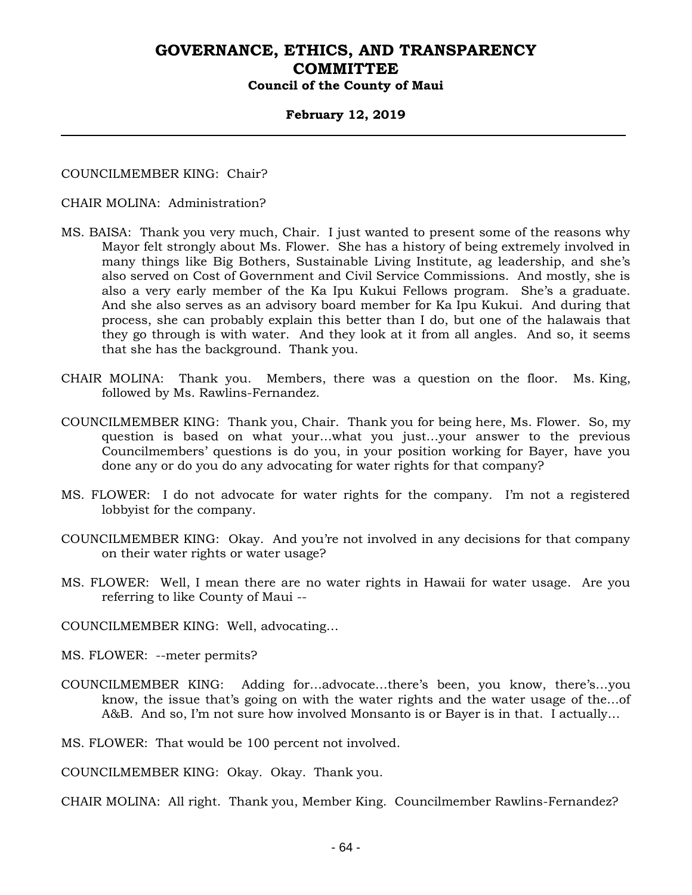COUNCILMEMBER KING: Chair?

CHAIR MOLINA: Administration?

MS. BAISA: Thank you very much, Chair. I just wanted to present some of the reasons why Mayor felt strongly about Ms. Flower. She has a history of being extremely involved in many things like Big Bothers, Sustainable Living Institute, ag leadership, and she's also served on Cost of Government and Civil Service Commissions. And mostly, she is also a very early member of the Ka Ipu Kukui Fellows program. She's a graduate. And she also serves as an advisory board member for Ka Ipu Kukui. And during that process, she can probably explain this better than I do, but one of the halawais that they go through is with water. And they look at it from all angles. And so, it seems that she has the background. Thank you.

CHAIR MOLINA: Thank you. Members, there was a question on the floor. Ms. King, followed by Ms. Rawlins-Fernandez.

COUNCILMEMBER KING: Thank you, Chair. Thank you for being here, Ms. Flower. So, my question is based on what your…what you just…your answer to the previous Councilmembers' questions is do you, in your position working for Bayer, have you done any or do you do any advocating for water rights for that company?

MS. FLOWER: I do not advocate for water rights for the company. I'm not a registered lobbyist for the company.

COUNCILMEMBER KING: Okay. And you're not involved in any decisions for that company on their water rights or water usage?

MS. FLOWER: Well, I mean there are no water rights in Hawaii for water usage. Are you referring to like County of Maui --

COUNCILMEMBER KING: Well, advocating…

MS. FLOWER: --meter permits?

COUNCILMEMBER KING: Adding for…advocate…there's been, you know, there's…you know, the issue that's going on with the water rights and the water usage of the…of A&B. And so, I'm not sure how involved Monsanto is or Bayer is in that. I actually…

MS. FLOWER: That would be 100 percent not involved.

COUNCILMEMBER KING: Okay. Okay. Thank you.

CHAIR MOLINA: All right. Thank you, Member King. Councilmember Rawlins-Fernandez?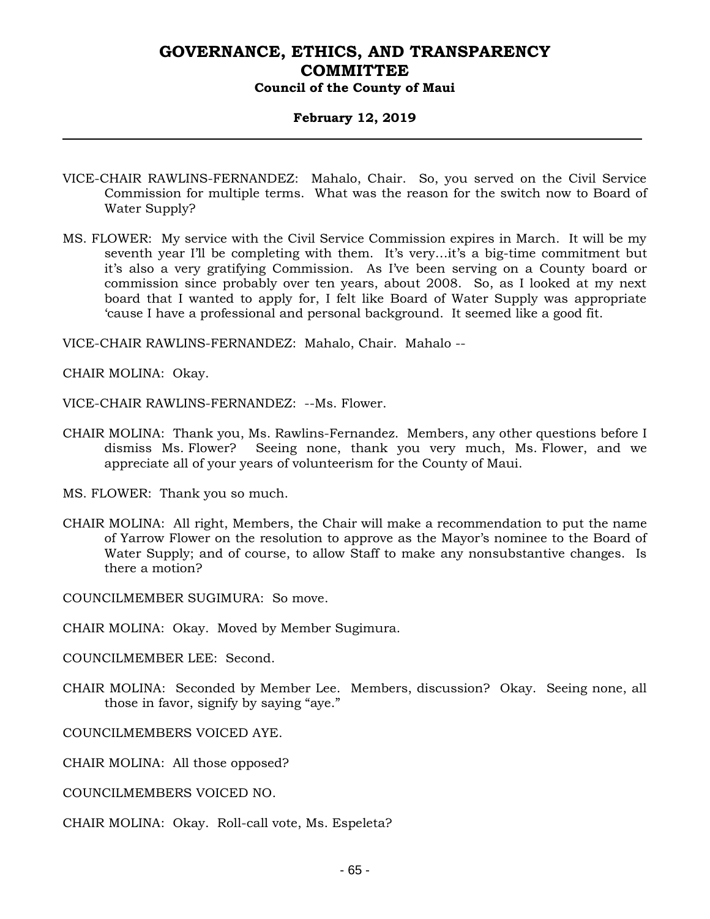VICE-CHAIR RAWLINS-FERNANDEZ: Mahalo, Chair. So, you served on the Civil Service Commission for multiple terms. What was the reason for the switch now to Board of Water Supply?

MS. FLOWER: My service with the Civil Service Commission expires in March. It will be my seventh year I'll be completing with them. It's very…it's a big-time commitment but it's also a very gratifying Commission. As I've been serving on a County board or commission since probably over ten years, about 2008. So, as I looked at my next board that I wanted to apply for, I felt like Board of Water Supply was appropriate 'cause I have a professional and personal background. It seemed like a good fit.

VICE-CHAIR RAWLINS-FERNANDEZ: Mahalo, Chair. Mahalo --

CHAIR MOLINA: Okay.

VICE-CHAIR RAWLINS-FERNANDEZ: --Ms. Flower.

CHAIR MOLINA: Thank you, Ms. Rawlins-Fernandez. Members, any other questions before I dismiss Ms. Flower? Seeing none, thank you very much, Ms. Flower, and we appreciate all of your years of volunteerism for the County of Maui.

MS. FLOWER: Thank you so much.

CHAIR MOLINA: All right, Members, the Chair will make a recommendation to put the name of Yarrow Flower on the resolution to approve as the Mayor's nominee to the Board of Water Supply; and of course, to allow Staff to make any nonsubstantive changes. Is there a motion?

COUNCILMEMBER SUGIMURA: So move.

CHAIR MOLINA: Okay. Moved by Member Sugimura.

COUNCILMEMBER LEE: Second.

CHAIR MOLINA: Seconded by Member Lee. Members, discussion? Okay. Seeing none, all those in favor, signify by saying "aye."

COUNCILMEMBERS VOICED AYE.

CHAIR MOLINA: All those opposed?

COUNCILMEMBERS VOICED NO.

CHAIR MOLINA: Okay. Roll-call vote, Ms. Espeleta?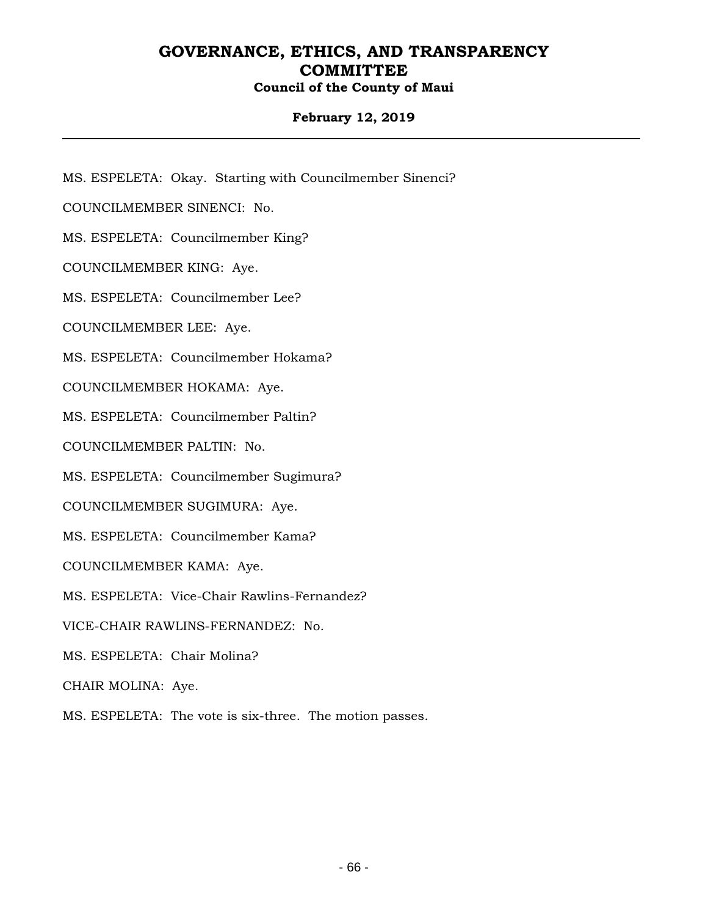MS. ESPELETA: Okay. Starting with Councilmember Sinenci?

COUNCILMEMBER SINENCI: No.

MS. ESPELETA: Councilmember King?

COUNCILMEMBER KING: Aye.

MS. ESPELETA: Councilmember Lee?

COUNCILMEMBER LEE: Aye.

MS. ESPELETA: Councilmember Hokama?

COUNCILMEMBER HOKAMA: Aye.

MS. ESPELETA: Councilmember Paltin?

COUNCILMEMBER PALTIN: No.

MS. ESPELETA: Councilmember Sugimura?

COUNCILMEMBER SUGIMURA: Aye.

MS. ESPELETA: Councilmember Kama?

COUNCILMEMBER KAMA: Aye.

MS. ESPELETA: Vice-Chair Rawlins-Fernandez?

VICE-CHAIR RAWLINS-FERNANDEZ: No.

MS. ESPELETA: Chair Molina?

CHAIR MOLINA: Aye.

MS. ESPELETA: The vote is six-three. The motion passes.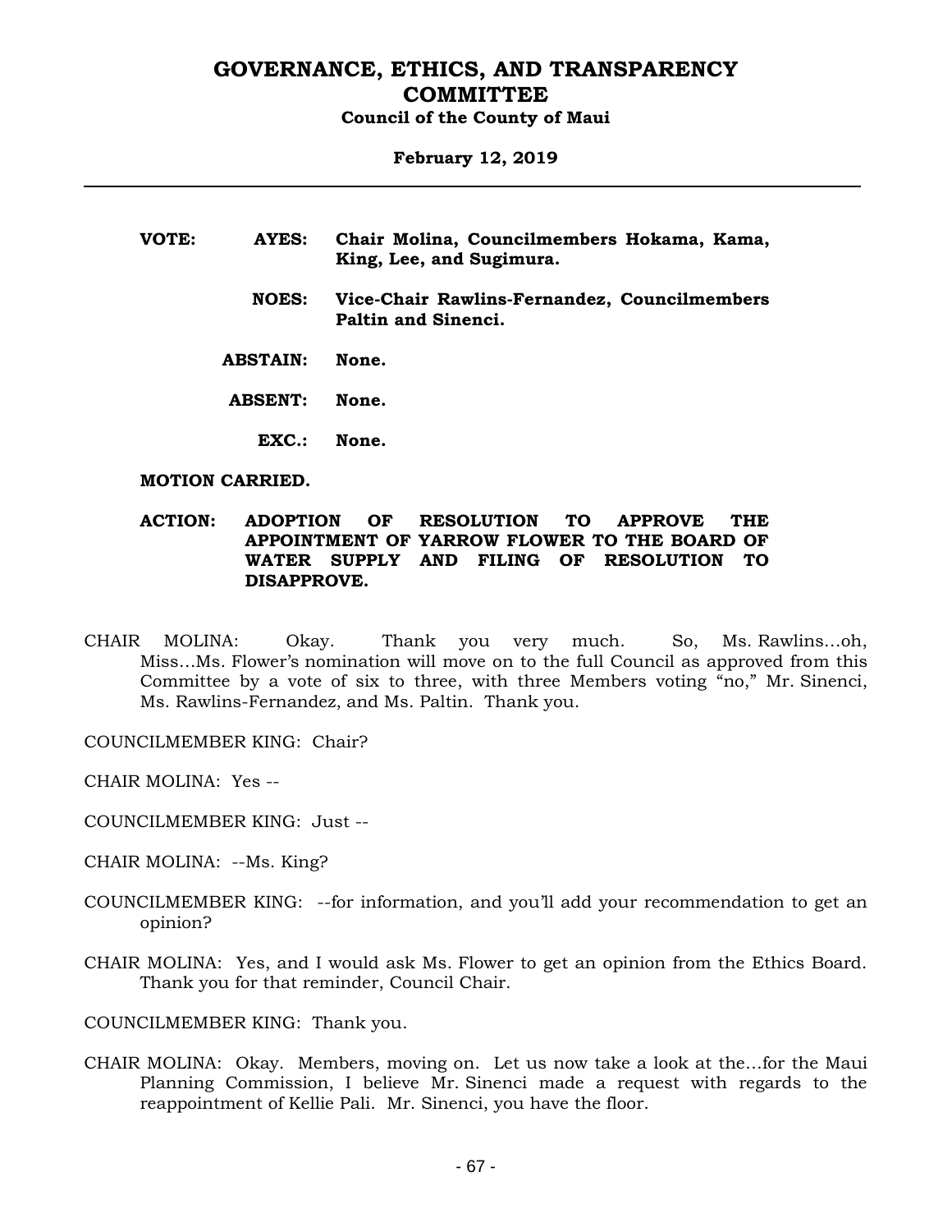**VOTE:**

| | |
|---|---|
| **AYES:** | **Chair Molina, Councilmembers Hokama, Kama, King, Lee, and Sugimura.** |
| **NOES:** | **Vice-Chair Rawlins-Fernandez, Councilmembers Paltin and Sinenci.** |
| **ABSTAIN:** | **None.** |
| **ABSENT:** | **None.** |
| **EXC.:** | **None.** |

**MOTION CARRIED.**

**ACTION: ADOPTION OF RESOLUTION TO APPROVE THE APPOINTMENT OF YARROW FLOWER TO THE BOARD OF WATER SUPPLY AND FILING OF RESOLUTION TO DISAPPROVE.**

CHAIR MOLINA: Okay. Thank you very much. So, Ms. Rawlins…oh, Miss…Ms. Flower's nomination will move on to the full Council as approved from this Committee by a vote of six to three, with three Members voting "no," Mr. Sinenci, Ms. Rawlins-Fernandez, and Ms. Paltin. Thank you.

COUNCILMEMBER KING: Chair?

CHAIR MOLINA: Yes --

COUNCILMEMBER KING: Just --

CHAIR MOLINA: --Ms. King?

COUNCILMEMBER KING: --for information, and you'll add your recommendation to get an opinion?

CHAIR MOLINA: Yes, and I would ask Ms. Flower to get an opinion from the Ethics Board. Thank you for that reminder, Council Chair.

COUNCILMEMBER KING: Thank you.

CHAIR MOLINA: Okay. Members, moving on. Let us now take a look at the…for the Maui Planning Commission, I believe Mr. Sinenci made a request with regards to the reappointment of Kellie Pali. Mr. Sinenci, you have the floor.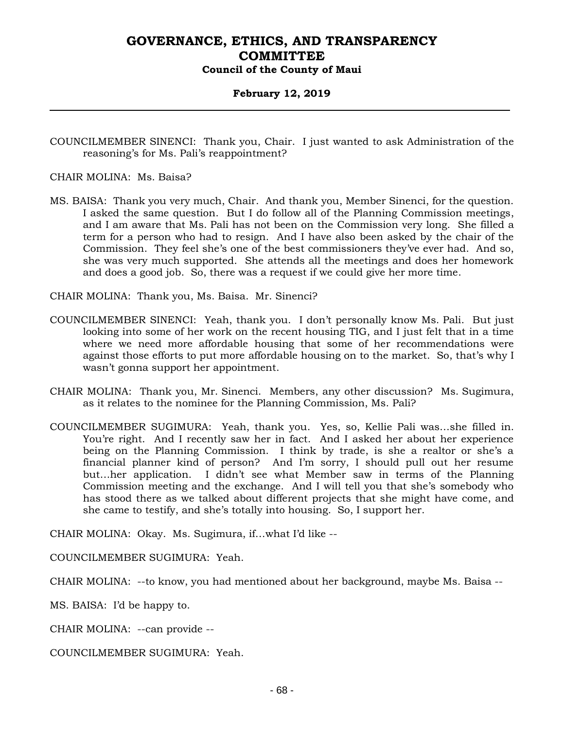COUNCILMEMBER SINENCI: Thank you, Chair. I just wanted to ask Administration of the reasoning's for Ms. Pali's reappointment?

CHAIR MOLINA: Ms. Baisa?

MS. BAISA: Thank you very much, Chair. And thank you, Member Sinenci, for the question. I asked the same question. But I do follow all of the Planning Commission meetings, and I am aware that Ms. Pali has not been on the Commission very long. She filled a term for a person who had to resign. And I have also been asked by the chair of the Commission. They feel she's one of the best commissioners they've ever had. And so, she was very much supported. She attends all the meetings and does her homework and does a good job. So, there was a request if we could give her more time.

CHAIR MOLINA: Thank you, Ms. Baisa. Mr. Sinenci?

COUNCILMEMBER SINENCI: Yeah, thank you. I don't personally know Ms. Pali. But just looking into some of her work on the recent housing TIG, and I just felt that in a time where we need more affordable housing that some of her recommendations were against those efforts to put more affordable housing on to the market. So, that's why I wasn't gonna support her appointment.

CHAIR MOLINA: Thank you, Mr. Sinenci. Members, any other discussion? Ms. Sugimura, as it relates to the nominee for the Planning Commission, Ms. Pali?

COUNCILMEMBER SUGIMURA: Yeah, thank you. Yes, so, Kellie Pali was...she filled in. You're right. And I recently saw her in fact. And I asked her about her experience being on the Planning Commission. I think by trade, is she a realtor or she's a financial planner kind of person? And I'm sorry, I should pull out her resume but...her application. I didn't see what Member saw in terms of the Planning Commission meeting and the exchange. And I will tell you that she's somebody who has stood there as we talked about different projects that she might have come, and she came to testify, and she's totally into housing. So, I support her.

CHAIR MOLINA: Okay. Ms. Sugimura, if...what I'd like --

COUNCILMEMBER SUGIMURA: Yeah.

CHAIR MOLINA: --to know, you had mentioned about her background, maybe Ms. Baisa --

MS. BAISA: I'd be happy to.

CHAIR MOLINA: --can provide --

COUNCILMEMBER SUGIMURA: Yeah.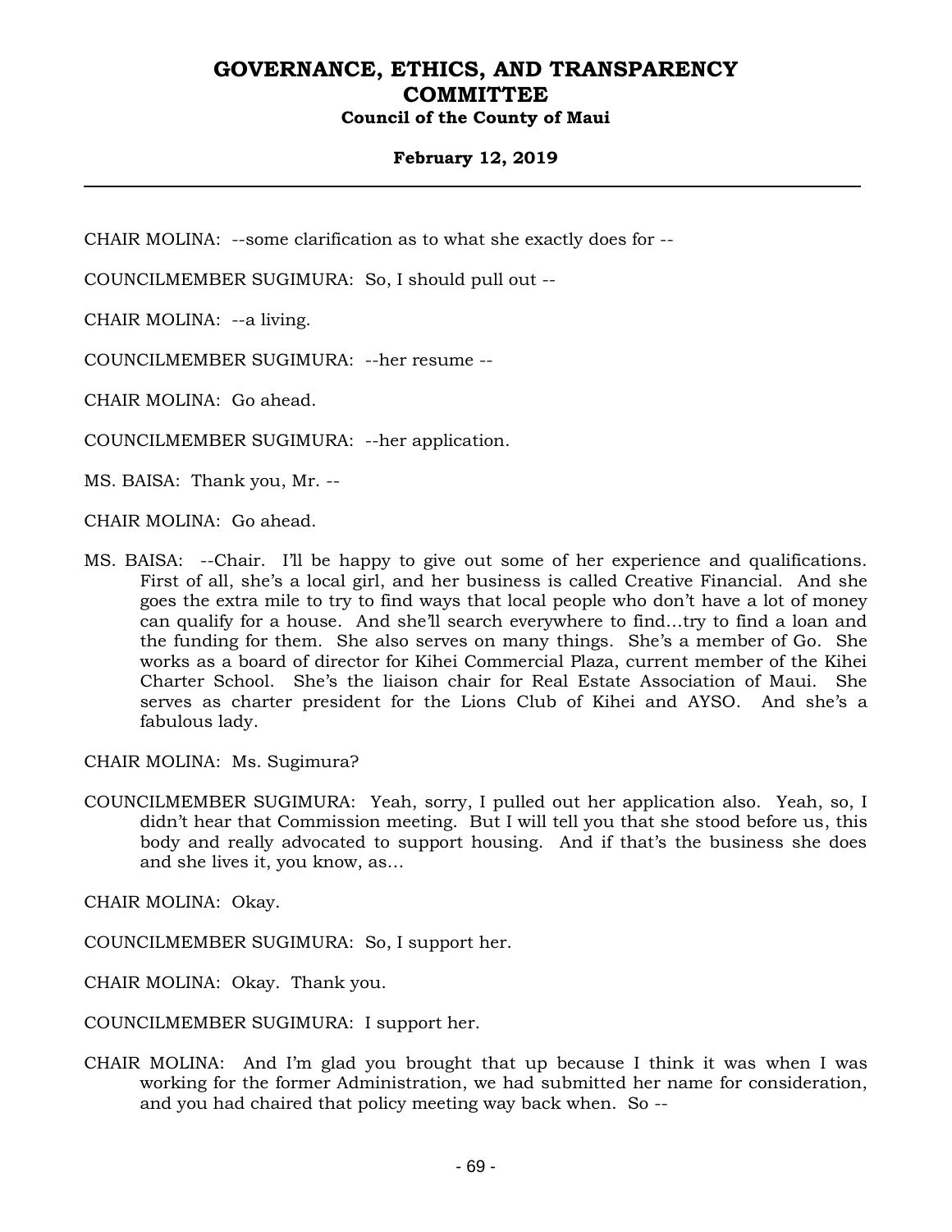CHAIR MOLINA: --some clarification as to what she exactly does for --

COUNCILMEMBER SUGIMURA: So, I should pull out --

CHAIR MOLINA: --a living.

COUNCILMEMBER SUGIMURA: --her resume --

CHAIR MOLINA: Go ahead.

COUNCILMEMBER SUGIMURA: --her application.

MS. BAISA: Thank you, Mr. --

CHAIR MOLINA: Go ahead.

MS. BAISA: --Chair. I'll be happy to give out some of her experience and qualifications. First of all, she's a local girl, and her business is called Creative Financial. And she goes the extra mile to try to find ways that local people who don't have a lot of money can qualify for a house. And she'll search everywhere to find…try to find a loan and the funding for them. She also serves on many things. She's a member of Go. She works as a board of director for Kihei Commercial Plaza, current member of the Kihei Charter School. She's the liaison chair for Real Estate Association of Maui. She serves as charter president for the Lions Club of Kihei and AYSO. And she's a fabulous lady.

CHAIR MOLINA: Ms. Sugimura?

COUNCILMEMBER SUGIMURA: Yeah, sorry, I pulled out her application also. Yeah, so, I didn't hear that Commission meeting. But I will tell you that she stood before us, this body and really advocated to support housing. And if that's the business she does and she lives it, you know, as…

CHAIR MOLINA: Okay.

COUNCILMEMBER SUGIMURA: So, I support her.

CHAIR MOLINA: Okay. Thank you.

COUNCILMEMBER SUGIMURA: I support her.

CHAIR MOLINA: And I'm glad you brought that up because I think it was when I was working for the former Administration, we had submitted her name for consideration, and you had chaired that policy meeting way back when. So --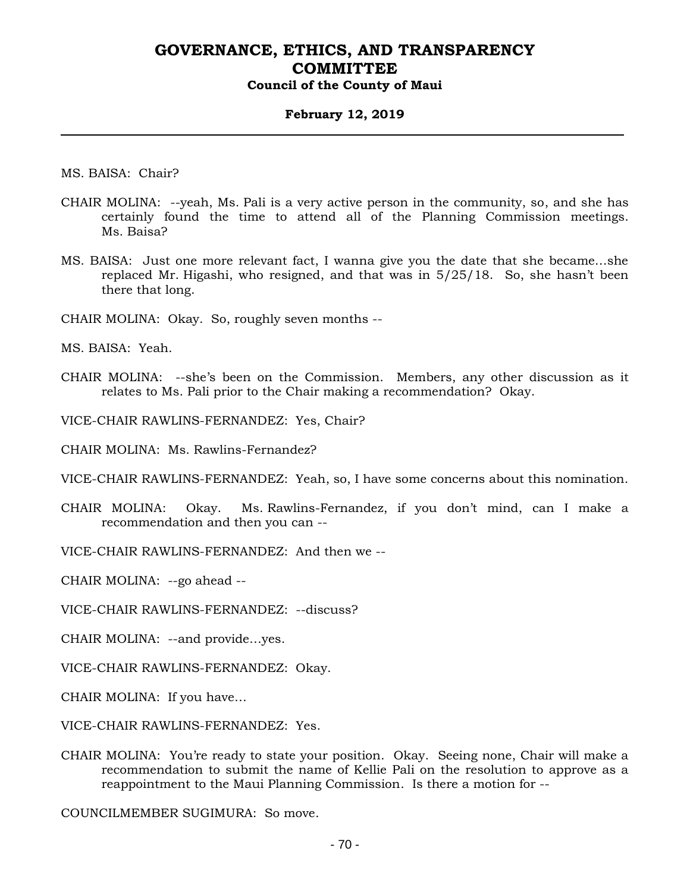MS. BAISA: Chair?

CHAIR MOLINA: --yeah, Ms. Pali is a very active person in the community, so, and she has certainly found the time to attend all of the Planning Commission meetings. Ms. Baisa?

MS. BAISA: Just one more relevant fact, I wanna give you the date that she became...she replaced Mr. Higashi, who resigned, and that was in 5/25/18. So, she hasn't been there that long.

CHAIR MOLINA: Okay. So, roughly seven months --

MS. BAISA: Yeah.

CHAIR MOLINA: --she's been on the Commission. Members, any other discussion as it relates to Ms. Pali prior to the Chair making a recommendation? Okay.

VICE-CHAIR RAWLINS-FERNANDEZ: Yes, Chair?

CHAIR MOLINA: Ms. Rawlins-Fernandez?

VICE-CHAIR RAWLINS-FERNANDEZ: Yeah, so, I have some concerns about this nomination.

CHAIR MOLINA: Okay. Ms. Rawlins-Fernandez, if you don't mind, can I make a recommendation and then you can --

VICE-CHAIR RAWLINS-FERNANDEZ: And then we --

CHAIR MOLINA: --go ahead --

VICE-CHAIR RAWLINS-FERNANDEZ: --discuss?

CHAIR MOLINA: --and provide...yes.

VICE-CHAIR RAWLINS-FERNANDEZ: Okay.

CHAIR MOLINA: If you have...

VICE-CHAIR RAWLINS-FERNANDEZ: Yes.

CHAIR MOLINA: You're ready to state your position. Okay. Seeing none, Chair will make a recommendation to submit the name of Kellie Pali on the resolution to approve as a reappointment to the Maui Planning Commission. Is there a motion for --

COUNCILMEMBER SUGIMURA: So move.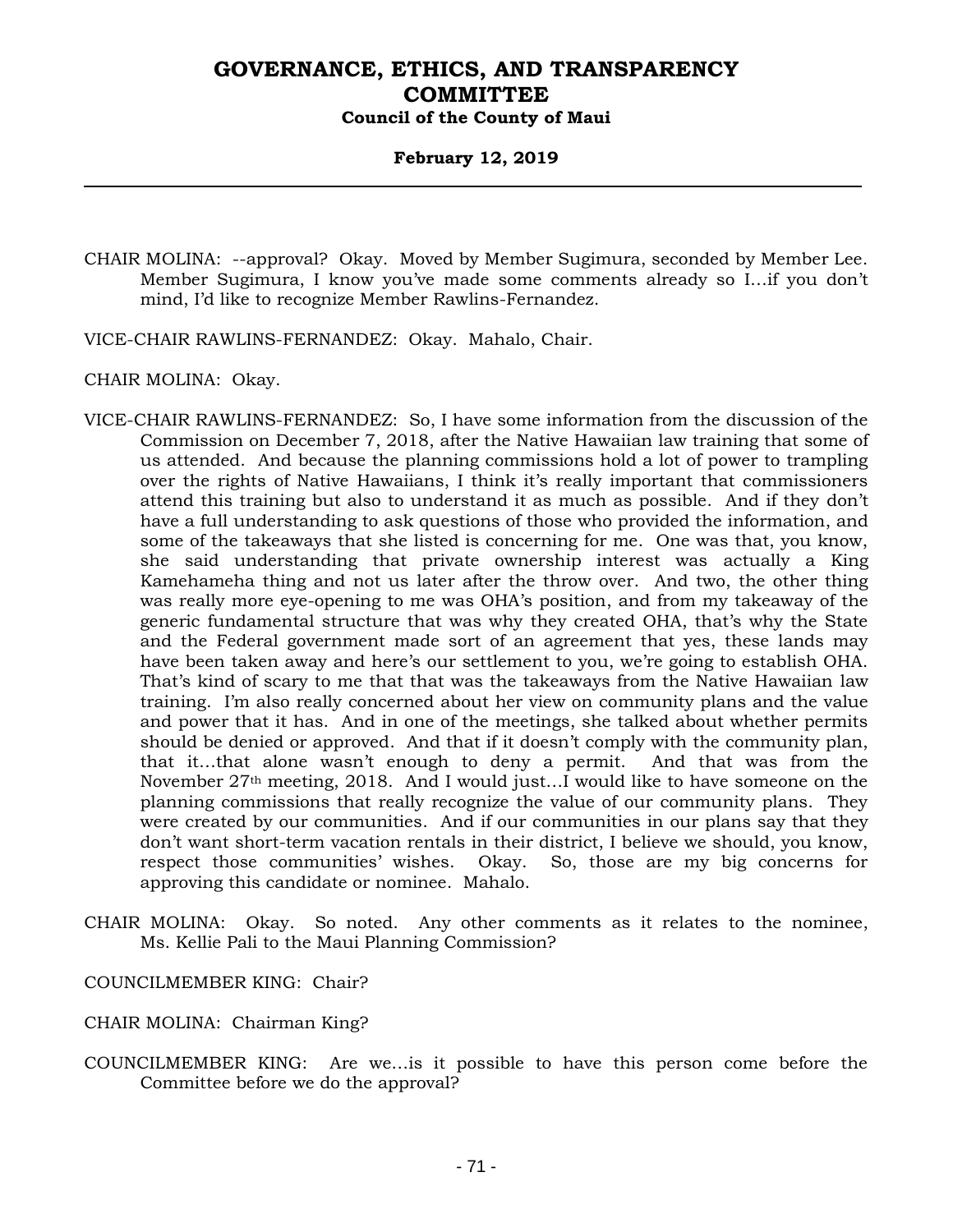CHAIR MOLINA: --approval? Okay. Moved by Member Sugimura, seconded by Member Lee. Member Sugimura, I know you've made some comments already so I…if you don't mind, I'd like to recognize Member Rawlins-Fernandez.

VICE-CHAIR RAWLINS-FERNANDEZ: Okay. Mahalo, Chair.

CHAIR MOLINA: Okay.

VICE-CHAIR RAWLINS-FERNANDEZ: So, I have some information from the discussion of the Commission on December 7, 2018, after the Native Hawaiian law training that some of us attended. And because the planning commissions hold a lot of power to trampling over the rights of Native Hawaiians, I think it's really important that commissioners attend this training but also to understand it as much as possible. And if they don't have a full understanding to ask questions of those who provided the information, and some of the takeaways that she listed is concerning for me. One was that, you know, she said understanding that private ownership interest was actually a King Kamehameha thing and not us later after the throw over. And two, the other thing was really more eye-opening to me was OHA's position, and from my takeaway of the generic fundamental structure that was why they created OHA, that's why the State and the Federal government made sort of an agreement that yes, these lands may have been taken away and here's our settlement to you, we're going to establish OHA. That's kind of scary to me that that was the takeaways from the Native Hawaiian law training. I'm also really concerned about her view on community plans and the value and power that it has. And in one of the meetings, she talked about whether permits should be denied or approved. And that if it doesn't comply with the community plan, that it…that alone wasn't enough to deny a permit. And that was from the November 27th meeting, 2018. And I would just…I would like to have someone on the planning commissions that really recognize the value of our community plans. They were created by our communities. And if our communities in our plans say that they don't want short-term vacation rentals in their district, I believe we should, you know, respect those communities' wishes. Okay. So, those are my big concerns for approving this candidate or nominee. Mahalo.

CHAIR MOLINA: Okay. So noted. Any other comments as it relates to the nominee, Ms. Kellie Pali to the Maui Planning Commission?

COUNCILMEMBER KING: Chair?

CHAIR MOLINA: Chairman King?

COUNCILMEMBER KING: Are we…is it possible to have this person come before the Committee before we do the approval?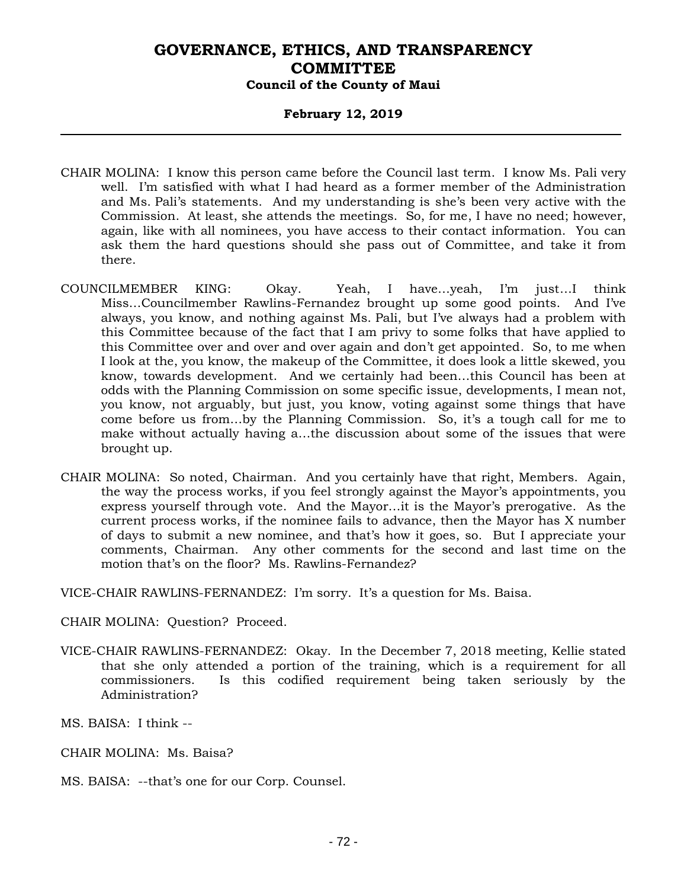CHAIR MOLINA: I know this person came before the Council last term. I know Ms. Pali very well. I'm satisfied with what I had heard as a former member of the Administration and Ms. Pali's statements. And my understanding is she's been very active with the Commission. At least, she attends the meetings. So, for me, I have no need; however, again, like with all nominees, you have access to their contact information. You can ask them the hard questions should she pass out of Committee, and take it from there.

COUNCILMEMBER KING: Okay. Yeah, I have…yeah, I'm just…I think Miss…Councilmember Rawlins-Fernandez brought up some good points. And I've always, you know, and nothing against Ms. Pali, but I've always had a problem with this Committee because of the fact that I am privy to some folks that have applied to this Committee over and over and over again and don't get appointed. So, to me when I look at the, you know, the makeup of the Committee, it does look a little skewed, you know, towards development. And we certainly had been…this Council has been at odds with the Planning Commission on some specific issue, developments, I mean not, you know, not arguably, but just, you know, voting against some things that have come before us from…by the Planning Commission. So, it's a tough call for me to make without actually having a…the discussion about some of the issues that were brought up.

CHAIR MOLINA: So noted, Chairman. And you certainly have that right, Members. Again, the way the process works, if you feel strongly against the Mayor's appointments, you express yourself through vote. And the Mayor…it is the Mayor's prerogative. As the current process works, if the nominee fails to advance, then the Mayor has X number of days to submit a new nominee, and that's how it goes, so. But I appreciate your comments, Chairman. Any other comments for the second and last time on the motion that's on the floor? Ms. Rawlins-Fernandez?

VICE-CHAIR RAWLINS-FERNANDEZ: I'm sorry. It's a question for Ms. Baisa.

CHAIR MOLINA: Question? Proceed.

VICE-CHAIR RAWLINS-FERNANDEZ: Okay. In the December 7, 2018 meeting, Kellie stated that she only attended a portion of the training, which is a requirement for all commissioners. Is this codified requirement being taken seriously by the Administration?

MS. BAISA: I think --

CHAIR MOLINA: Ms. Baisa?

MS. BAISA: --that's one for our Corp. Counsel.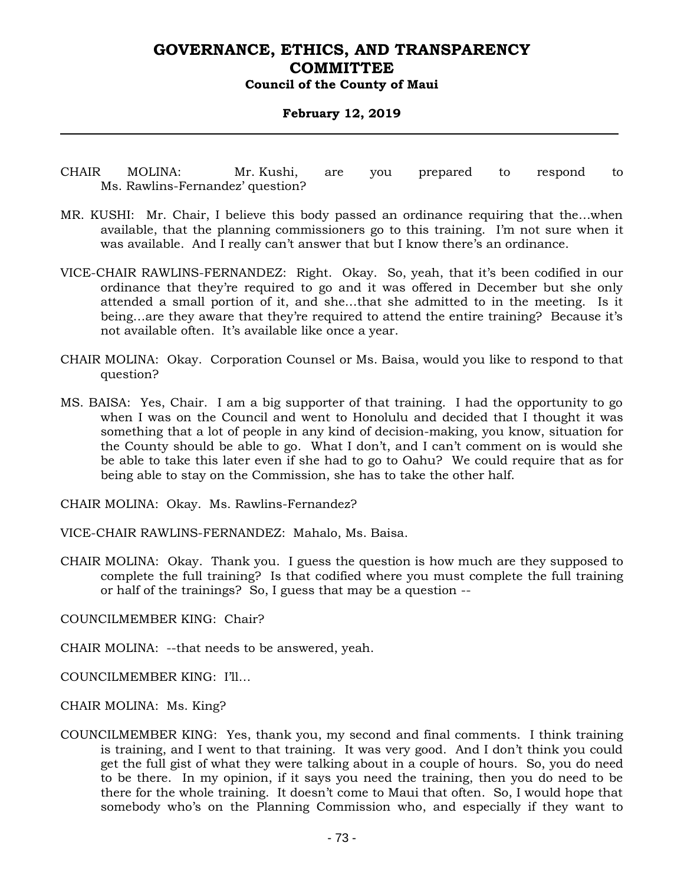CHAIR MOLINA: Mr. Kushi, are you prepared to respond to Ms. Rawlins-Fernandez' question?

MR. KUSHI: Mr. Chair, I believe this body passed an ordinance requiring that the…when available, that the planning commissioners go to this training. I'm not sure when it was available. And I really can't answer that but I know there's an ordinance.

VICE-CHAIR RAWLINS-FERNANDEZ: Right. Okay. So, yeah, that it's been codified in our ordinance that they're required to go and it was offered in December but she only attended a small portion of it, and she…that she admitted to in the meeting. Is it being…are they aware that they're required to attend the entire training? Because it's not available often. It's available like once a year.

CHAIR MOLINA: Okay. Corporation Counsel or Ms. Baisa, would you like to respond to that question?

MS. BAISA: Yes, Chair. I am a big supporter of that training. I had the opportunity to go when I was on the Council and went to Honolulu and decided that I thought it was something that a lot of people in any kind of decision-making, you know, situation for the County should be able to go. What I don't, and I can't comment on is would she be able to take this later even if she had to go to Oahu? We could require that as for being able to stay on the Commission, she has to take the other half.

CHAIR MOLINA: Okay. Ms. Rawlins-Fernandez?

VICE-CHAIR RAWLINS-FERNANDEZ: Mahalo, Ms. Baisa.

CHAIR MOLINA: Okay. Thank you. I guess the question is how much are they supposed to complete the full training? Is that codified where you must complete the full training or half of the trainings? So, I guess that may be a question --

COUNCILMEMBER KING: Chair?

CHAIR MOLINA: --that needs to be answered, yeah.

COUNCILMEMBER KING: I'll…

CHAIR MOLINA: Ms. King?

COUNCILMEMBER KING: Yes, thank you, my second and final comments. I think training is training, and I went to that training. It was very good. And I don't think you could get the full gist of what they were talking about in a couple of hours. So, you do need to be there. In my opinion, if it says you need the training, then you do need to be there for the whole training. It doesn't come to Maui that often. So, I would hope that somebody who's on the Planning Commission who, and especially if they want to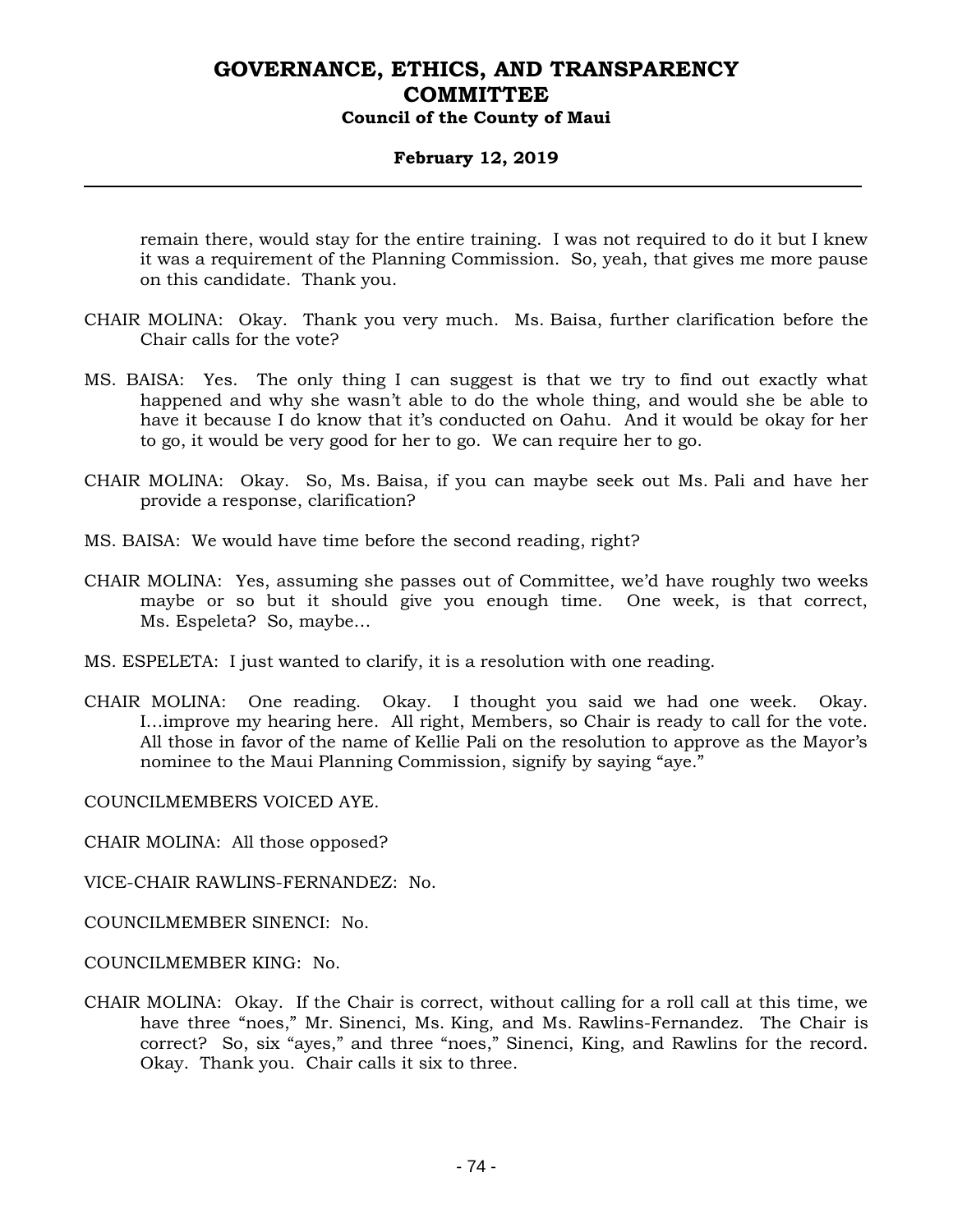remain there, would stay for the entire training. I was not required to do it but I knew it was a requirement of the Planning Commission. So, yeah, that gives me more pause on this candidate. Thank you.

CHAIR MOLINA: Okay. Thank you very much. Ms. Baisa, further clarification before the Chair calls for the vote?

MS. BAISA: Yes. The only thing I can suggest is that we try to find out exactly what happened and why she wasn't able to do the whole thing, and would she be able to have it because I do know that it's conducted on Oahu. And it would be okay for her to go, it would be very good for her to go. We can require her to go.

CHAIR MOLINA: Okay. So, Ms. Baisa, if you can maybe seek out Ms. Pali and have her provide a response, clarification?

MS. BAISA: We would have time before the second reading, right?

CHAIR MOLINA: Yes, assuming she passes out of Committee, we'd have roughly two weeks maybe or so but it should give you enough time. One week, is that correct, Ms. Espeleta? So, maybe...

MS. ESPELETA: I just wanted to clarify, it is a resolution with one reading.

CHAIR MOLINA: One reading. Okay. I thought you said we had one week. Okay. I...improve my hearing here. All right, Members, so Chair is ready to call for the vote. All those in favor of the name of Kellie Pali on the resolution to approve as the Mayor's nominee to the Maui Planning Commission, signify by saying "aye."

COUNCILMEMBERS VOICED AYE.

CHAIR MOLINA: All those opposed?

VICE-CHAIR RAWLINS-FERNANDEZ: No.

COUNCILMEMBER SINENCI: No.

COUNCILMEMBER KING: No.

CHAIR MOLINA: Okay. If the Chair is correct, without calling for a roll call at this time, we have three "noes," Mr. Sinenci, Ms. King, and Ms. Rawlins-Fernandez. The Chair is correct? So, six "ayes," and three "noes," Sinenci, King, and Rawlins for the record. Okay. Thank you. Chair calls it six to three.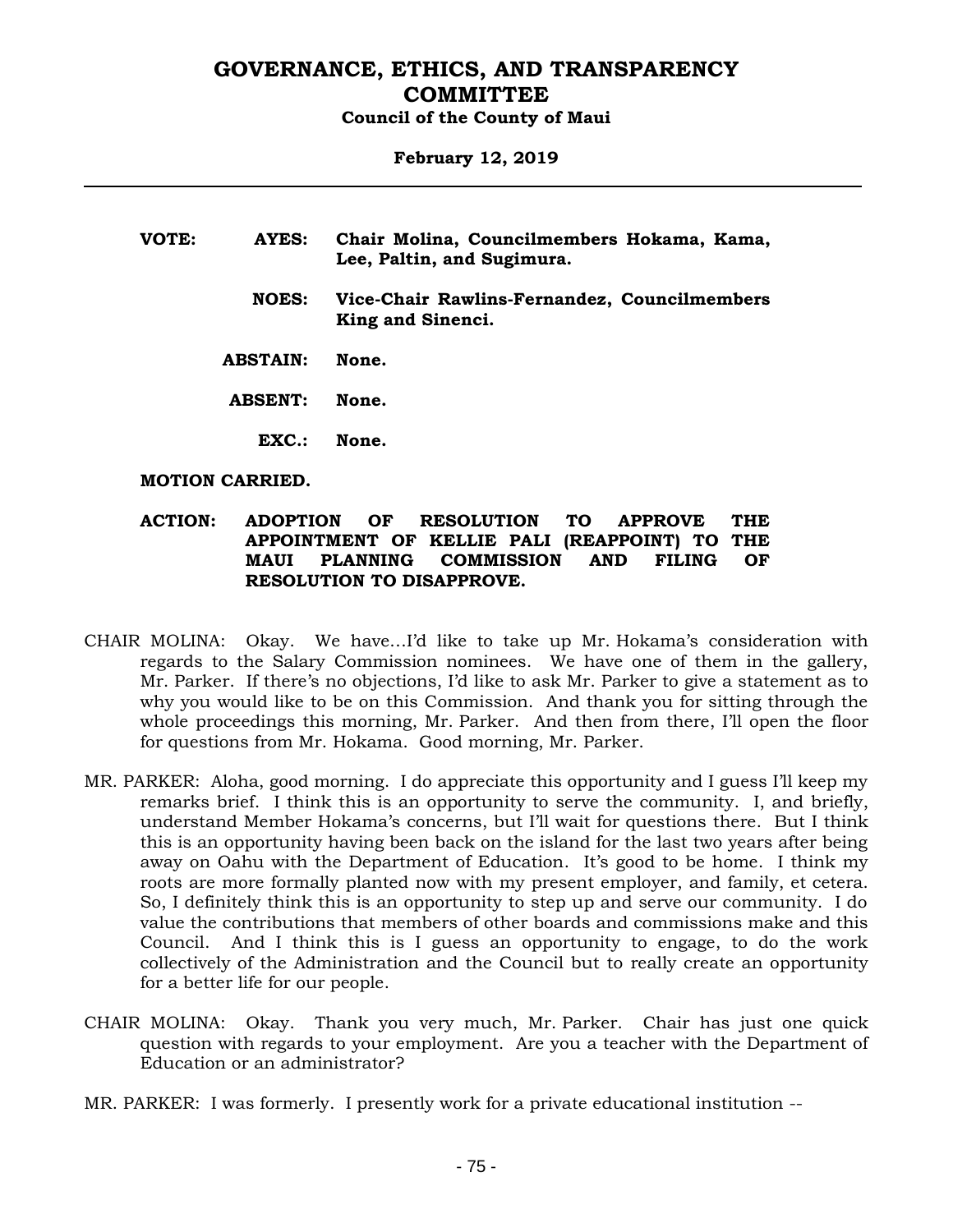**VOTE:** **AYES:** **Chair Molina, Councilmembers Hokama, Kama, Lee, Paltin, and Sugimura.**

**NOES:** **Vice-Chair Rawlins-Fernandez, Councilmembers King and Sinenci.**

**ABSTAIN:** **None.**

**ABSENT:** **None.**

**EXC.:** **None.**

**MOTION CARRIED.**

**ACTION: ADOPTION OF RESOLUTION TO APPROVE THE APPOINTMENT OF KELLIE PALI (REAPPOINT) TO THE MAUI PLANNING COMMISSION AND FILING OF RESOLUTION TO DISAPPROVE.**

CHAIR MOLINA: Okay. We have...I'd like to take up Mr. Hokama's consideration with regards to the Salary Commission nominees. We have one of them in the gallery, Mr. Parker. If there's no objections, I'd like to ask Mr. Parker to give a statement as to why you would like to be on this Commission. And thank you for sitting through the whole proceedings this morning, Mr. Parker. And then from there, I'll open the floor for questions from Mr. Hokama. Good morning, Mr. Parker.

MR. PARKER: Aloha, good morning. I do appreciate this opportunity and I guess I'll keep my remarks brief. I think this is an opportunity to serve the community. I, and briefly, understand Member Hokama's concerns, but I'll wait for questions there. But I think this is an opportunity having been back on the island for the last two years after being away on Oahu with the Department of Education. It's good to be home. I think my roots are more formally planted now with my present employer, and family, et cetera. So, I definitely think this is an opportunity to step up and serve our community. I do value the contributions that members of other boards and commissions make and this Council. And I think this is I guess an opportunity to engage, to do the work collectively of the Administration and the Council but to really create an opportunity for a better life for our people.

CHAIR MOLINA: Okay. Thank you very much, Mr. Parker. Chair has just one quick question with regards to your employment. Are you a teacher with the Department of Education or an administrator?

MR. PARKER: I was formerly. I presently work for a private educational institution --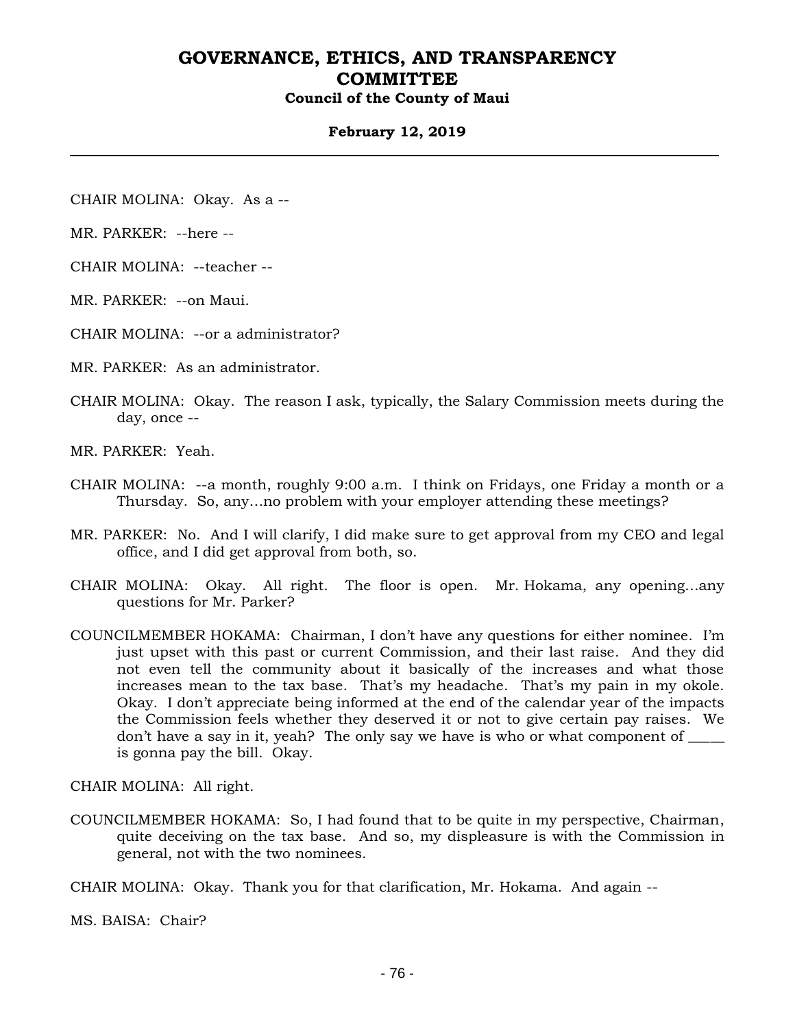CHAIR MOLINA: Okay. As a --

MR. PARKER: --here --

CHAIR MOLINA: --teacher --

MR. PARKER: --on Maui.

CHAIR MOLINA: --or a administrator?

MR. PARKER: As an administrator.

CHAIR MOLINA: Okay. The reason I ask, typically, the Salary Commission meets during the day, once --

MR. PARKER: Yeah.

CHAIR MOLINA: --a month, roughly 9:00 a.m. I think on Fridays, one Friday a month or a Thursday. So, any…no problem with your employer attending these meetings?

MR. PARKER: No. And I will clarify, I did make sure to get approval from my CEO and legal office, and I did get approval from both, so.

CHAIR MOLINA: Okay. All right. The floor is open. Mr. Hokama, any opening…any questions for Mr. Parker?

COUNCILMEMBER HOKAMA: Chairman, I don't have any questions for either nominee. I'm just upset with this past or current Commission, and their last raise. And they did not even tell the community about it basically of the increases and what those increases mean to the tax base. That's my headache. That's my pain in my okole. Okay. I don't appreciate being informed at the end of the calendar year of the impacts the Commission feels whether they deserved it or not to give certain pay raises. We don't have a say in it, yeah? The only say we have is who or what component of _____ is gonna pay the bill. Okay.

CHAIR MOLINA: All right.

COUNCILMEMBER HOKAMA: So, I had found that to be quite in my perspective, Chairman, quite deceiving on the tax base. And so, my displeasure is with the Commission in general, not with the two nominees.

CHAIR MOLINA: Okay. Thank you for that clarification, Mr. Hokama. And again --

MS. BAISA: Chair?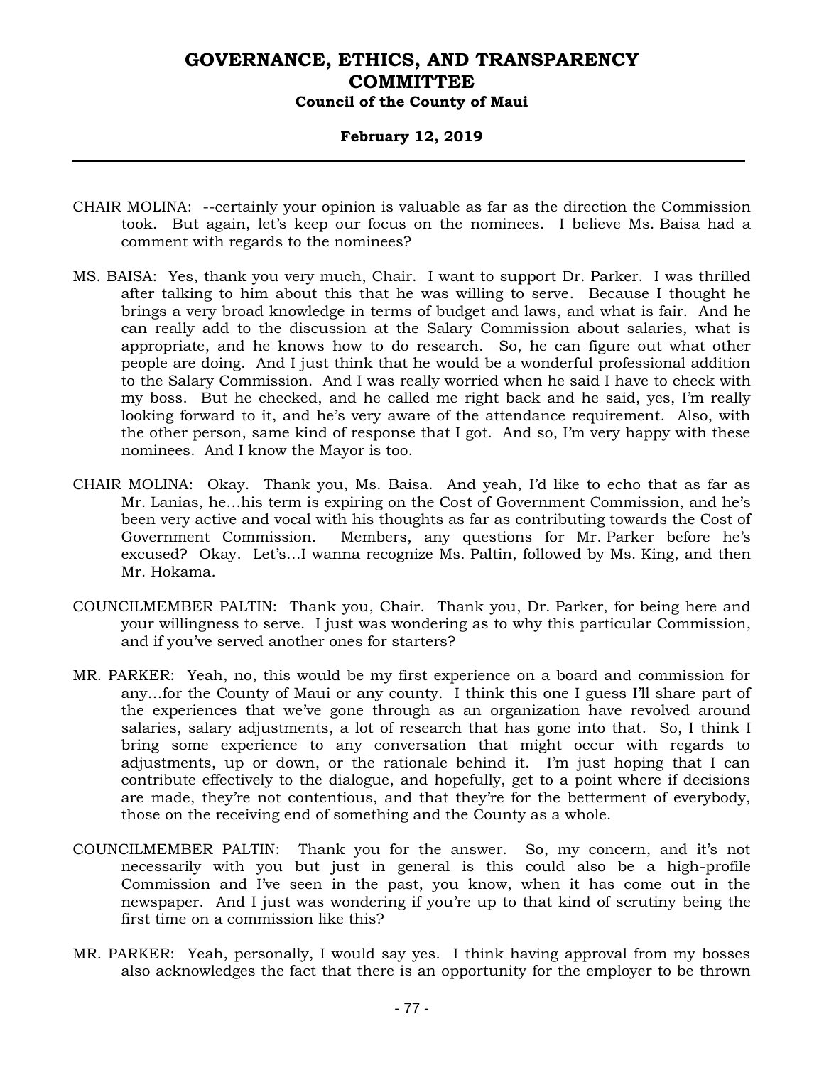CHAIR MOLINA: --certainly your opinion is valuable as far as the direction the Commission took. But again, let's keep our focus on the nominees. I believe Ms. Baisa had a comment with regards to the nominees?

MS. BAISA: Yes, thank you very much, Chair. I want to support Dr. Parker. I was thrilled after talking to him about this that he was willing to serve. Because I thought he brings a very broad knowledge in terms of budget and laws, and what is fair. And he can really add to the discussion at the Salary Commission about salaries, what is appropriate, and he knows how to do research. So, he can figure out what other people are doing. And I just think that he would be a wonderful professional addition to the Salary Commission. And I was really worried when he said I have to check with my boss. But he checked, and he called me right back and he said, yes, I'm really looking forward to it, and he's very aware of the attendance requirement. Also, with the other person, same kind of response that I got. And so, I'm very happy with these nominees. And I know the Mayor is too.

CHAIR MOLINA: Okay. Thank you, Ms. Baisa. And yeah, I'd like to echo that as far as Mr. Lanias, he…his term is expiring on the Cost of Government Commission, and he's been very active and vocal with his thoughts as far as contributing towards the Cost of Government Commission. Members, any questions for Mr. Parker before he's excused? Okay. Let's…I wanna recognize Ms. Paltin, followed by Ms. King, and then Mr. Hokama.

COUNCILMEMBER PALTIN: Thank you, Chair. Thank you, Dr. Parker, for being here and your willingness to serve. I just was wondering as to why this particular Commission, and if you've served another ones for starters?

MR. PARKER: Yeah, no, this would be my first experience on a board and commission for any…for the County of Maui or any county. I think this one I guess I'll share part of the experiences that we've gone through as an organization have revolved around salaries, salary adjustments, a lot of research that has gone into that. So, I think I bring some experience to any conversation that might occur with regards to adjustments, up or down, or the rationale behind it. I'm just hoping that I can contribute effectively to the dialogue, and hopefully, get to a point where if decisions are made, they're not contentious, and that they're for the betterment of everybody, those on the receiving end of something and the County as a whole.

COUNCILMEMBER PALTIN: Thank you for the answer. So, my concern, and it's not necessarily with you but just in general is this could also be a high-profile Commission and I've seen in the past, you know, when it has come out in the newspaper. And I just was wondering if you're up to that kind of scrutiny being the first time on a commission like this?

MR. PARKER: Yeah, personally, I would say yes. I think having approval from my bosses also acknowledges the fact that there is an opportunity for the employer to be thrown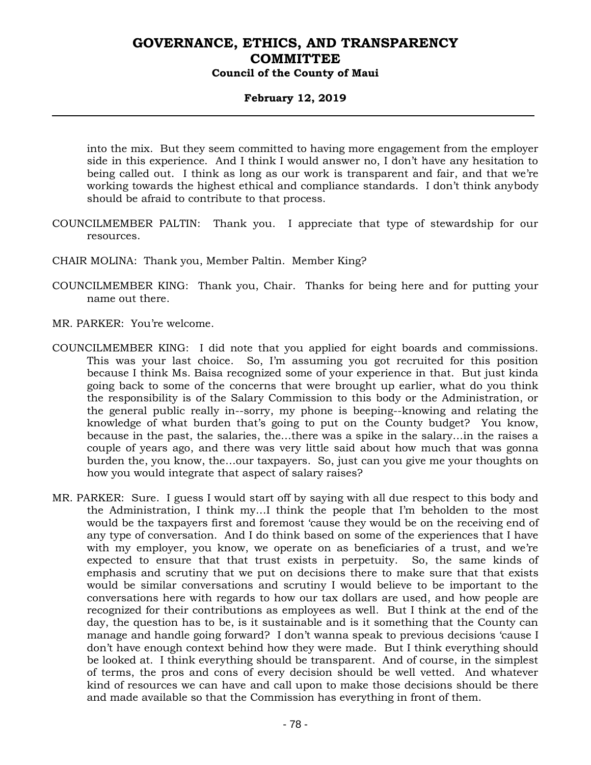into the mix. But they seem committed to having more engagement from the employer side in this experience. And I think I would answer no, I don't have any hesitation to being called out. I think as long as our work is transparent and fair, and that we're working towards the highest ethical and compliance standards. I don't think anybody should be afraid to contribute to that process.

COUNCILMEMBER PALTIN: Thank you. I appreciate that type of stewardship for our resources.

CHAIR MOLINA: Thank you, Member Paltin. Member King?

COUNCILMEMBER KING: Thank you, Chair. Thanks for being here and for putting your name out there.

MR. PARKER: You're welcome.

COUNCILMEMBER KING: I did note that you applied for eight boards and commissions. This was your last choice. So, I'm assuming you got recruited for this position because I think Ms. Baisa recognized some of your experience in that. But just kinda going back to some of the concerns that were brought up earlier, what do you think the responsibility is of the Salary Commission to this body or the Administration, or the general public really in--sorry, my phone is beeping--knowing and relating the knowledge of what burden that's going to put on the County budget? You know, because in the past, the salaries, the...there was a spike in the salary...in the raises a couple of years ago, and there was very little said about how much that was gonna burden the, you know, the...our taxpayers. So, just can you give me your thoughts on how you would integrate that aspect of salary raises?

MR. PARKER: Sure. I guess I would start off by saying with all due respect to this body and the Administration, I think my...I think the people that I'm beholden to the most would be the taxpayers first and foremost 'cause they would be on the receiving end of any type of conversation. And I do think based on some of the experiences that I have with my employer, you know, we operate on as beneficiaries of a trust, and we're expected to ensure that that trust exists in perpetuity. So, the same kinds of emphasis and scrutiny that we put on decisions there to make sure that that exists would be similar conversations and scrutiny I would believe to be important to the conversations here with regards to how our tax dollars are used, and how people are recognized for their contributions as employees as well. But I think at the end of the day, the question has to be, is it sustainable and is it something that the County can manage and handle going forward? I don't wanna speak to previous decisions 'cause I don't have enough context behind how they were made. But I think everything should be looked at. I think everything should be transparent. And of course, in the simplest of terms, the pros and cons of every decision should be well vetted. And whatever kind of resources we can have and call upon to make those decisions should be there and made available so that the Commission has everything in front of them.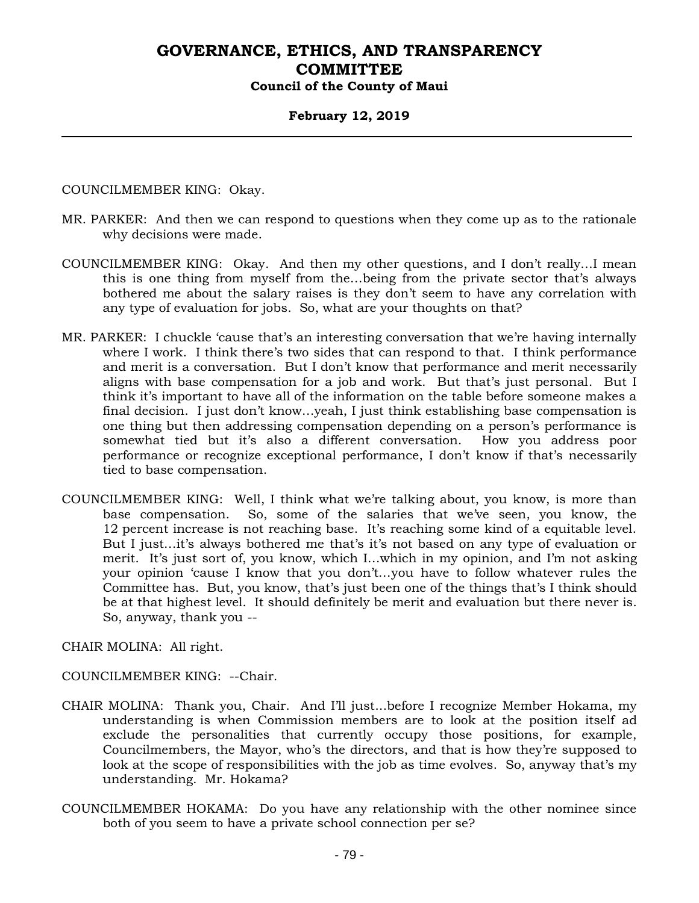COUNCILMEMBER KING: Okay.

MR. PARKER: And then we can respond to questions when they come up as to the rationale why decisions were made.

COUNCILMEMBER KING: Okay. And then my other questions, and I don't really…I mean this is one thing from myself from the…being from the private sector that's always bothered me about the salary raises is they don't seem to have any correlation with any type of evaluation for jobs. So, what are your thoughts on that?

MR. PARKER: I chuckle 'cause that's an interesting conversation that we're having internally where I work. I think there's two sides that can respond to that. I think performance and merit is a conversation. But I don't know that performance and merit necessarily aligns with base compensation for a job and work. But that's just personal. But I think it's important to have all of the information on the table before someone makes a final decision. I just don't know…yeah, I just think establishing base compensation is one thing but then addressing compensation depending on a person's performance is somewhat tied but it's also a different conversation. How you address poor performance or recognize exceptional performance, I don't know if that's necessarily tied to base compensation.

COUNCILMEMBER KING: Well, I think what we're talking about, you know, is more than base compensation. So, some of the salaries that we've seen, you know, the 12 percent increase is not reaching base. It's reaching some kind of a equitable level. But I just…it's always bothered me that's it's not based on any type of evaluation or merit. It's just sort of, you know, which I…which in my opinion, and I'm not asking your opinion 'cause I know that you don't…you have to follow whatever rules the Committee has. But, you know, that's just been one of the things that's I think should be at that highest level. It should definitely be merit and evaluation but there never is. So, anyway, thank you --

CHAIR MOLINA: All right.

COUNCILMEMBER KING: --Chair.

CHAIR MOLINA: Thank you, Chair. And I'll just…before I recognize Member Hokama, my understanding is when Commission members are to look at the position itself ad exclude the personalities that currently occupy those positions, for example, Councilmembers, the Mayor, who's the directors, and that is how they're supposed to look at the scope of responsibilities with the job as time evolves. So, anyway that's my understanding. Mr. Hokama?

COUNCILMEMBER HOKAMA: Do you have any relationship with the other nominee since both of you seem to have a private school connection per se?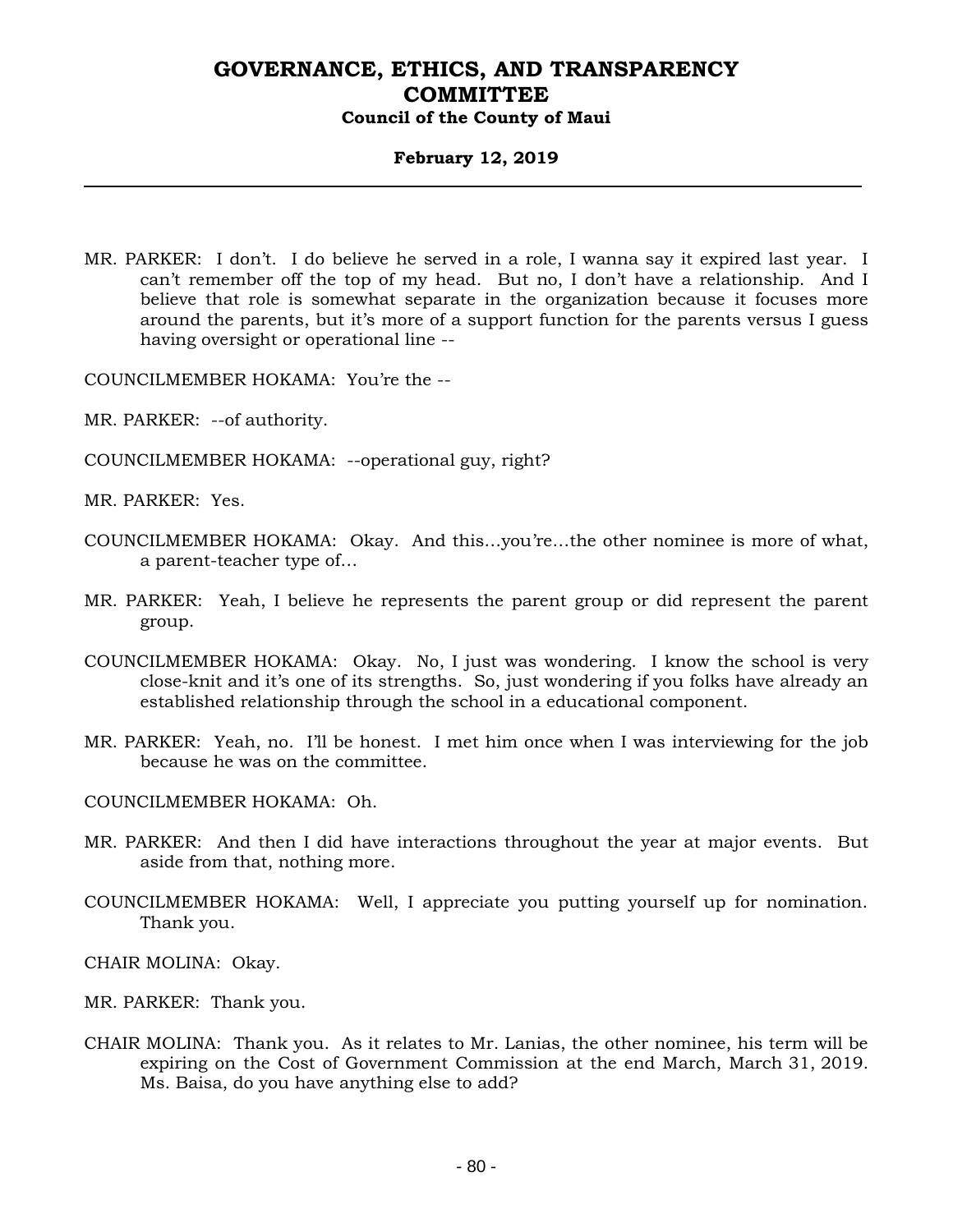MR. PARKER: I don't. I do believe he served in a role, I wanna say it expired last year. I can't remember off the top of my head. But no, I don't have a relationship. And I believe that role is somewhat separate in the organization because it focuses more around the parents, but it's more of a support function for the parents versus I guess having oversight or operational line --

COUNCILMEMBER HOKAMA: You're the --

MR. PARKER: --of authority.

COUNCILMEMBER HOKAMA: --operational guy, right?

MR. PARKER: Yes.

COUNCILMEMBER HOKAMA: Okay. And this…you're…the other nominee is more of what, a parent-teacher type of…

MR. PARKER: Yeah, I believe he represents the parent group or did represent the parent group.

COUNCILMEMBER HOKAMA: Okay. No, I just was wondering. I know the school is very close-knit and it's one of its strengths. So, just wondering if you folks have already an established relationship through the school in a educational component.

MR. PARKER: Yeah, no. I'll be honest. I met him once when I was interviewing for the job because he was on the committee.

COUNCILMEMBER HOKAMA: Oh.

MR. PARKER: And then I did have interactions throughout the year at major events. But aside from that, nothing more.

COUNCILMEMBER HOKAMA: Well, I appreciate you putting yourself up for nomination. Thank you.

CHAIR MOLINA: Okay.

MR. PARKER: Thank you.

CHAIR MOLINA: Thank you. As it relates to Mr. Lanias, the other nominee, his term will be expiring on the Cost of Government Commission at the end March, March 31, 2019. Ms. Baisa, do you have anything else to add?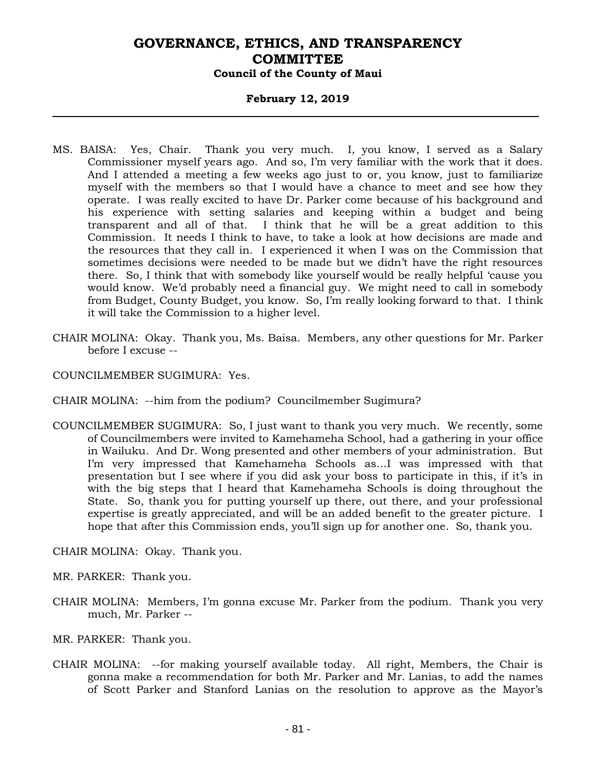MS. BAISA: Yes, Chair. Thank you very much. I, you know, I served as a Salary Commissioner myself years ago. And so, I'm very familiar with the work that it does. And I attended a meeting a few weeks ago just to or, you know, just to familiarize myself with the members so that I would have a chance to meet and see how they operate. I was really excited to have Dr. Parker come because of his background and his experience with setting salaries and keeping within a budget and being transparent and all of that. I think that he will be a great addition to this Commission. It needs I think to have, to take a look at how decisions are made and the resources that they call in. I experienced it when I was on the Commission that sometimes decisions were needed to be made but we didn't have the right resources there. So, I think that with somebody like yourself would be really helpful 'cause you would know. We'd probably need a financial guy. We might need to call in somebody from Budget, County Budget, you know. So, I'm really looking forward to that. I think it will take the Commission to a higher level.

CHAIR MOLINA: Okay. Thank you, Ms. Baisa. Members, any other questions for Mr. Parker before I excuse --

COUNCILMEMBER SUGIMURA: Yes.

CHAIR MOLINA: --him from the podium? Councilmember Sugimura?

COUNCILMEMBER SUGIMURA: So, I just want to thank you very much. We recently, some of Councilmembers were invited to Kamehameha School, had a gathering in your office in Wailuku. And Dr. Wong presented and other members of your administration. But I'm very impressed that Kamehameha Schools as...I was impressed with that presentation but I see where if you did ask your boss to participate in this, if it's in with the big steps that I heard that Kamehameha Schools is doing throughout the State. So, thank you for putting yourself up there, out there, and your professional expertise is greatly appreciated, and will be an added benefit to the greater picture. I hope that after this Commission ends, you'll sign up for another one. So, thank you.

CHAIR MOLINA: Okay. Thank you.

MR. PARKER: Thank you.

CHAIR MOLINA: Members, I'm gonna excuse Mr. Parker from the podium. Thank you very much, Mr. Parker --

MR. PARKER: Thank you.

CHAIR MOLINA: --for making yourself available today. All right, Members, the Chair is gonna make a recommendation for both Mr. Parker and Mr. Lanias, to add the names of Scott Parker and Stanford Lanias on the resolution to approve as the Mayor's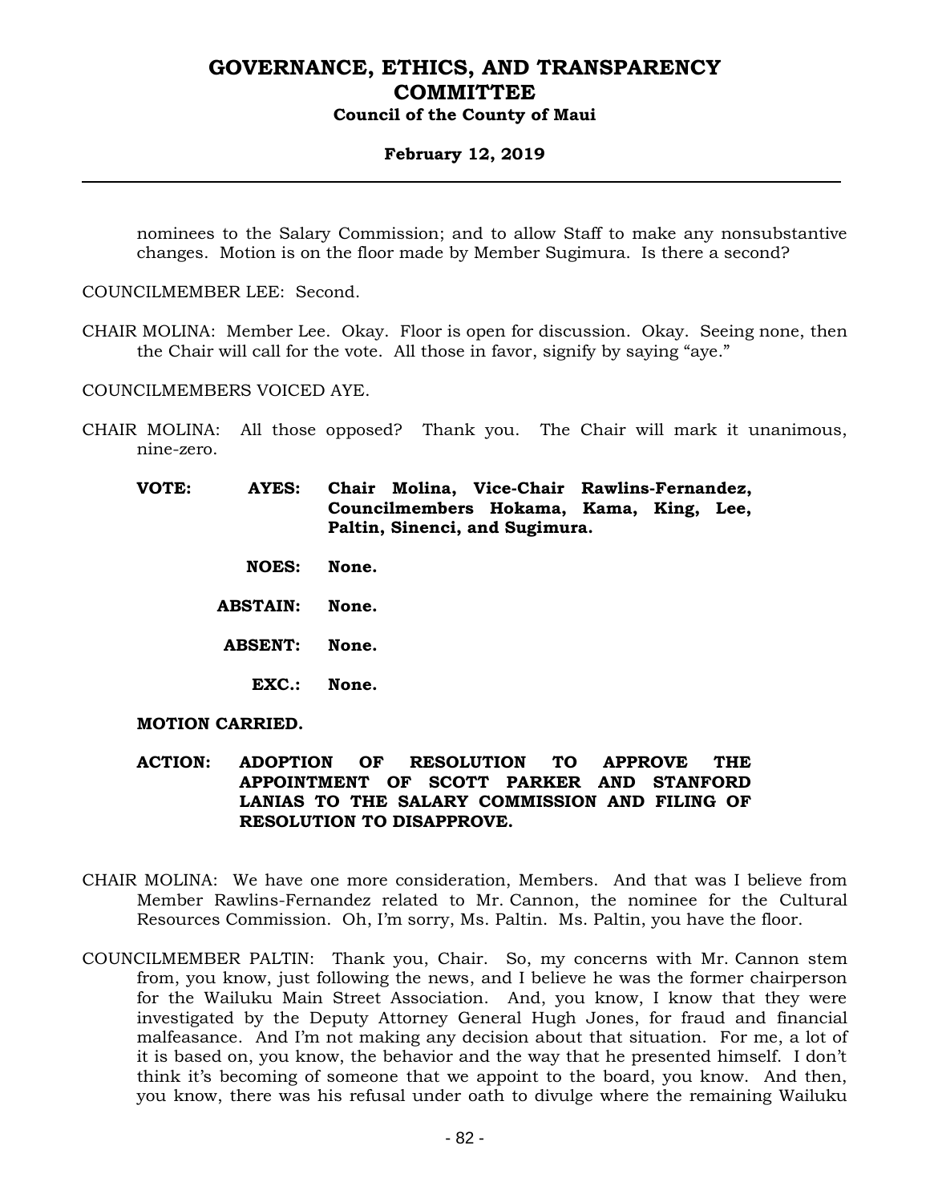nominees to the Salary Commission; and to allow Staff to make any nonsubstantive changes. Motion is on the floor made by Member Sugimura. Is there a second?

COUNCILMEMBER LEE: Second.

CHAIR MOLINA: Member Lee. Okay. Floor is open for discussion. Okay. Seeing none, then the Chair will call for the vote. All those in favor, signify by saying "aye."

COUNCILMEMBERS VOICED AYE.

CHAIR MOLINA: All those opposed? Thank you. The Chair will mark it unanimous, nine-zero.

**VOTE:** **AYES:** **Chair Molina, Vice-Chair Rawlins-Fernandez, Councilmembers Hokama, Kama, King, Lee, Paltin, Sinenci, and Sugimura.**

**NOES:** **None.**

**ABSTAIN:** **None.**

**ABSENT:** **None.**

**EXC.:** **None.**

**MOTION CARRIED.**

**ACTION: ADOPTION OF RESOLUTION TO APPROVE THE APPOINTMENT OF SCOTT PARKER AND STANFORD LANIAS TO THE SALARY COMMISSION AND FILING OF RESOLUTION TO DISAPPROVE.**

CHAIR MOLINA: We have one more consideration, Members. And that was I believe from Member Rawlins-Fernandez related to Mr. Cannon, the nominee for the Cultural Resources Commission. Oh, I'm sorry, Ms. Paltin. Ms. Paltin, you have the floor.

COUNCILMEMBER PALTIN: Thank you, Chair. So, my concerns with Mr. Cannon stem from, you know, just following the news, and I believe he was the former chairperson for the Wailuku Main Street Association. And, you know, I know that they were investigated by the Deputy Attorney General Hugh Jones, for fraud and financial malfeasance. And I'm not making any decision about that situation. For me, a lot of it is based on, you know, the behavior and the way that he presented himself. I don't think it's becoming of someone that we appoint to the board, you know. And then, you know, there was his refusal under oath to divulge where the remaining Wailuku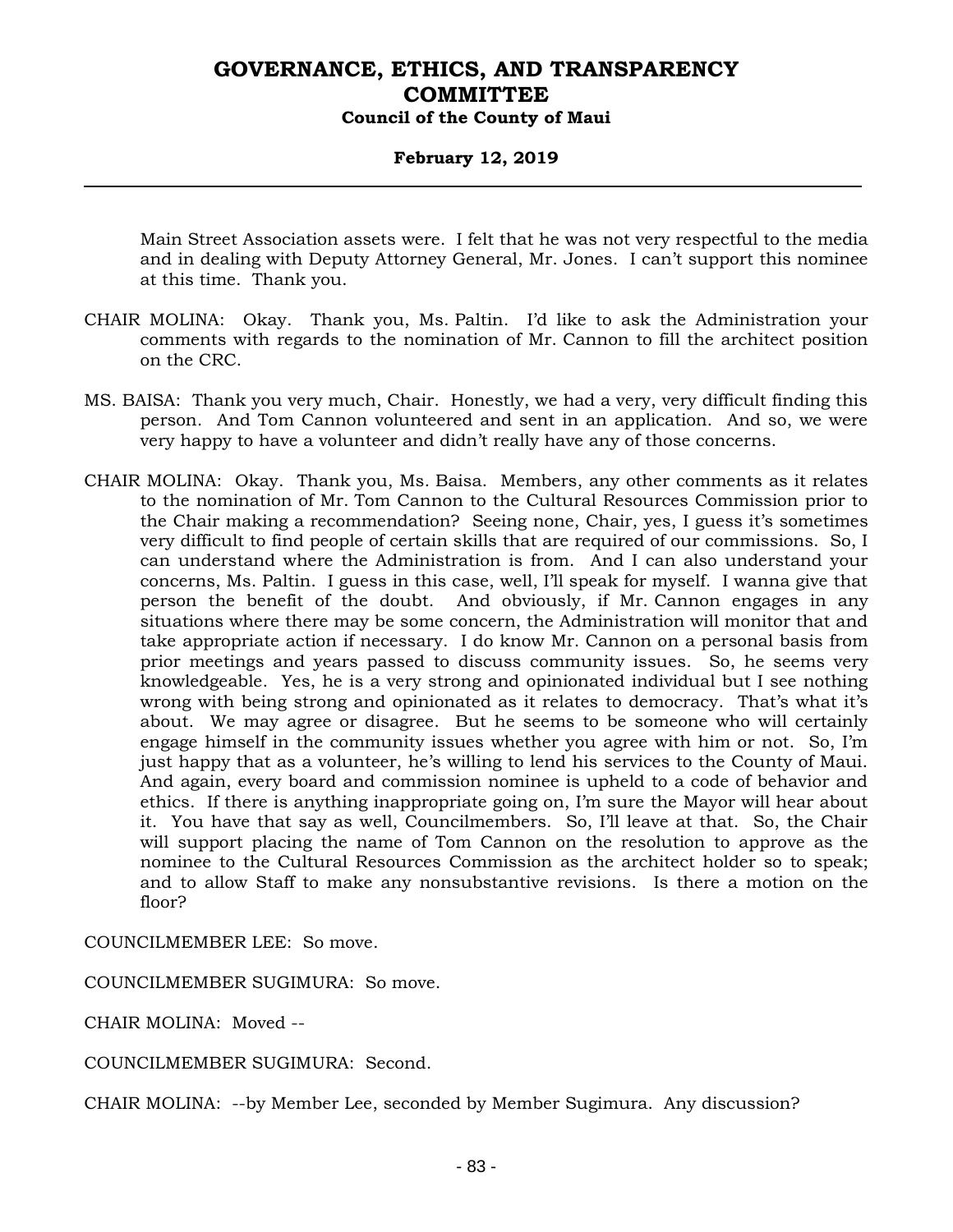Main Street Association assets were. I felt that he was not very respectful to the media and in dealing with Deputy Attorney General, Mr. Jones. I can't support this nominee at this time. Thank you.

CHAIR MOLINA: Okay. Thank you, Ms. Paltin. I'd like to ask the Administration your comments with regards to the nomination of Mr. Cannon to fill the architect position on the CRC.

MS. BAISA: Thank you very much, Chair. Honestly, we had a very, very difficult finding this person. And Tom Cannon volunteered and sent in an application. And so, we were very happy to have a volunteer and didn't really have any of those concerns.

CHAIR MOLINA: Okay. Thank you, Ms. Baisa. Members, any other comments as it relates to the nomination of Mr. Tom Cannon to the Cultural Resources Commission prior to the Chair making a recommendation? Seeing none, Chair, yes, I guess it's sometimes very difficult to find people of certain skills that are required of our commissions. So, I can understand where the Administration is from. And I can also understand your concerns, Ms. Paltin. I guess in this case, well, I'll speak for myself. I wanna give that person the benefit of the doubt. And obviously, if Mr. Cannon engages in any situations where there may be some concern, the Administration will monitor that and take appropriate action if necessary. I do know Mr. Cannon on a personal basis from prior meetings and years passed to discuss community issues. So, he seems very knowledgeable. Yes, he is a very strong and opinionated individual but I see nothing wrong with being strong and opinionated as it relates to democracy. That's what it's about. We may agree or disagree. But he seems to be someone who will certainly engage himself in the community issues whether you agree with him or not. So, I'm just happy that as a volunteer, he's willing to lend his services to the County of Maui. And again, every board and commission nominee is upheld to a code of behavior and ethics. If there is anything inappropriate going on, I'm sure the Mayor will hear about it. You have that say as well, Councilmembers. So, I'll leave at that. So, the Chair will support placing the name of Tom Cannon on the resolution to approve as the nominee to the Cultural Resources Commission as the architect holder so to speak; and to allow Staff to make any nonsubstantive revisions. Is there a motion on the floor?

COUNCILMEMBER LEE: So move.

COUNCILMEMBER SUGIMURA: So move.

CHAIR MOLINA: Moved --

COUNCILMEMBER SUGIMURA: Second.

CHAIR MOLINA: --by Member Lee, seconded by Member Sugimura. Any discussion?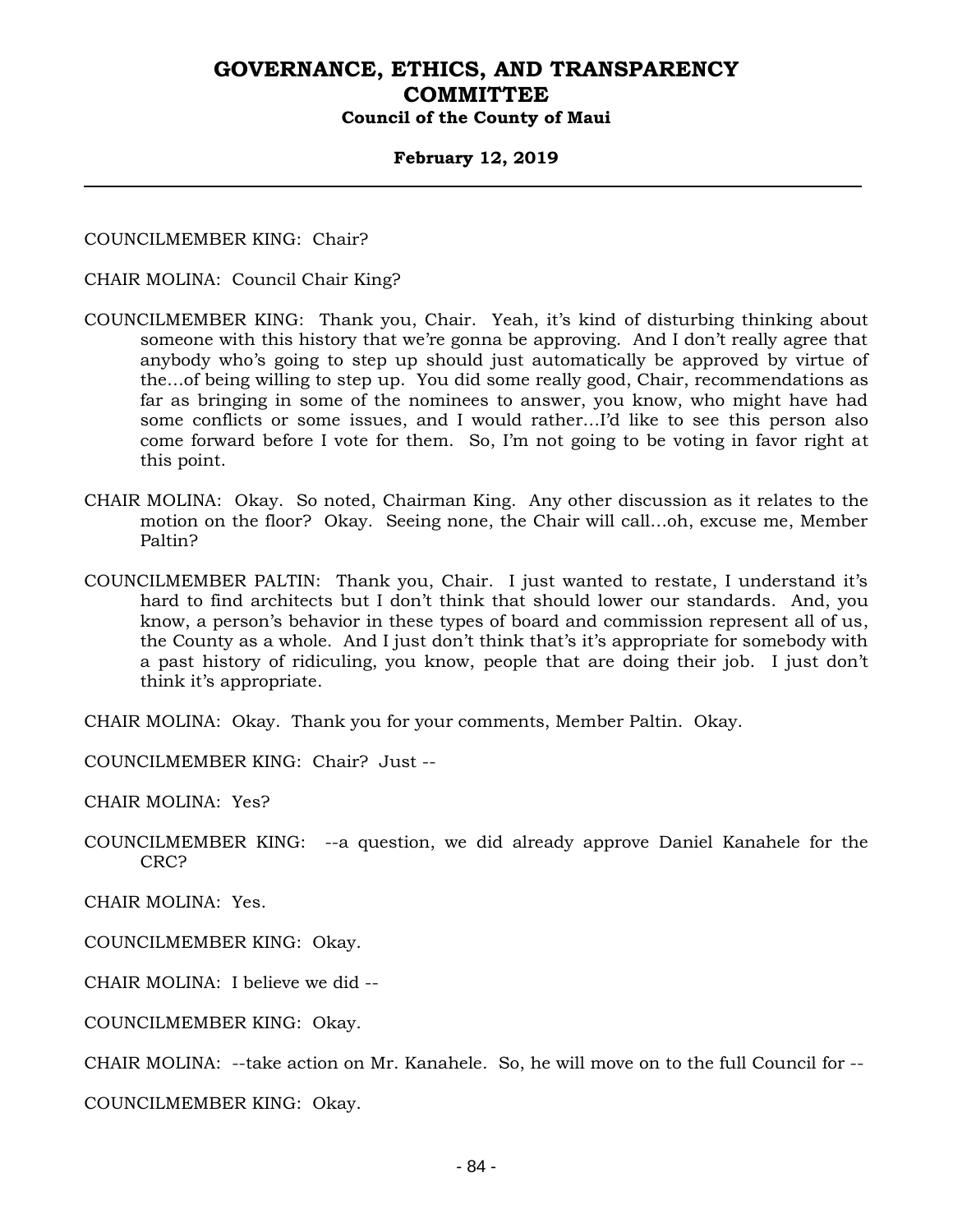COUNCILMEMBER KING: Chair?

CHAIR MOLINA: Council Chair King?

COUNCILMEMBER KING: Thank you, Chair. Yeah, it's kind of disturbing thinking about someone with this history that we're gonna be approving. And I don't really agree that anybody who's going to step up should just automatically be approved by virtue of the…of being willing to step up. You did some really good, Chair, recommendations as far as bringing in some of the nominees to answer, you know, who might have had some conflicts or some issues, and I would rather…I'd like to see this person also come forward before I vote for them. So, I'm not going to be voting in favor right at this point.

CHAIR MOLINA: Okay. So noted, Chairman King. Any other discussion as it relates to the motion on the floor? Okay. Seeing none, the Chair will call…oh, excuse me, Member Paltin?

COUNCILMEMBER PALTIN: Thank you, Chair. I just wanted to restate, I understand it's hard to find architects but I don't think that should lower our standards. And, you know, a person's behavior in these types of board and commission represent all of us, the County as a whole. And I just don't think that's it's appropriate for somebody with a past history of ridiculing, you know, people that are doing their job. I just don't think it's appropriate.

CHAIR MOLINA: Okay. Thank you for your comments, Member Paltin. Okay.

COUNCILMEMBER KING: Chair? Just --

CHAIR MOLINA: Yes?

COUNCILMEMBER KING: --a question, we did already approve Daniel Kanahele for the CRC?

CHAIR MOLINA: Yes.

COUNCILMEMBER KING: Okay.

CHAIR MOLINA: I believe we did --

COUNCILMEMBER KING: Okay.

CHAIR MOLINA: --take action on Mr. Kanahele. So, he will move on to the full Council for --

COUNCILMEMBER KING: Okay.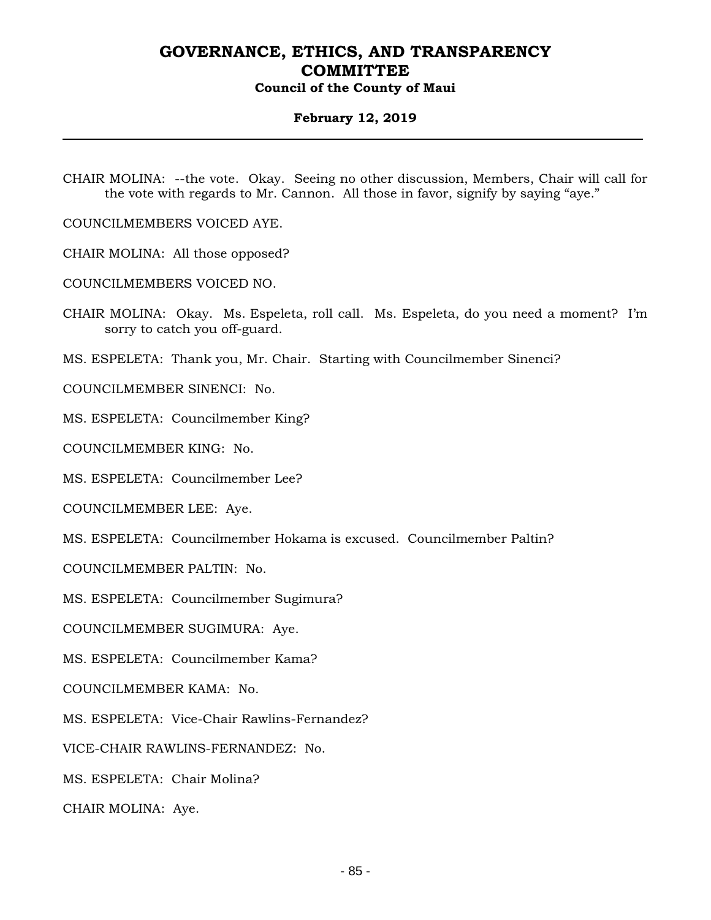CHAIR MOLINA: --the vote. Okay. Seeing no other discussion, Members, Chair will call for the vote with regards to Mr. Cannon. All those in favor, signify by saying "aye."

COUNCILMEMBERS VOICED AYE.

CHAIR MOLINA: All those opposed?

COUNCILMEMBERS VOICED NO.

CHAIR MOLINA: Okay. Ms. Espeleta, roll call. Ms. Espeleta, do you need a moment? I'm sorry to catch you off-guard.

MS. ESPELETA: Thank you, Mr. Chair. Starting with Councilmember Sinenci?

COUNCILMEMBER SINENCI: No.

MS. ESPELETA: Councilmember King?

COUNCILMEMBER KING: No.

MS. ESPELETA: Councilmember Lee?

COUNCILMEMBER LEE: Aye.

MS. ESPELETA: Councilmember Hokama is excused. Councilmember Paltin?

COUNCILMEMBER PALTIN: No.

MS. ESPELETA: Councilmember Sugimura?

COUNCILMEMBER SUGIMURA: Aye.

MS. ESPELETA: Councilmember Kama?

COUNCILMEMBER KAMA: No.

MS. ESPELETA: Vice-Chair Rawlins-Fernandez?

VICE-CHAIR RAWLINS-FERNANDEZ: No.

MS. ESPELETA: Chair Molina?

CHAIR MOLINA: Aye.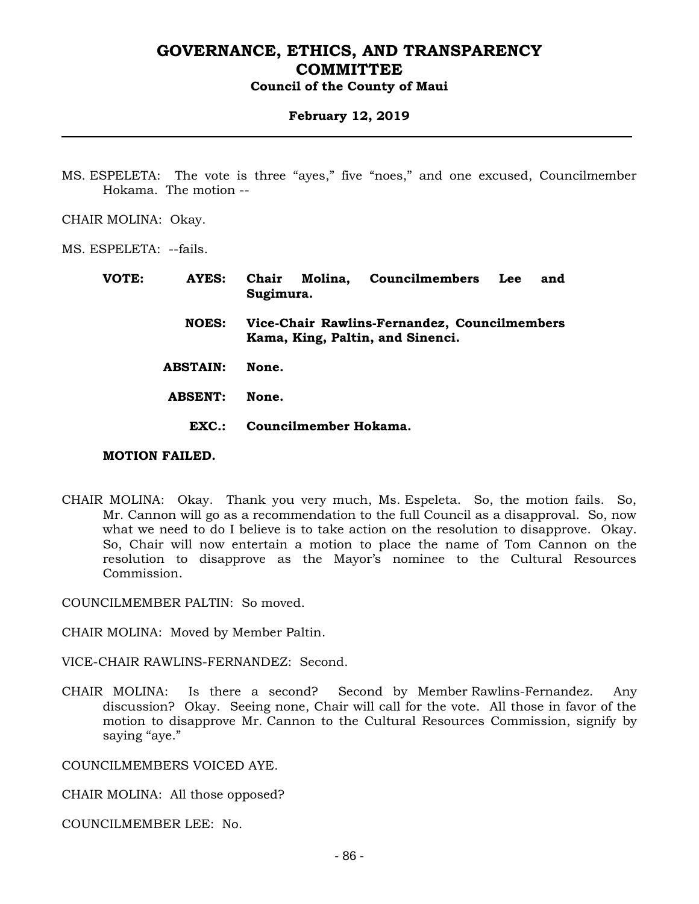MS. ESPELETA: The vote is three "ayes," five "noes," and one excused, Councilmember Hokama. The motion --

CHAIR MOLINA: Okay.

MS. ESPELETA: --fails.

| | | |
|---|---|---|
| **VOTE:** | **AYES:** | **Chair Molina, Councilmembers Lee and Sugimura.** |
| | **NOES:** | **Vice-Chair Rawlins-Fernandez, Councilmembers Kama, King, Paltin, and Sinenci.** |
| | **ABSTAIN:** | **None.** |
| | **ABSENT:** | **None.** |
| | **EXC.:** | **Councilmember Hokama.** |

**MOTION FAILED.**

CHAIR MOLINA: Okay. Thank you very much, Ms. Espeleta. So, the motion fails. So, Mr. Cannon will go as a recommendation to the full Council as a disapproval. So, now what we need to do I believe is to take action on the resolution to disapprove. Okay. So, Chair will now entertain a motion to place the name of Tom Cannon on the resolution to disapprove as the Mayor's nominee to the Cultural Resources Commission.

COUNCILMEMBER PALTIN: So moved.

CHAIR MOLINA: Moved by Member Paltin.

VICE-CHAIR RAWLINS-FERNANDEZ: Second.

CHAIR MOLINA: Is there a second? Second by Member Rawlins-Fernandez. Any discussion? Okay. Seeing none, Chair will call for the vote. All those in favor of the motion to disapprove Mr. Cannon to the Cultural Resources Commission, signify by saying "aye."

COUNCILMEMBERS VOICED AYE.

CHAIR MOLINA: All those opposed?

COUNCILMEMBER LEE: No.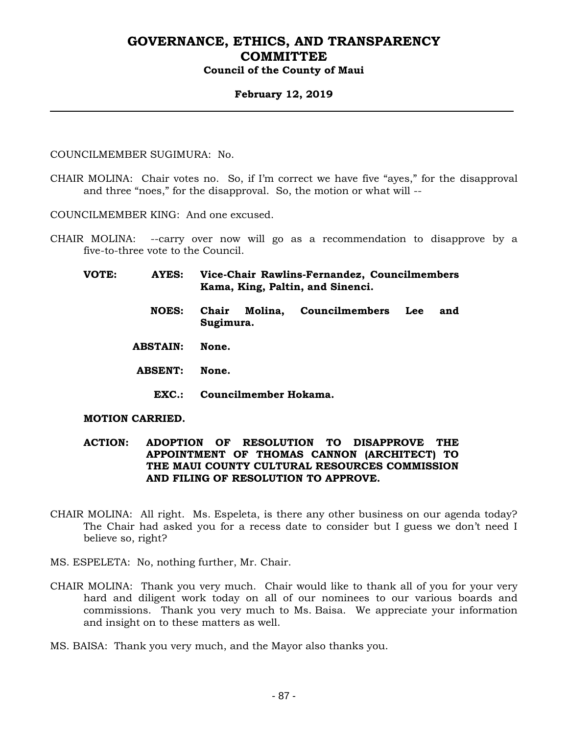COUNCILMEMBER SUGIMURA: No.

CHAIR MOLINA: Chair votes no. So, if I'm correct we have five "ayes," for the disapproval and three "noes," for the disapproval. So, the motion or what will --

COUNCILMEMBER KING: And one excused.

CHAIR MOLINA: --carry over now will go as a recommendation to disapprove by a five-to-three vote to the Council.

**VOTE: AYES: Vice-Chair Rawlins-Fernandez, Councilmembers Kama, King, Paltin, and Sinenci.**

**NOES: Chair Molina, Councilmembers Lee and Sugimura.**

**ABSTAIN: None.**

**ABSENT: None.**

**EXC.: Councilmember Hokama.**

**MOTION CARRIED.**

**ACTION: ADOPTION OF RESOLUTION TO DISAPPROVE THE APPOINTMENT OF THOMAS CANNON (ARCHITECT) TO THE MAUI COUNTY CULTURAL RESOURCES COMMISSION AND FILING OF RESOLUTION TO APPROVE.**

CHAIR MOLINA: All right. Ms. Espeleta, is there any other business on our agenda today? The Chair had asked you for a recess date to consider but I guess we don't need I believe so, right?

MS. ESPELETA: No, nothing further, Mr. Chair.

CHAIR MOLINA: Thank you very much. Chair would like to thank all of you for your very hard and diligent work today on all of our nominees to our various boards and commissions. Thank you very much to Ms. Baisa. We appreciate your information and insight on to these matters as well.

MS. BAISA: Thank you very much, and the Mayor also thanks you.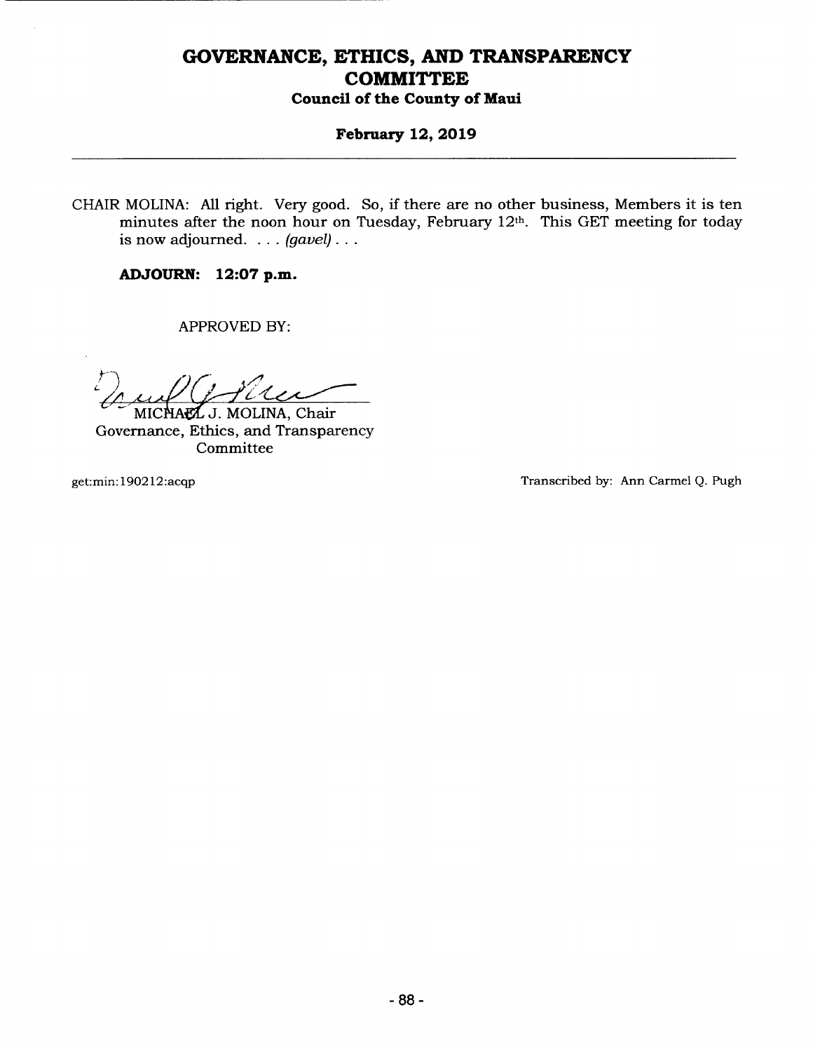CHAIR MOLINA: All right. Very good. So, if there are no other business, Members it is ten minutes after the noon hour on Tuesday, February 12th. This GET meeting for today is now adjourned. . . . *(gavel)* . . .

**ADJOURN: 12:07 p.m.**

APPROVED BY:

MICHAEL J. MOLINA, Chair
Governance, Ethics, and Transparency Committee

get:min:190212:acqp

Transcribed by: Ann Carmel Q. Pugh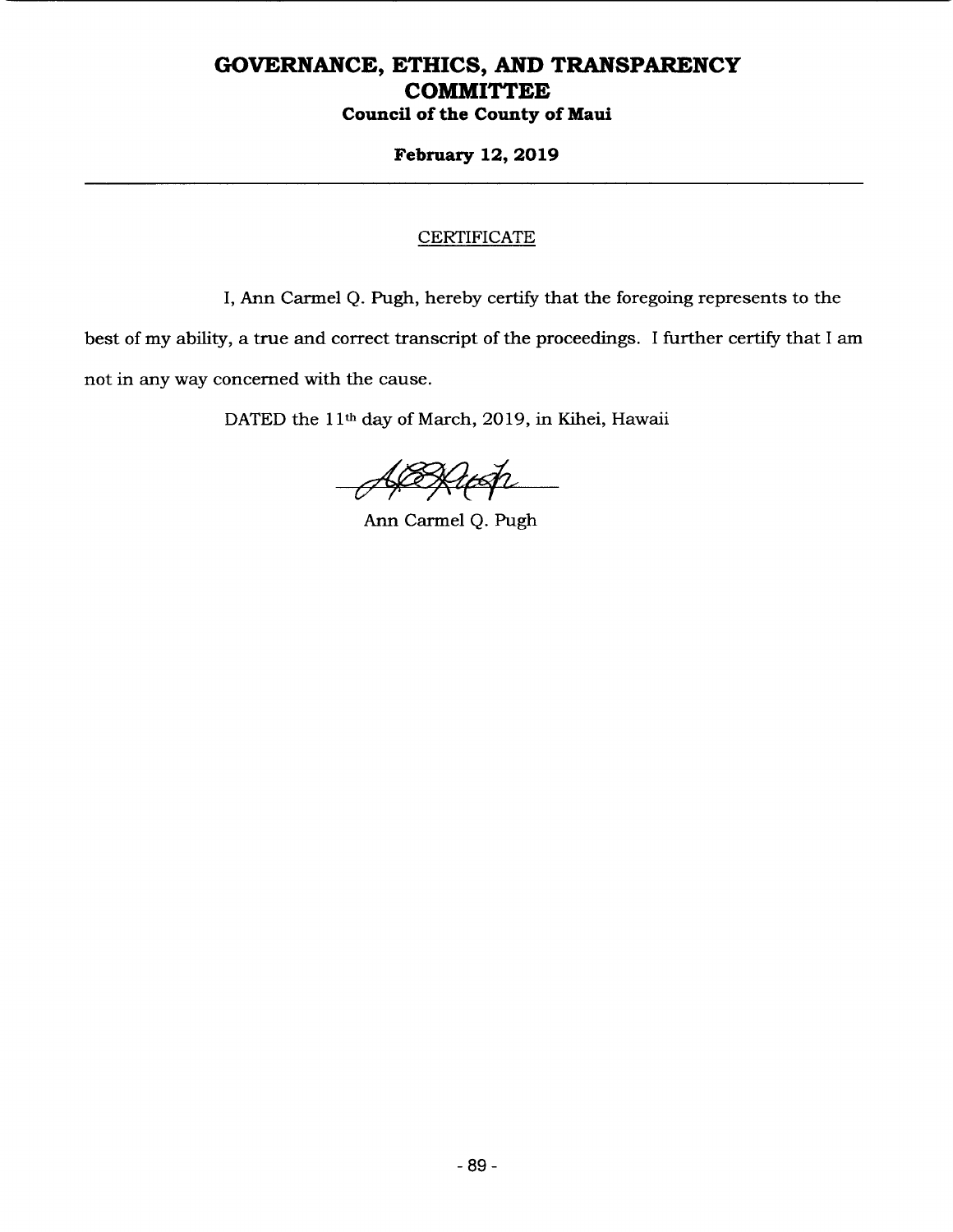# GOVERNANCE, ETHICS, AND TRANSPARENCY COMMITTEE

**Council of the County of Maui**

**February 12, 2019**

---

CERTIFICATE

I, Ann Carmel Q. Pugh, hereby certify that the foregoing represents to the best of my ability, a true and correct transcript of the proceedings. I further certify that I am not in any way concerned with the cause.

DATED the 11th day of March, 2019, in Kihei, Hawaii

Ann Carmel Q. Pugh